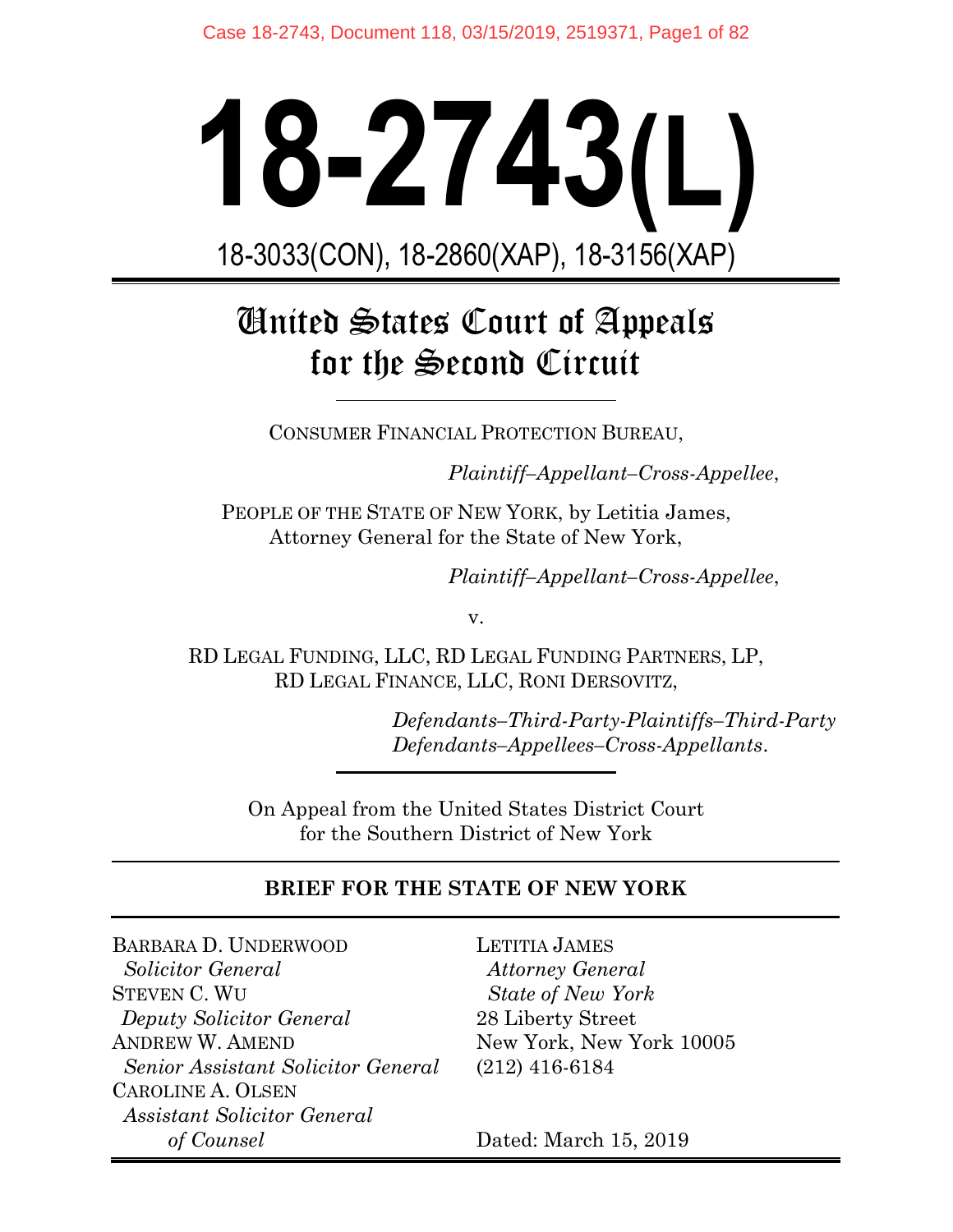# 18-2743(L)

18-3033(CON), 18-2860(XAP), 18-3156(XAP)

---

## United States Court of Appeals for the Second Circuit

---

CONSUMER FINANCIAL PROTECTION BUREAU,

*Plaintiff–Appellant–Cross-Appellee*,

PEOPLE OF THE STATE OF NEW YORK, by Letitia James, Attorney General for the State of New York,

*Plaintiff–Appellant–Cross-Appellee*,

v.

RD LEGAL FUNDING, LLC, RD LEGAL FUNDING PARTNERS, LP, RD LEGAL FINANCE, LLC, RONI DERSOVITZ,

*Defendants–Third-Party-Plaintiffs–Third-Party Defendants–Appellees–Cross-Appellants*.

---

On Appeal from the United States District Court for the Southern District of New York

---

**BRIEF FOR THE STATE OF NEW YORK**

---

BARBARA D. UNDERWOOD
*Solicitor General*
STEVEN C. WU
*Deputy Solicitor General*
ANDREW W. AMEND
*Senior Assistant Solicitor General*
CAROLINE A. OLSEN
*Assistant Solicitor General*
*of Counsel*

LETITIA JAMES
*Attorney General*
*State of New York*
28 Liberty Street
New York, New York 10005
(212) 416-6184

Dated: March 15, 2019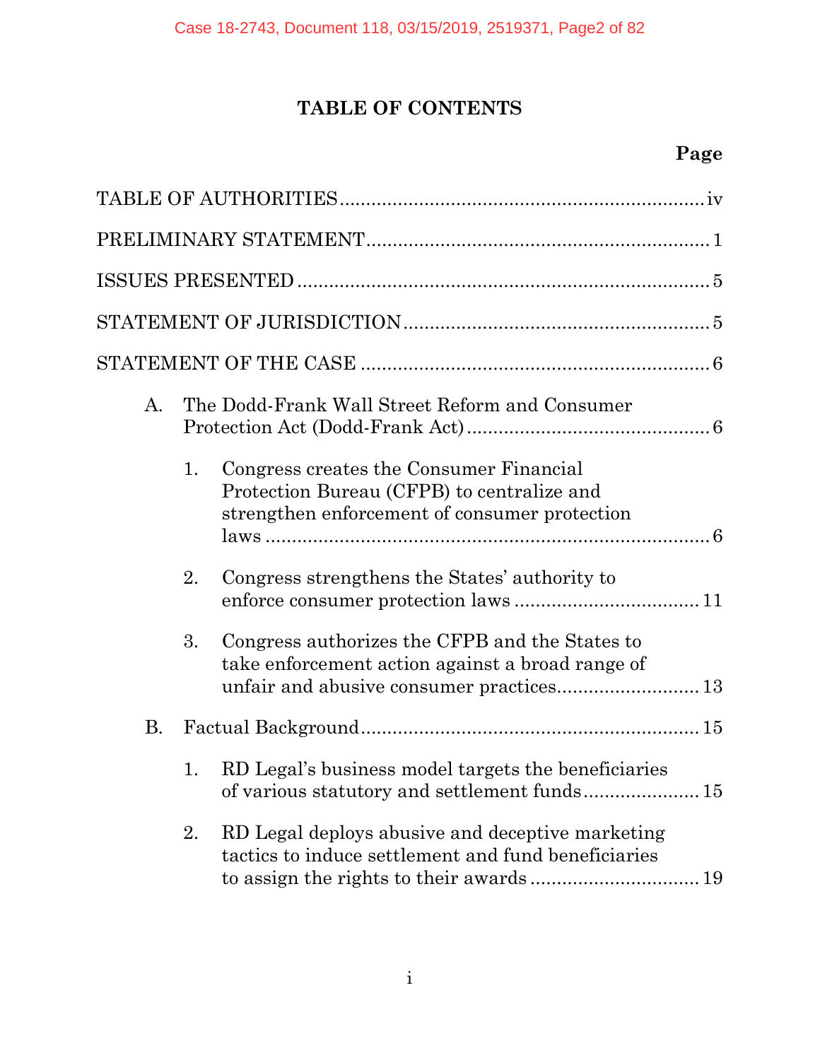# TABLE OF CONTENTS

**Page**

TABLE OF AUTHORITIES .................................................................. iv

PRELIMINARY STATEMENT ............................................................... 1

ISSUES PRESENTED ......................................................................... 5

STATEMENT OF JURISDICTION ..................................................... 5

STATEMENT OF THE CASE ............................................................. 6

A. The Dodd-Frank Wall Street Reform and Consumer Protection Act (Dodd-Frank Act) ............................................ 6

   1. Congress creates the Consumer Financial Protection Bureau (CFPB) to centralize and strengthen enforcement of consumer protection laws ................................................................................ 6

   2. Congress strengthens the States' authority to enforce consumer protection laws ................................ 11

   3. Congress authorizes the CFPB and the States to take enforcement action against a broad range of unfair and abusive consumer practices.......................... 13

B. Factual Background ............................................................. 15

   1. RD Legal's business model targets the beneficiaries of various statutory and settlement funds ..................... 15

   2. RD Legal deploys abusive and deceptive marketing tactics to induce settlement and fund beneficiaries to assign the rights to their awards ............................... 19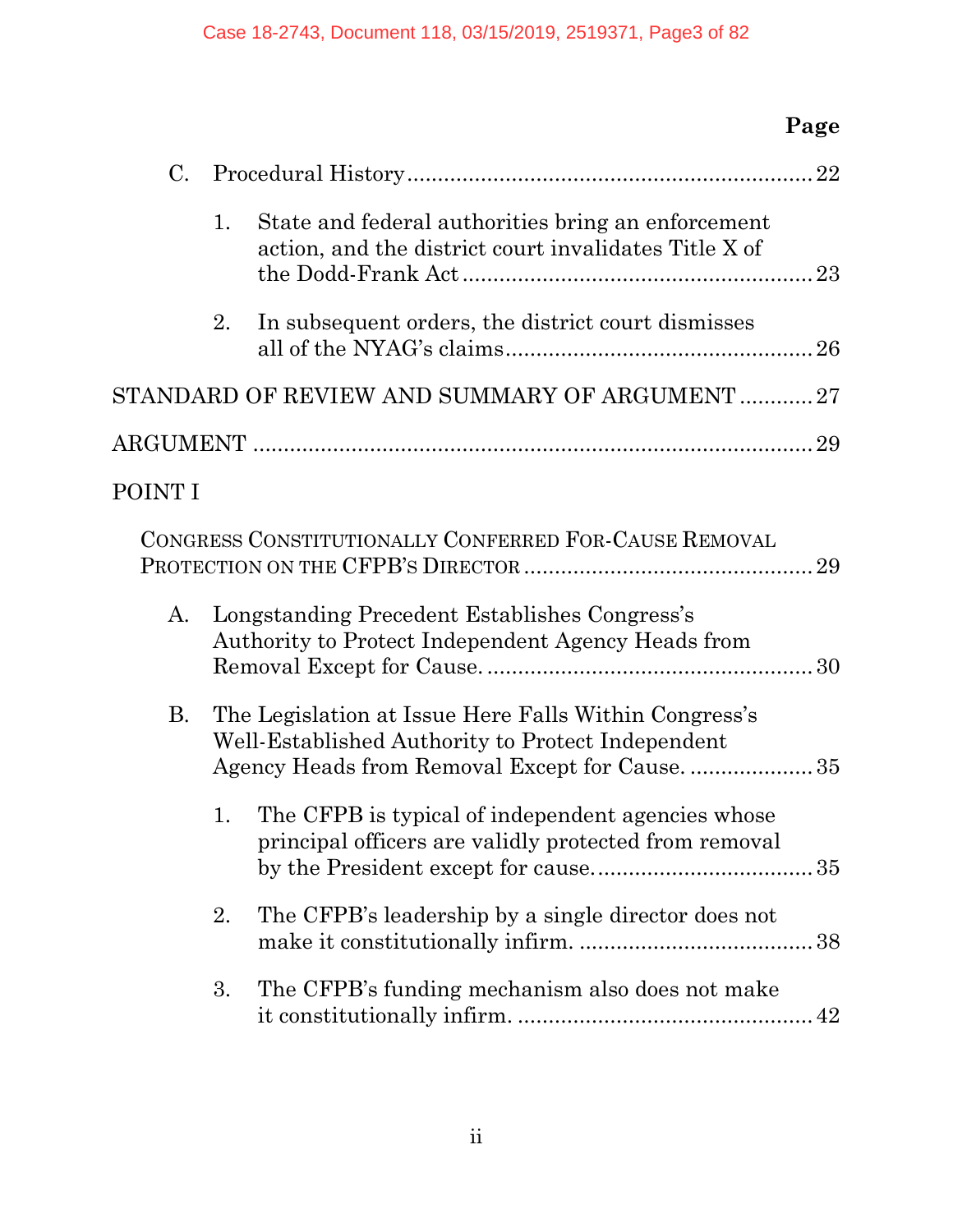| | Page |
|---|---|
| C. Procedural History | 22 |
| 1. State and federal authorities bring an enforcement action, and the district court invalidates Title X of the Dodd-Frank Act | 23 |
| 2. In subsequent orders, the district court dismisses all of the NYAG's claims | 26 |
| STANDARD OF REVIEW AND SUMMARY OF ARGUMENT | 27 |
| ARGUMENT | 29 |
| POINT I | |
| CONGRESS CONSTITUTIONALLY CONFERRED FOR-CAUSE REMOVAL PROTECTION ON THE CFPB'S DIRECTOR | 29 |
| A. Longstanding Precedent Establishes Congress's Authority to Protect Independent Agency Heads from Removal Except for Cause. | 30 |
| B. The Legislation at Issue Here Falls Within Congress's Well-Established Authority to Protect Independent Agency Heads from Removal Except for Cause. | 35 |
| 1. The CFPB is typical of independent agencies whose principal officers are validly protected from removal by the President except for cause. | 35 |
| 2. The CFPB's leadership by a single director does not make it constitutionally infirm. | 38 |
| 3. The CFPB's funding mechanism also does not make it constitutionally infirm. | 42 |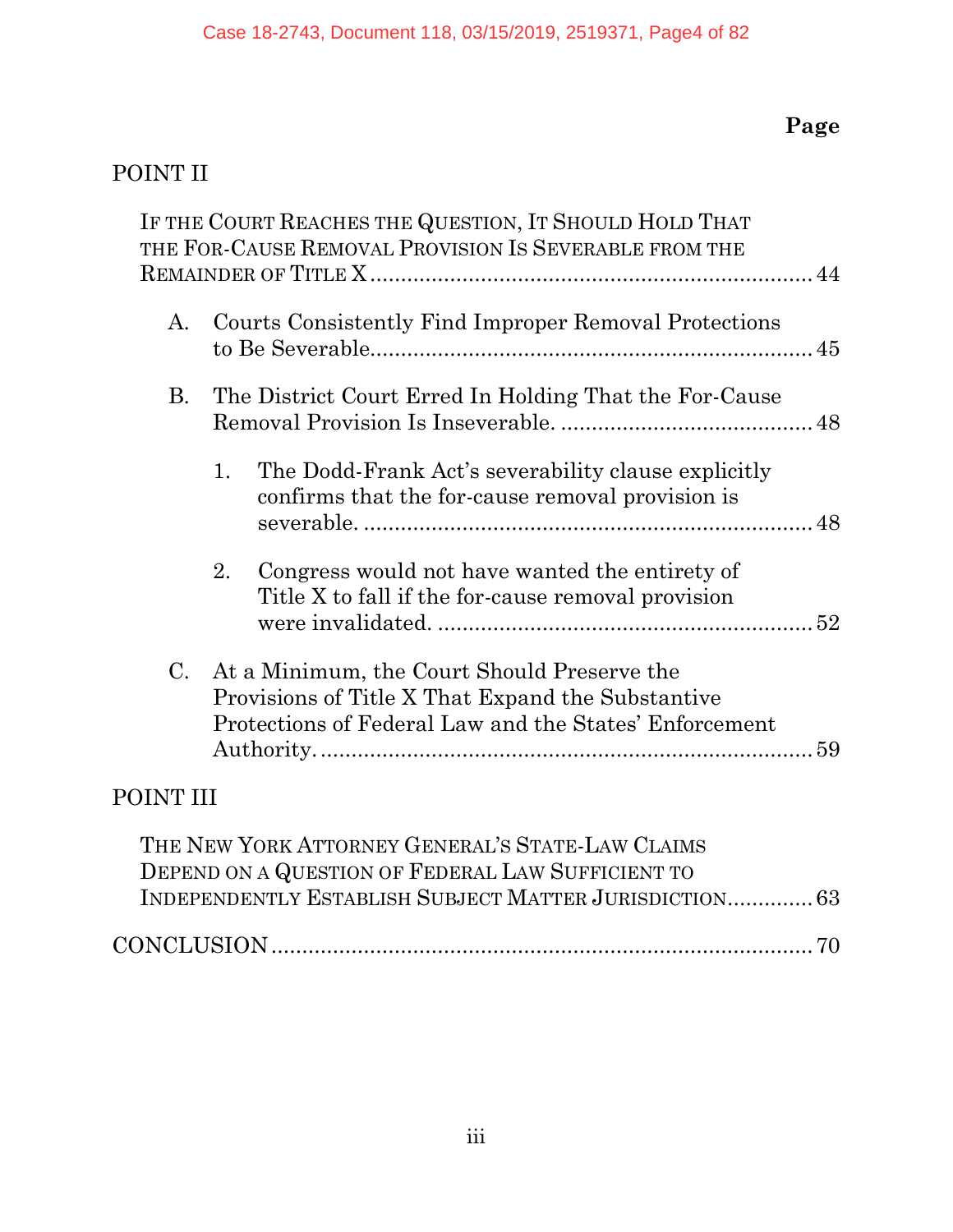**Page**

POINT II

IF THE COURT REACHES THE QUESTION, IT SHOULD HOLD THAT THE FOR-CAUSE REMOVAL PROVISION IS SEVERABLE FROM THE REMAINDER OF TITLE X ........................................................................ 44

A. Courts Consistently Find Improper Removal Protections to Be Severable........................................................................ 45

B. The District Court Erred In Holding That the For-Cause Removal Provision Is Inseverable. ........................................ 48

1. The Dodd-Frank Act's severability clause explicitly confirms that the for-cause removal provision is severable. ........................................................................ 48

2. Congress would not have wanted the entirety of Title X to fall if the for-cause removal provision were invalidated. ............................................................ 52

C. At a Minimum, the Court Should Preserve the Provisions of Title X That Expand the Substantive Protections of Federal Law and the States' Enforcement Authority. ................................................................ 59

POINT III

THE NEW YORK ATTORNEY GENERAL'S STATE-LAW CLAIMS DEPEND ON A QUESTION OF FEDERAL LAW SUFFICIENT TO INDEPENDENTLY ESTABLISH SUBJECT MATTER JURISDICTION.............. 63

CONCLUSION ........................................................................ 70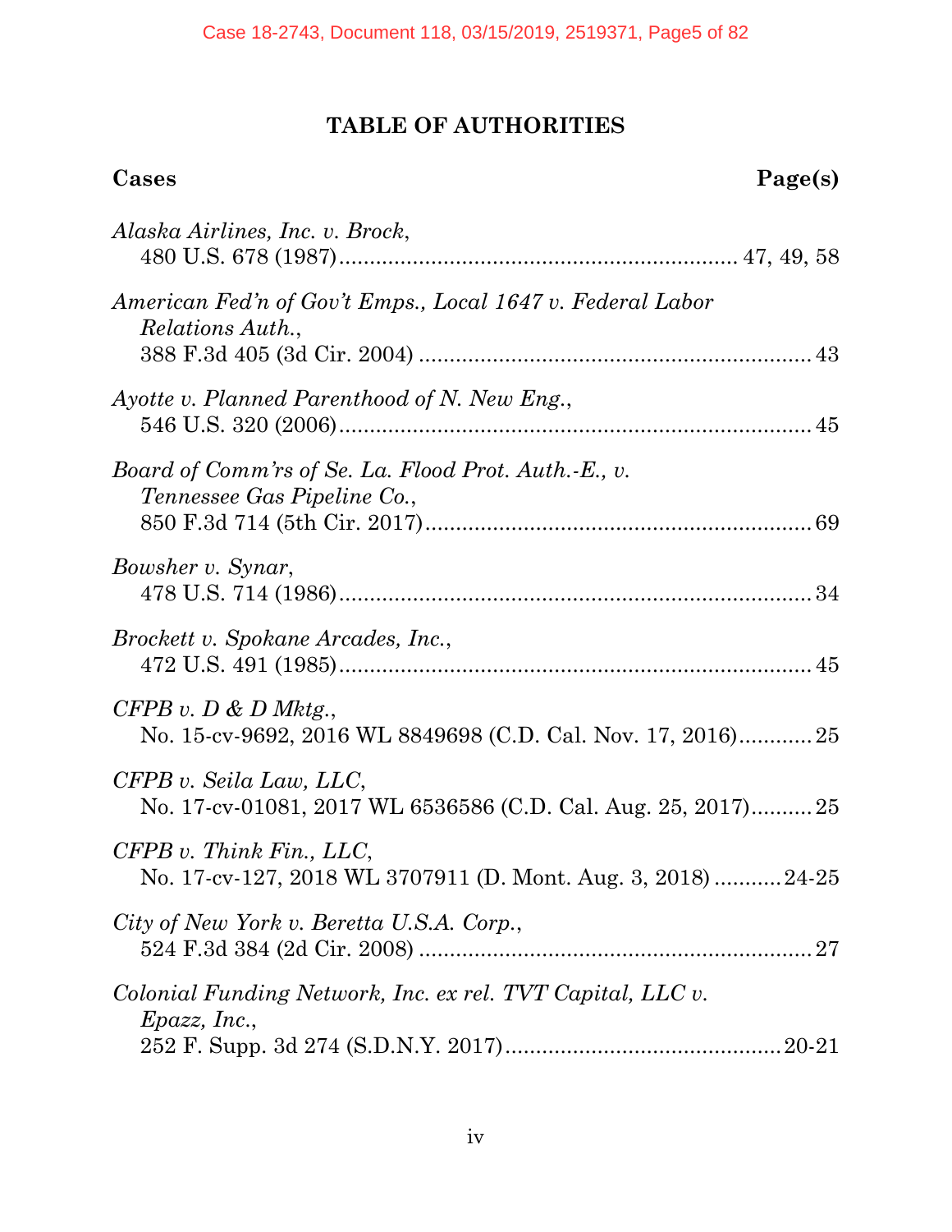# TABLE OF AUTHORITIES

**Cases** **Page(s)**

*Alaska Airlines, Inc. v. Brock*,
480 U.S. 678 (1987) ............ 47, 49, 58

*American Fed'n of Gov't Emps., Local 1647 v. Federal Labor Relations Auth.*,
388 F.3d 405 (3d Cir. 2004) ............ 43

*Ayotte v. Planned Parenthood of N. New Eng.*,
546 U.S. 320 (2006) ............ 45

*Board of Comm'rs of Se. La. Flood Prot. Auth.-E., v. Tennessee Gas Pipeline Co.*,
850 F.3d 714 (5th Cir. 2017) ............ 69

*Bowsher v. Synar*,
478 U.S. 714 (1986) ............ 34

*Brockett v. Spokane Arcades, Inc.*,
472 U.S. 491 (1985) ............ 45

*CFPB v. D & D Mktg.*,
No. 15-cv-9692, 2016 WL 8849698 (C.D. Cal. Nov. 17, 2016) ............ 25

*CFPB v. Seila Law, LLC*,
No. 17-cv-01081, 2017 WL 6536586 (C.D. Cal. Aug. 25, 2017) ............ 25

*CFPB v. Think Fin., LLC*,
No. 17-cv-127, 2018 WL 3707911 (D. Mont. Aug. 3, 2018) ............ 24-25

*City of New York v. Beretta U.S.A. Corp.*,
524 F.3d 384 (2d Cir. 2008) ............ 27

*Colonial Funding Network, Inc. ex rel. TVT Capital, LLC v. Epazz, Inc.*,
252 F. Supp. 3d 274 (S.D.N.Y. 2017) ............ 20-21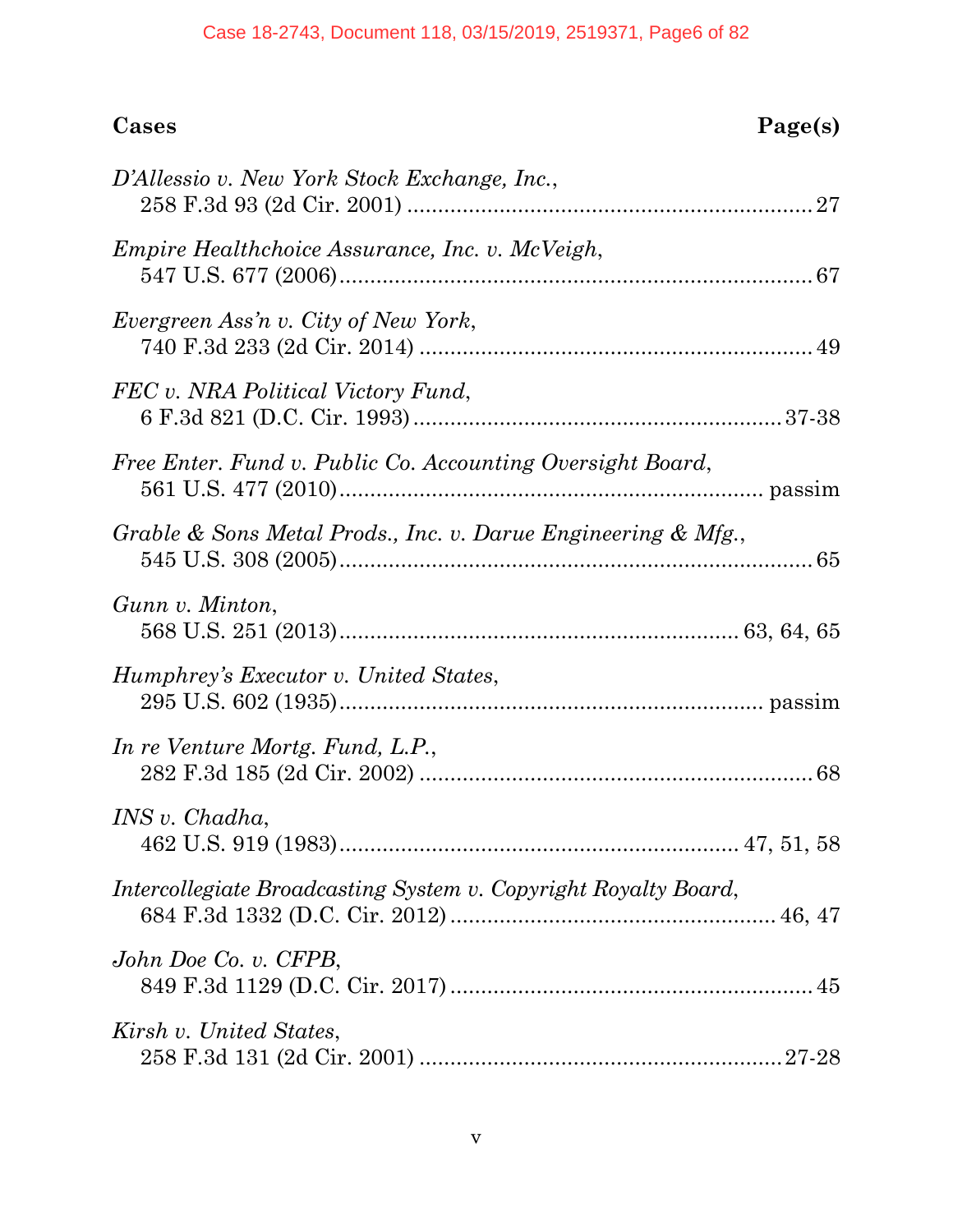| Cases | Page(s) |
|---|---|
| *D'Allessio v. New York Stock Exchange, Inc.*, 258 F.3d 93 (2d Cir. 2001) | 27 |
| *Empire Healthchoice Assurance, Inc. v. McVeigh*, 547 U.S. 677 (2006) | 67 |
| *Evergreen Ass'n v. City of New York*, 740 F.3d 233 (2d Cir. 2014) | 49 |
| *FEC v. NRA Political Victory Fund*, 6 F.3d 821 (D.C. Cir. 1993) | 37-38 |
| *Free Enter. Fund v. Public Co. Accounting Oversight Board*, 561 U.S. 477 (2010) | passim |
| *Grable & Sons Metal Prods., Inc. v. Darue Engineering & Mfg.*, 545 U.S. 308 (2005) | 65 |
| *Gunn v. Minton*, 568 U.S. 251 (2013) | 63, 64, 65 |
| *Humphrey's Executor v. United States*, 295 U.S. 602 (1935) | passim |
| *In re Venture Mortg. Fund, L.P.*, 282 F.3d 185 (2d Cir. 2002) | 68 |
| *INS v. Chadha*, 462 U.S. 919 (1983) | 47, 51, 58 |
| *Intercollegiate Broadcasting System v. Copyright Royalty Board*, 684 F.3d 1332 (D.C. Cir. 2012) | 46, 47 |
| *John Doe Co. v. CFPB*, 849 F.3d 1129 (D.C. Cir. 2017) | 45 |
| *Kirsh v. United States*, 258 F.3d 131 (2d Cir. 2001) | 27-28 |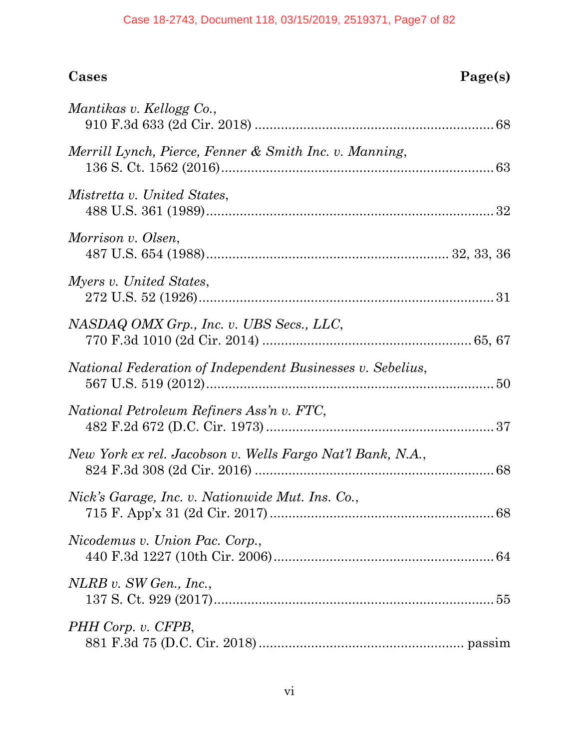| **Cases** | **Page(s)** |
|---|---|
| *Mantikas v. Kellogg Co.*, 910 F.3d 633 (2d Cir. 2018) | 68 |
| *Merrill Lynch, Pierce, Fenner & Smith Inc. v. Manning*, 136 S. Ct. 1562 (2016) | 63 |
| *Mistretta v. United States*, 488 U.S. 361 (1989) | 32 |
| *Morrison v. Olsen*, 487 U.S. 654 (1988) | 32, 33, 36 |
| *Myers v. United States*, 272 U.S. 52 (1926) | 31 |
| *NASDAQ OMX Grp., Inc. v. UBS Secs., LLC*, 770 F.3d 1010 (2d Cir. 2014) | 65, 67 |
| *National Federation of Independent Businesses v. Sebelius*, 567 U.S. 519 (2012) | 50 |
| *National Petroleum Refiners Ass'n v. FTC*, 482 F.2d 672 (D.C. Cir. 1973) | 37 |
| *New York ex rel. Jacobson v. Wells Fargo Nat'l Bank, N.A.*, 824 F.3d 308 (2d Cir. 2016) | 68 |
| *Nick's Garage, Inc. v. Nationwide Mut. Ins. Co.*, 715 F. App'x 31 (2d Cir. 2017) | 68 |
| *Nicodemus v. Union Pac. Corp.*, 440 F.3d 1227 (10th Cir. 2006) | 64 |
| *NLRB v. SW Gen., Inc.*, 137 S. Ct. 929 (2017) | 55 |
| *PHH Corp. v. CFPB*, 881 F.3d 75 (D.C. Cir. 2018) | passim |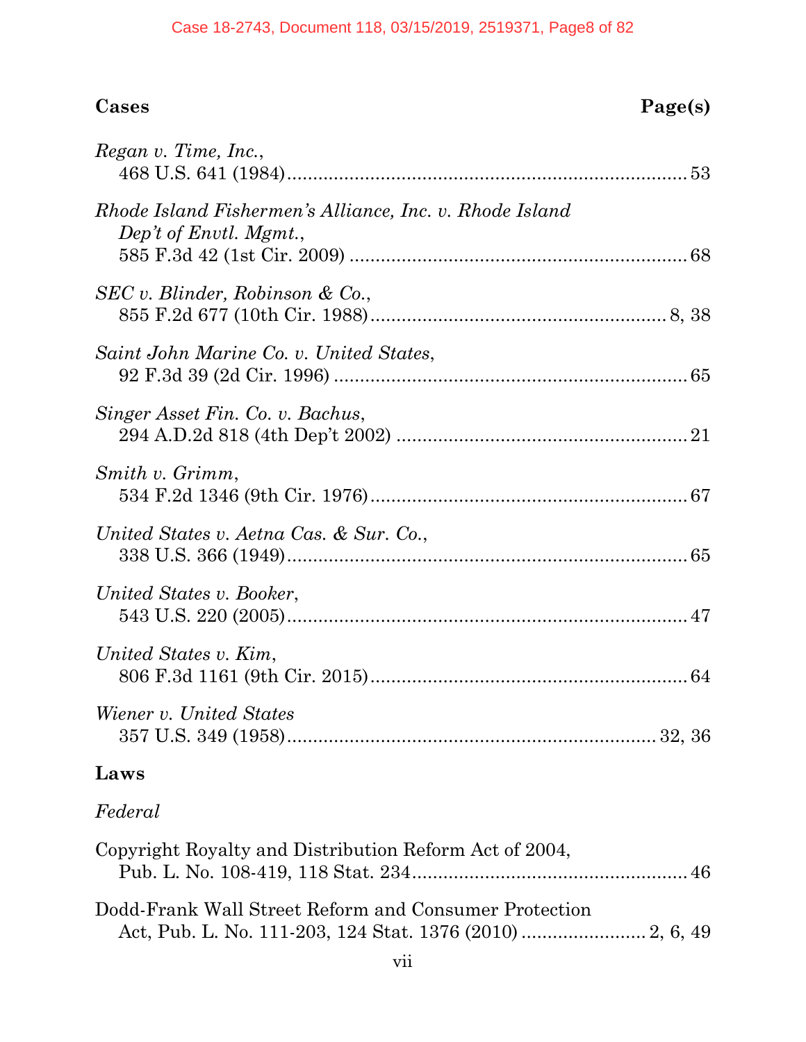| Cases | Page(s) |
|---|---|
| *Regan v. Time, Inc.*, 468 U.S. 641 (1984) | 53 |
| *Rhode Island Fishermen's Alliance, Inc. v. Rhode Island Dep't of Envtl. Mgmt.*, 585 F.3d 42 (1st Cir. 2009) | 68 |
| *SEC v. Blinder, Robinson & Co.*, 855 F.2d 677 (10th Cir. 1988) | 8, 38 |
| *Saint John Marine Co. v. United States*, 92 F.3d 39 (2d Cir. 1996) | 65 |
| *Singer Asset Fin. Co. v. Bachus*, 294 A.D.2d 818 (4th Dep't 2002) | 21 |
| *Smith v. Grimm*, 534 F.2d 1346 (9th Cir. 1976) | 67 |
| *United States v. Aetna Cas. & Sur. Co.*, 338 U.S. 366 (1949) | 65 |
| *United States v. Booker*, 543 U.S. 220 (2005) | 47 |
| *United States v. Kim*, 806 F.3d 1161 (9th Cir. 2015) | 64 |
| *Wiener v. United States* 357 U.S. 349 (1958) | 32, 36 |

## Laws

*Federal*

Copyright Royalty and Distribution Reform Act of 2004, Pub. L. No. 108-419, 118 Stat. 234 .......... 46

Dodd-Frank Wall Street Reform and Consumer Protection Act, Pub. L. No. 111-203, 124 Stat. 1376 (2010) .......... 2, 6, 49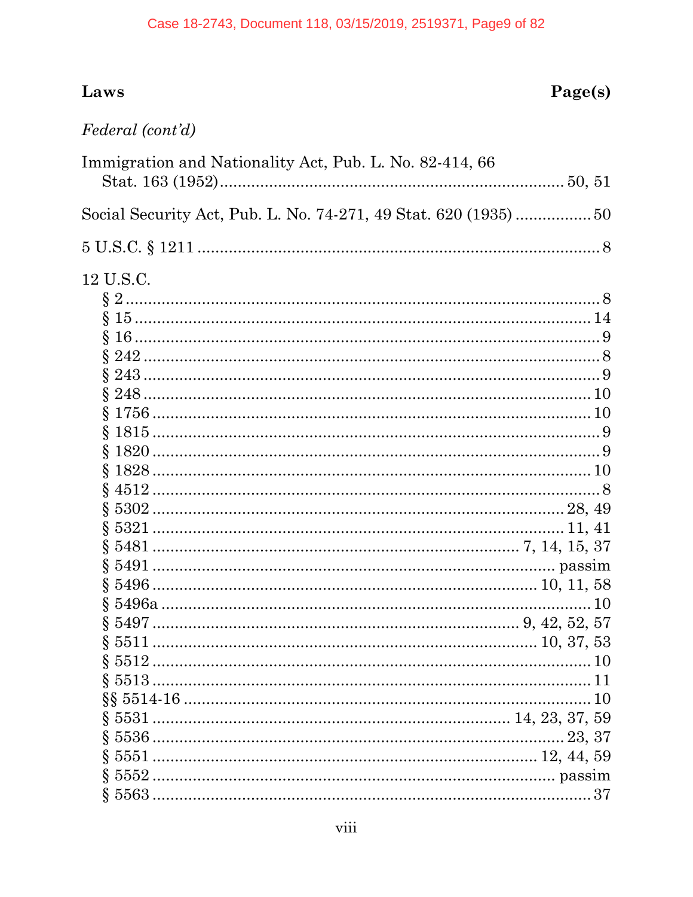**Laws** **Page(s)**

*Federal (cont'd)*

Immigration and Nationality Act, Pub. L. No. 82-414, 66 Stat. 163 (1952) .......... 50, 51

Social Security Act, Pub. L. No. 74-271, 49 Stat. 620 (1935) .......... 50

5 U.S.C. § 1211 .......... 8

12 U.S.C.

- § 2 .......... 8
- § 15 .......... 14
- § 16 .......... 9
- § 242 .......... 8
- § 243 .......... 9
- § 248 .......... 10
- § 1756 .......... 10
- § 1815 .......... 9
- § 1820 .......... 9
- § 1828 .......... 10
- § 4512 .......... 8
- § 5302 .......... 28, 49
- § 5321 .......... 11, 41
- § 5481 .......... 7, 14, 15, 37
- § 5491 .......... passim
- § 5496 .......... 10, 11, 58
- § 5496a .......... 10
- § 5497 .......... 9, 42, 52, 57
- § 5511 .......... 10, 37, 53
- § 5512 .......... 10
- § 5513 .......... 11
- §§ 5514-16 .......... 10
- § 5531 .......... 14, 23, 37, 59
- § 5536 .......... 23, 37
- § 5551 .......... 12, 44, 59
- § 5552 .......... passim
- § 5563 .......... 37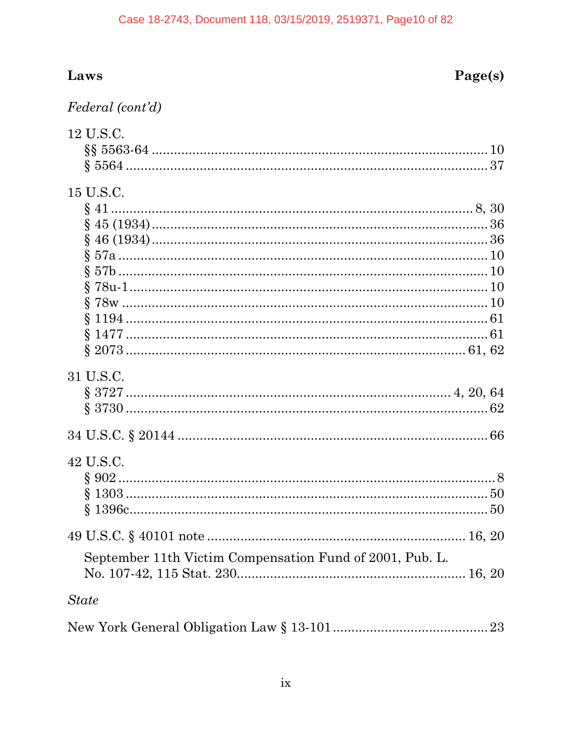**Laws** **Page(s)**

*Federal (cont'd)*

12 U.S.C.
- §§ 5563-64 .......... 10
- § 5564 .......... 37

15 U.S.C.
- § 41 .......... 8, 30
- § 45 (1934) .......... 36
- § 46 (1934) .......... 36
- § 57a .......... 10
- § 57b .......... 10
- § 78u-1 .......... 10
- § 78w .......... 10
- § 1194 .......... 61
- § 1477 .......... 61
- § 2073 .......... 61, 62

31 U.S.C.
- § 3727 .......... 4, 20, 64
- § 3730 .......... 62

34 U.S.C. § 20144 .......... 66

42 U.S.C.
- § 902 .......... 8
- § 1303 .......... 50
- § 1396c .......... 50

49 U.S.C. § 40101 note .......... 16, 20

September 11th Victim Compensation Fund of 2001, Pub. L. No. 107-42, 115 Stat. 230 .......... 16, 20

*State*

New York General Obligation Law § 13-101 .......... 23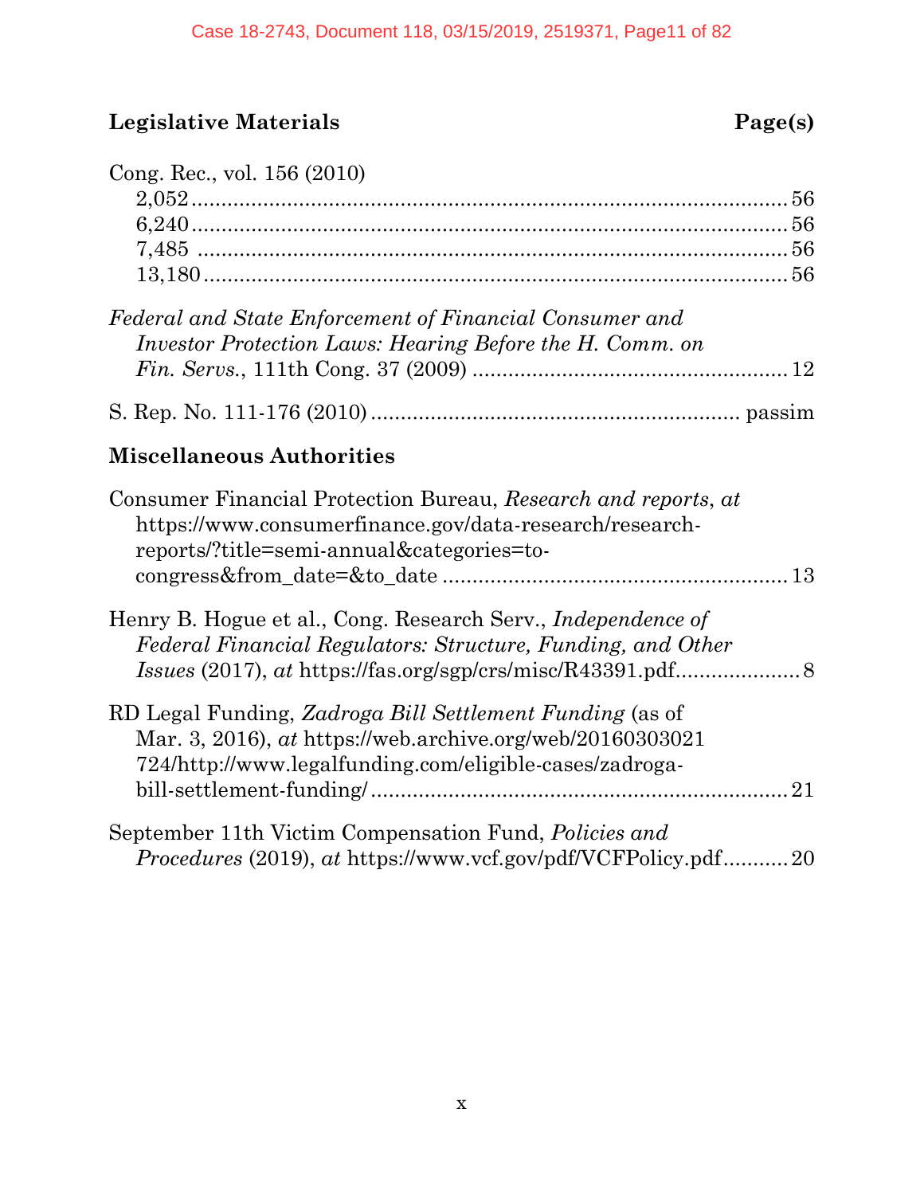## Legislative Materials **Page(s)**

Cong. Rec., vol. 156 (2010)
2,052 .......... 56
6,240 .......... 56
7,485 .......... 56
13,180 .......... 56

*Federal and State Enforcement of Financial Consumer and Investor Protection Laws: Hearing Before the H. Comm. on Fin. Servs.*, 111th Cong. 37 (2009) .......... 12

S. Rep. No. 111-176 (2010) .......... passim

## Miscellaneous Authorities

Consumer Financial Protection Bureau, *Research and reports*, *at* https://www.consumerfinance.gov/data-research/research-reports/?title=semi-annual&categories=to-congress&from_date=&to_date .......... 13

Henry B. Hogue et al., Cong. Research Serv., *Independence of Federal Financial Regulators: Structure, Funding, and Other Issues* (2017), *at* https://fas.org/sgp/crs/misc/R43391.pdf .......... 8

RD Legal Funding, *Zadroga Bill Settlement Funding* (as of Mar. 3, 2016), *at* https://web.archive.org/web/20160303021724/http://www.legalfunding.com/eligible-cases/zadroga-bill-settlement-funding/ .......... 21

September 11th Victim Compensation Fund, *Policies and Procedures* (2019), *at* https://www.vcf.gov/pdf/VCFPolicy.pdf .......... 20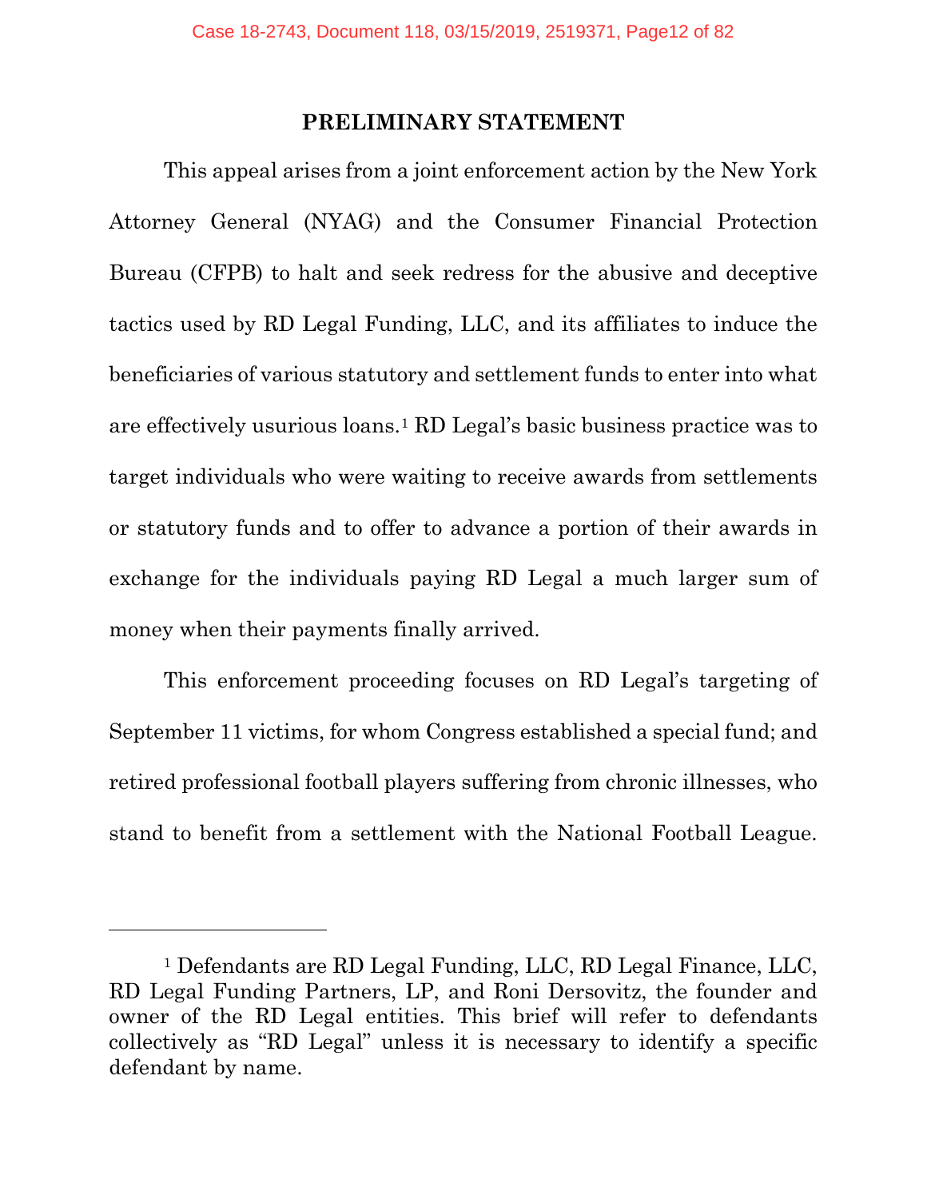## PRELIMINARY STATEMENT

This appeal arises from a joint enforcement action by the New York Attorney General (NYAG) and the Consumer Financial Protection Bureau (CFPB) to halt and seek redress for the abusive and deceptive tactics used by RD Legal Funding, LLC, and its affiliates to induce the beneficiaries of various statutory and settlement funds to enter into what are effectively usurious loans.[1] RD Legal's basic business practice was to target individuals who were waiting to receive awards from settlements or statutory funds and to offer to advance a portion of their awards in exchange for the individuals paying RD Legal a much larger sum of money when their payments finally arrived.

This enforcement proceeding focuses on RD Legal's targeting of September 11 victims, for whom Congress established a special fund; and retired professional football players suffering from chronic illnesses, who stand to benefit from a settlement with the National Football League.

---

[1] Defendants are RD Legal Funding, LLC, RD Legal Finance, LLC, RD Legal Funding Partners, LP, and Roni Dersovitz, the founder and owner of the RD Legal entities. This brief will refer to defendants collectively as "RD Legal" unless it is necessary to identify a specific defendant by name.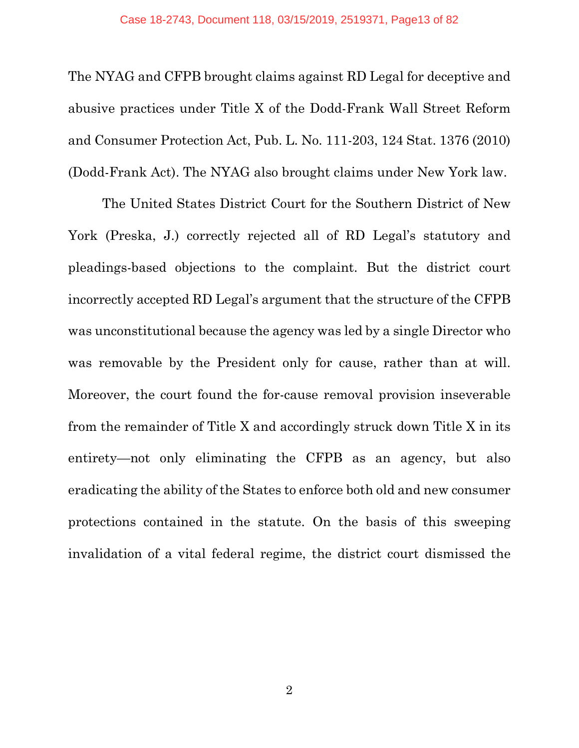The NYAG and CFPB brought claims against RD Legal for deceptive and abusive practices under Title X of the Dodd-Frank Wall Street Reform and Consumer Protection Act, Pub. L. No. 111-203, 124 Stat. 1376 (2010) (Dodd-Frank Act). The NYAG also brought claims under New York law.

The United States District Court for the Southern District of New York (Preska, J.) correctly rejected all of RD Legal's statutory and pleadings-based objections to the complaint. But the district court incorrectly accepted RD Legal's argument that the structure of the CFPB was unconstitutional because the agency was led by a single Director who was removable by the President only for cause, rather than at will. Moreover, the court found the for-cause removal provision inseverable from the remainder of Title X and accordingly struck down Title X in its entirety—not only eliminating the CFPB as an agency, but also eradicating the ability of the States to enforce both old and new consumer protections contained in the statute. On the basis of this sweeping invalidation of a vital federal regime, the district court dismissed the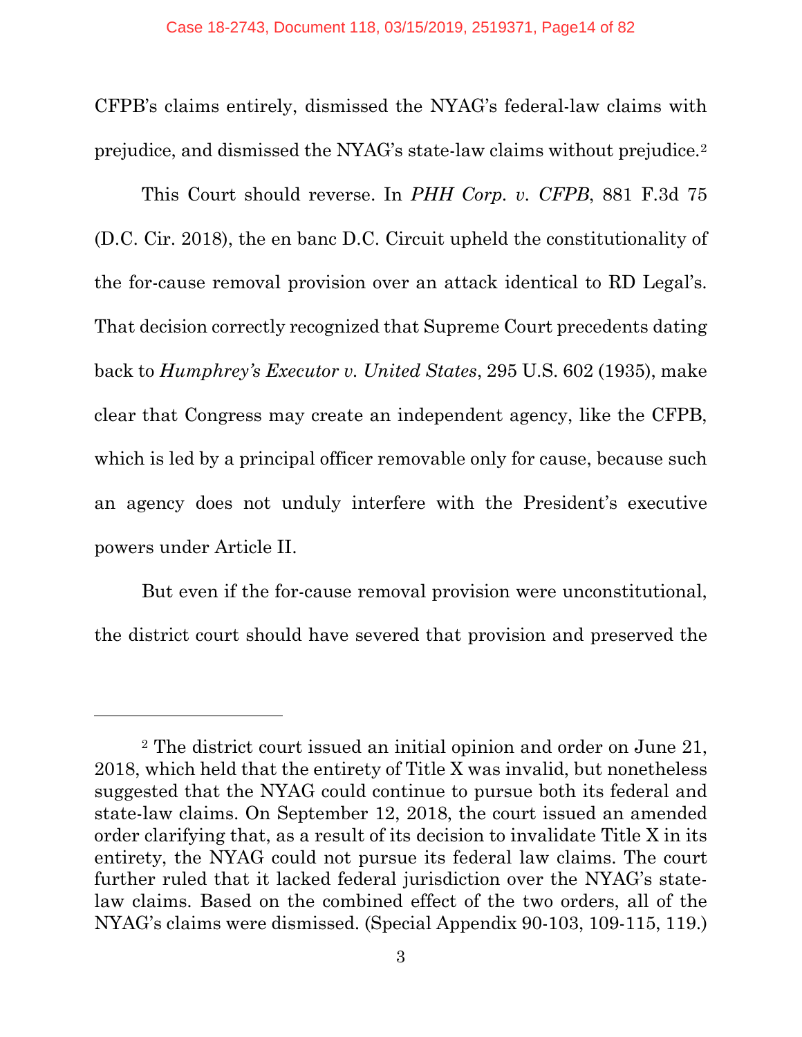CFPB's claims entirely, dismissed the NYAG's federal-law claims with prejudice, and dismissed the NYAG's state-law claims without prejudice.[2]

This Court should reverse. In *PHH Corp. v. CFPB*, 881 F.3d 75 (D.C. Cir. 2018), the en banc D.C. Circuit upheld the constitutionality of the for-cause removal provision over an attack identical to RD Legal's. That decision correctly recognized that Supreme Court precedents dating back to *Humphrey's Executor v. United States*, 295 U.S. 602 (1935), make clear that Congress may create an independent agency, like the CFPB, which is led by a principal officer removable only for cause, because such an agency does not unduly interfere with the President's executive powers under Article II.

But even if the for-cause removal provision were unconstitutional, the district court should have severed that provision and preserved the

---

[2] The district court issued an initial opinion and order on June 21, 2018, which held that the entirety of Title X was invalid, but nonetheless suggested that the NYAG could continue to pursue both its federal and state-law claims. On September 12, 2018, the court issued an amended order clarifying that, as a result of its decision to invalidate Title X in its entirety, the NYAG could not pursue its federal law claims. The court further ruled that it lacked federal jurisdiction over the NYAG's state-law claims. Based on the combined effect of the two orders, all of the NYAG's claims were dismissed. (Special Appendix 90-103, 109-115, 119.)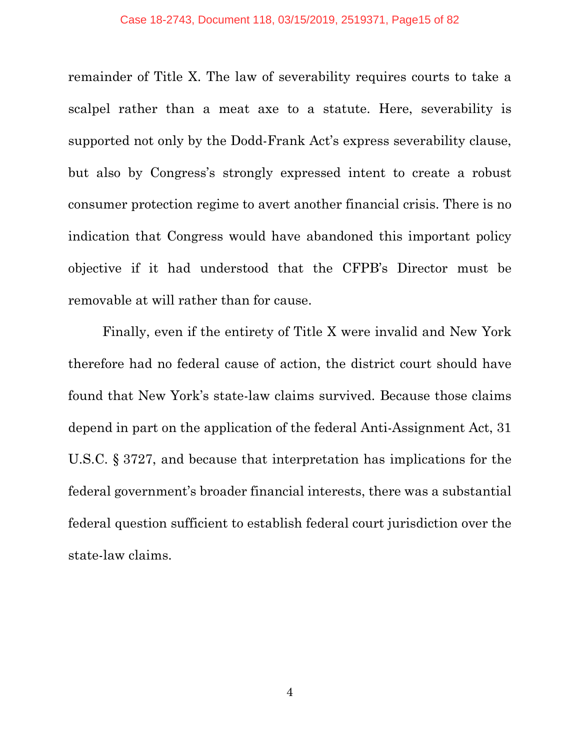remainder of Title X. The law of severability requires courts to take a scalpel rather than a meat axe to a statute. Here, severability is supported not only by the Dodd-Frank Act's express severability clause, but also by Congress's strongly expressed intent to create a robust consumer protection regime to avert another financial crisis. There is no indication that Congress would have abandoned this important policy objective if it had understood that the CFPB's Director must be removable at will rather than for cause.

Finally, even if the entirety of Title X were invalid and New York therefore had no federal cause of action, the district court should have found that New York's state-law claims survived. Because those claims depend in part on the application of the federal Anti-Assignment Act, 31 U.S.C. § 3727, and because that interpretation has implications for the federal government's broader financial interests, there was a substantial federal question sufficient to establish federal court jurisdiction over the state-law claims.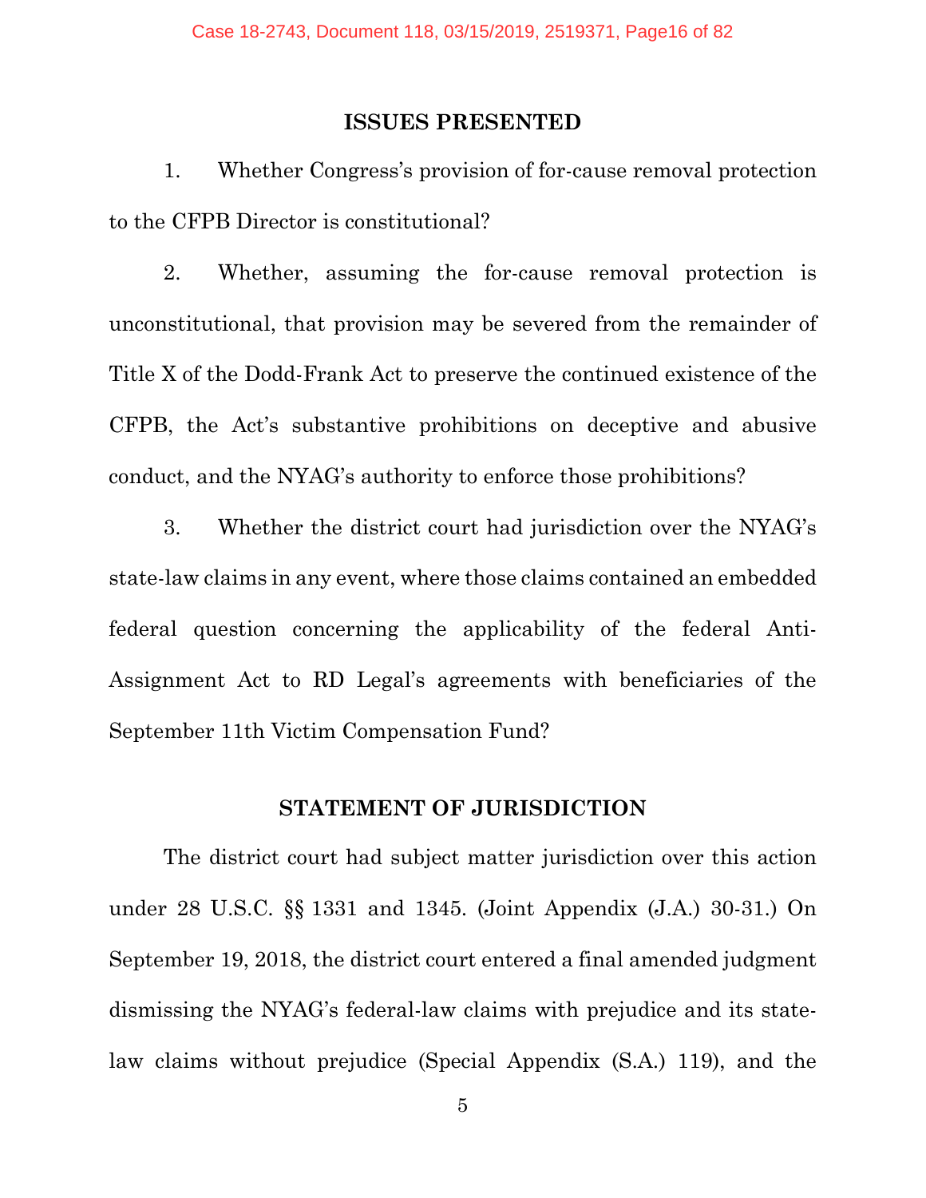## ISSUES PRESENTED

1. Whether Congress's provision of for-cause removal protection to the CFPB Director is constitutional?

2. Whether, assuming the for-cause removal protection is unconstitutional, that provision may be severed from the remainder of Title X of the Dodd-Frank Act to preserve the continued existence of the CFPB, the Act's substantive prohibitions on deceptive and abusive conduct, and the NYAG's authority to enforce those prohibitions?

3. Whether the district court had jurisdiction over the NYAG's state-law claims in any event, where those claims contained an embedded federal question concerning the applicability of the federal Anti-Assignment Act to RD Legal's agreements with beneficiaries of the September 11th Victim Compensation Fund?

## STATEMENT OF JURISDICTION

The district court had subject matter jurisdiction over this action under 28 U.S.C. §§ 1331 and 1345. (Joint Appendix (J.A.) 30-31.) On September 19, 2018, the district court entered a final amended judgment dismissing the NYAG's federal-law claims with prejudice and its state-law claims without prejudice (Special Appendix (S.A.) 119), and the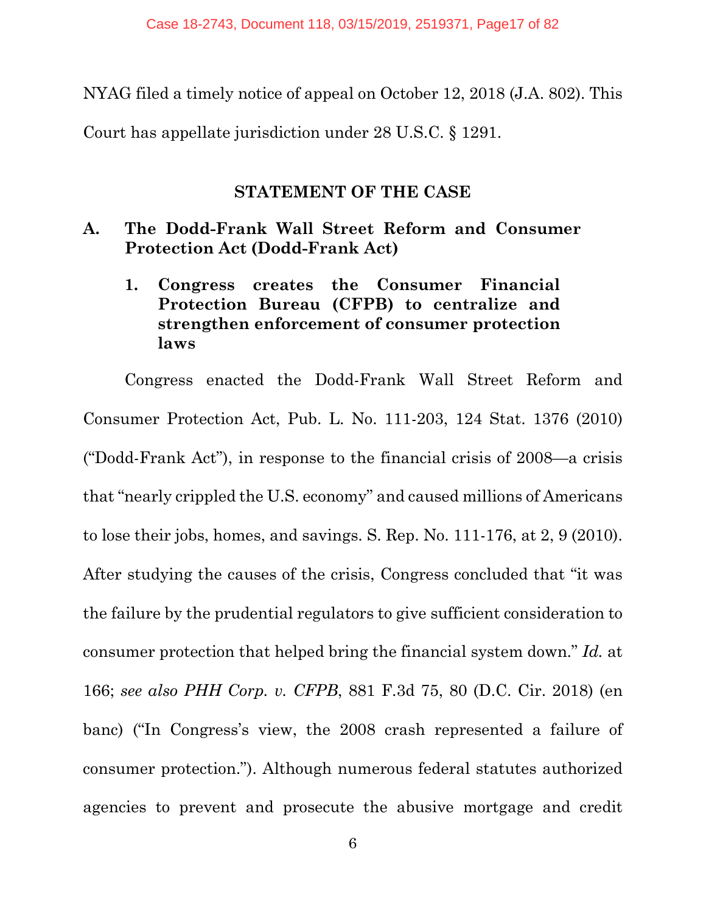NYAG filed a timely notice of appeal on October 12, 2018 (J.A. 802). This Court has appellate jurisdiction under 28 U.S.C. § 1291.

## STATEMENT OF THE CASE

### A. The Dodd-Frank Wall Street Reform and Consumer Protection Act (Dodd-Frank Act)

#### 1. Congress creates the Consumer Financial Protection Bureau (CFPB) to centralize and strengthen enforcement of consumer protection laws

Congress enacted the Dodd-Frank Wall Street Reform and Consumer Protection Act, Pub. L. No. 111-203, 124 Stat. 1376 (2010) ("Dodd-Frank Act"), in response to the financial crisis of 2008—a crisis that "nearly crippled the U.S. economy" and caused millions of Americans to lose their jobs, homes, and savings. S. Rep. No. 111-176, at 2, 9 (2010). After studying the causes of the crisis, Congress concluded that "it was the failure by the prudential regulators to give sufficient consideration to consumer protection that helped bring the financial system down." *Id.* at 166; *see also PHH Corp. v. CFPB*, 881 F.3d 75, 80 (D.C. Cir. 2018) (en banc) ("In Congress's view, the 2008 crash represented a failure of consumer protection."). Although numerous federal statutes authorized agencies to prevent and prosecute the abusive mortgage and credit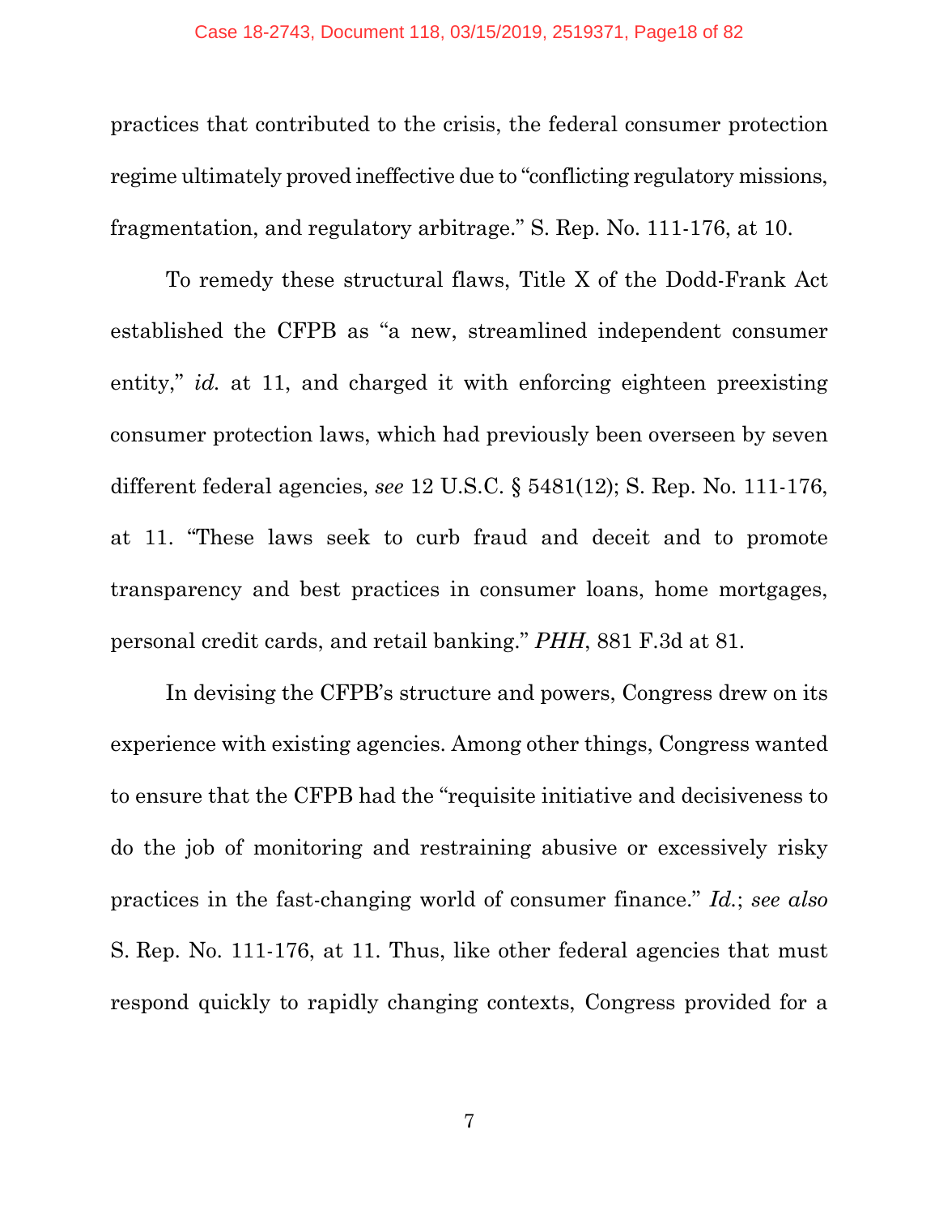practices that contributed to the crisis, the federal consumer protection regime ultimately proved ineffective due to "conflicting regulatory missions, fragmentation, and regulatory arbitrage." S. Rep. No. 111-176, at 10.

To remedy these structural flaws, Title X of the Dodd-Frank Act established the CFPB as "a new, streamlined independent consumer entity," *id.* at 11, and charged it with enforcing eighteen preexisting consumer protection laws, which had previously been overseen by seven different federal agencies, *see* 12 U.S.C. § 5481(12); S. Rep. No. 111-176, at 11. "These laws seek to curb fraud and deceit and to promote transparency and best practices in consumer loans, home mortgages, personal credit cards, and retail banking." *PHH*, 881 F.3d at 81.

In devising the CFPB's structure and powers, Congress drew on its experience with existing agencies. Among other things, Congress wanted to ensure that the CFPB had the "requisite initiative and decisiveness to do the job of monitoring and restraining abusive or excessively risky practices in the fast-changing world of consumer finance." *Id.*; *see also* S. Rep. No. 111-176, at 11. Thus, like other federal agencies that must respond quickly to rapidly changing contexts, Congress provided for a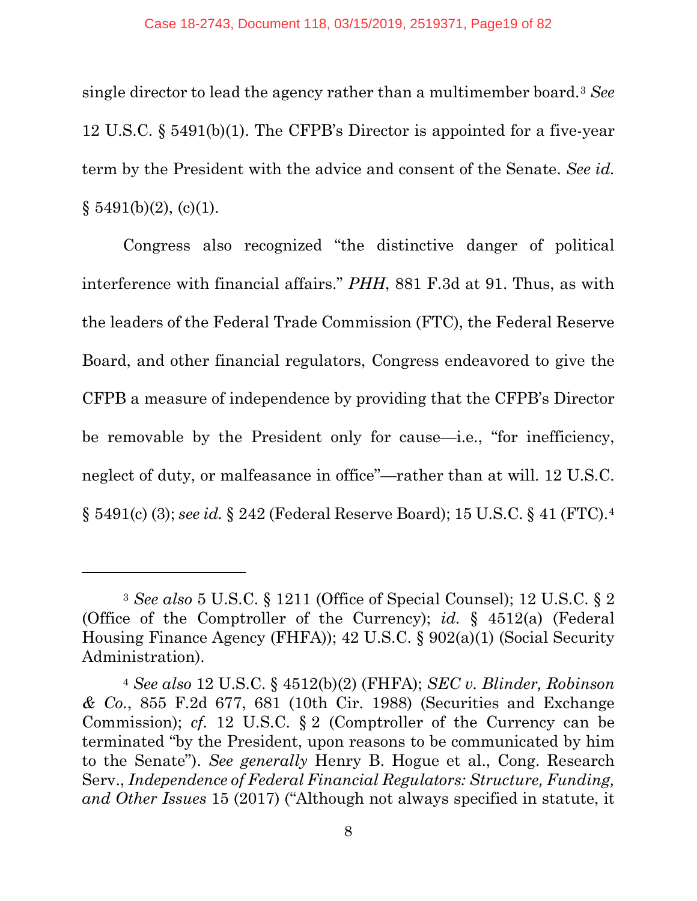single director to lead the agency rather than a multimember board.[3] *See* 12 U.S.C. § 5491(b)(1). The CFPB's Director is appointed for a five-year term by the President with the advice and consent of the Senate. *See id.* § 5491(b)(2), (c)(1).

Congress also recognized "the distinctive danger of political interference with financial affairs." *PHH*, 881 F.3d at 91. Thus, as with the leaders of the Federal Trade Commission (FTC), the Federal Reserve Board, and other financial regulators, Congress endeavored to give the CFPB a measure of independence by providing that the CFPB's Director be removable by the President only for cause—i.e., "for inefficiency, neglect of duty, or malfeasance in office"—rather than at will. 12 U.S.C. § 5491(c) (3); *see id.* § 242 (Federal Reserve Board); 15 U.S.C. § 41 (FTC).[4]

---

[3] *See also* 5 U.S.C. § 1211 (Office of Special Counsel); 12 U.S.C. § 2 (Office of the Comptroller of the Currency); *id.* § 4512(a) (Federal Housing Finance Agency (FHFA)); 42 U.S.C. § 902(a)(1) (Social Security Administration).

[4] *See also* 12 U.S.C. § 4512(b)(2) (FHFA); *SEC v. Blinder, Robinson & Co.*, 855 F.2d 677, 681 (10th Cir. 1988) (Securities and Exchange Commission); *cf.* 12 U.S.C. § 2 (Comptroller of the Currency can be terminated "by the President, upon reasons to be communicated by him to the Senate"). *See generally* Henry B. Hogue et al., Cong. Research Serv., *Independence of Federal Financial Regulators: Structure, Funding, and Other Issues* 15 (2017) ("Although not always specified in statute, it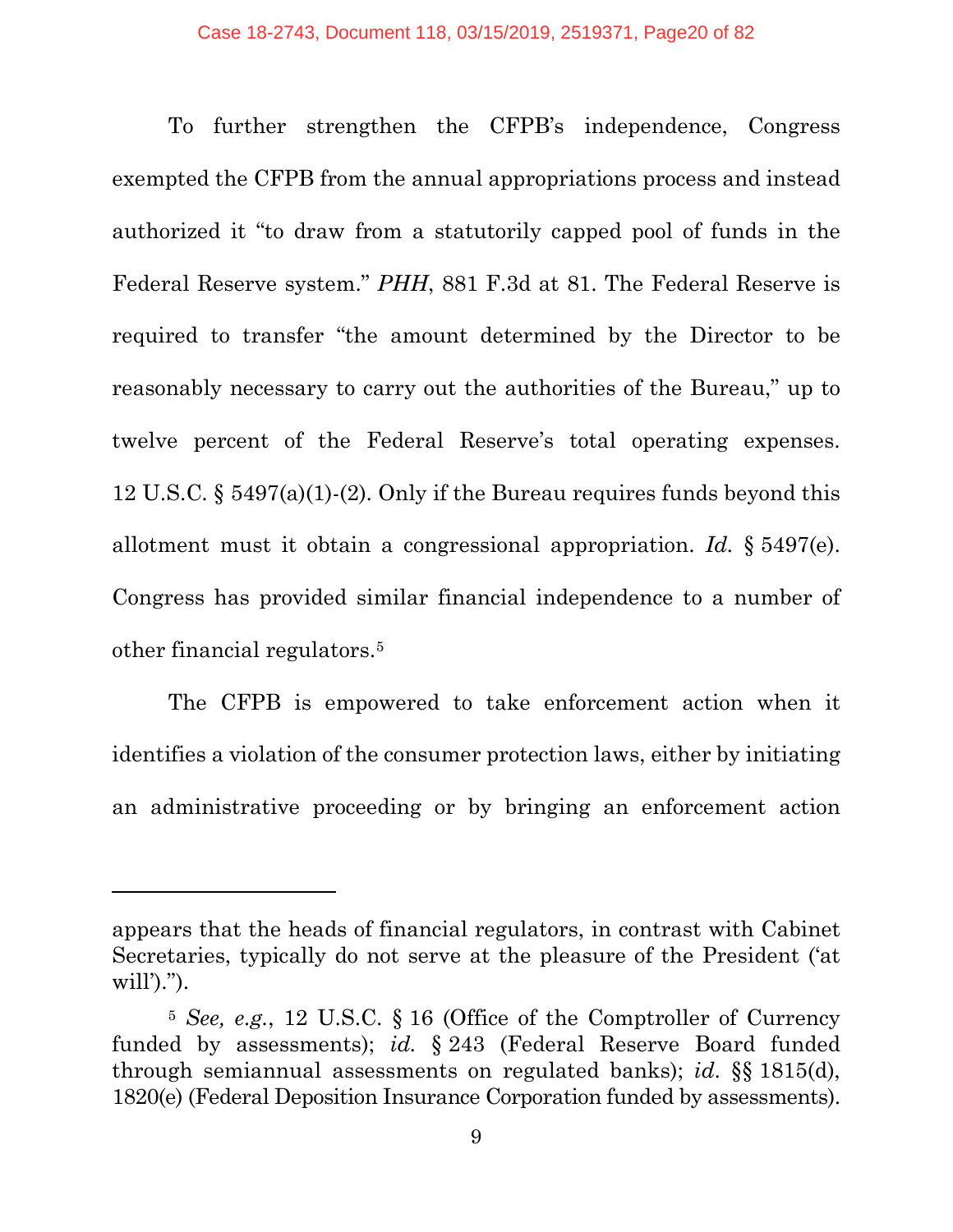To further strengthen the CFPB's independence, Congress exempted the CFPB from the annual appropriations process and instead authorized it "to draw from a statutorily capped pool of funds in the Federal Reserve system." *PHH*, 881 F.3d at 81. The Federal Reserve is required to transfer "the amount determined by the Director to be reasonably necessary to carry out the authorities of the Bureau," up to twelve percent of the Federal Reserve's total operating expenses. 12 U.S.C. § 5497(a)(1)-(2). Only if the Bureau requires funds beyond this allotment must it obtain a congressional appropriation. *Id.* § 5497(e). Congress has provided similar financial independence to a number of other financial regulators.[5]

The CFPB is empowered to take enforcement action when it identifies a violation of the consumer protection laws, either by initiating an administrative proceeding or by bringing an enforcement action

---

appears that the heads of financial regulators, in contrast with Cabinet Secretaries, typically do not serve at the pleasure of the President ('at will').").

[5] *See, e.g.*, 12 U.S.C. § 16 (Office of the Comptroller of Currency funded by assessments); *id.* § 243 (Federal Reserve Board funded through semiannual assessments on regulated banks); *id.* §§ 1815(d), 1820(e) (Federal Deposition Insurance Corporation funded by assessments).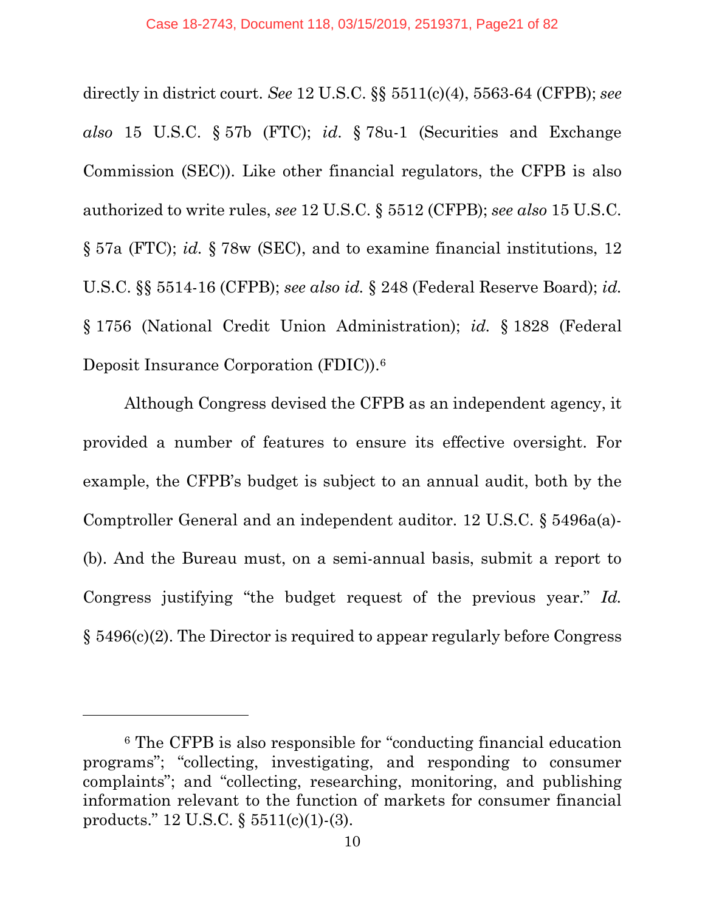directly in district court. *See* 12 U.S.C. §§ 5511(c)(4), 5563-64 (CFPB); *see also* 15 U.S.C. § 57b (FTC); *id.* § 78u-1 (Securities and Exchange Commission (SEC)). Like other financial regulators, the CFPB is also authorized to write rules, *see* 12 U.S.C. § 5512 (CFPB); *see also* 15 U.S.C. § 57a (FTC); *id.* § 78w (SEC), and to examine financial institutions, 12 U.S.C. §§ 5514-16 (CFPB); *see also id.* § 248 (Federal Reserve Board); *id.* § 1756 (National Credit Union Administration); *id.* § 1828 (Federal Deposit Insurance Corporation (FDIC)).[6]

Although Congress devised the CFPB as an independent agency, it provided a number of features to ensure its effective oversight. For example, the CFPB's budget is subject to an annual audit, both by the Comptroller General and an independent auditor. 12 U.S.C. § 5496a(a)-(b). And the Bureau must, on a semi-annual basis, submit a report to Congress justifying "the budget request of the previous year." *Id.* § 5496(c)(2). The Director is required to appear regularly before Congress

---

[6] The CFPB is also responsible for "conducting financial education programs"; "collecting, investigating, and responding to consumer complaints"; and "collecting, researching, monitoring, and publishing information relevant to the function of markets for consumer financial products." 12 U.S.C. § 5511(c)(1)-(3).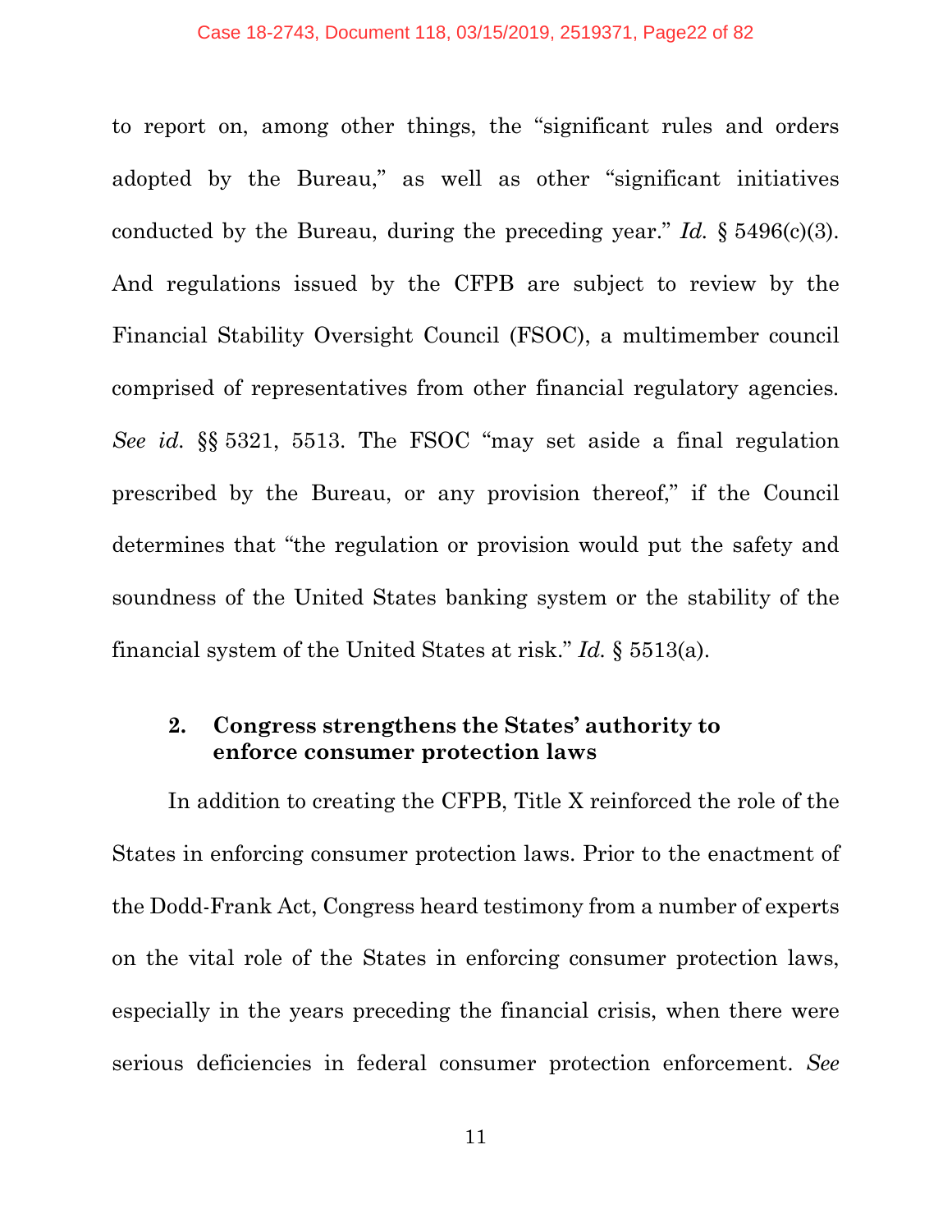to report on, among other things, the "significant rules and orders adopted by the Bureau," as well as other "significant initiatives conducted by the Bureau, during the preceding year." *Id.* § 5496(c)(3). And regulations issued by the CFPB are subject to review by the Financial Stability Oversight Council (FSOC), a multimember council comprised of representatives from other financial regulatory agencies. *See id.* §§ 5321, 5513. The FSOC "may set aside a final regulation prescribed by the Bureau, or any provision thereof," if the Council determines that "the regulation or provision would put the safety and soundness of the United States banking system or the stability of the financial system of the United States at risk." *Id.* § 5513(a).

### 2. Congress strengthens the States' authority to enforce consumer protection laws

In addition to creating the CFPB, Title X reinforced the role of the States in enforcing consumer protection laws. Prior to the enactment of the Dodd-Frank Act, Congress heard testimony from a number of experts on the vital role of the States in enforcing consumer protection laws, especially in the years preceding the financial crisis, when there were serious deficiencies in federal consumer protection enforcement. *See*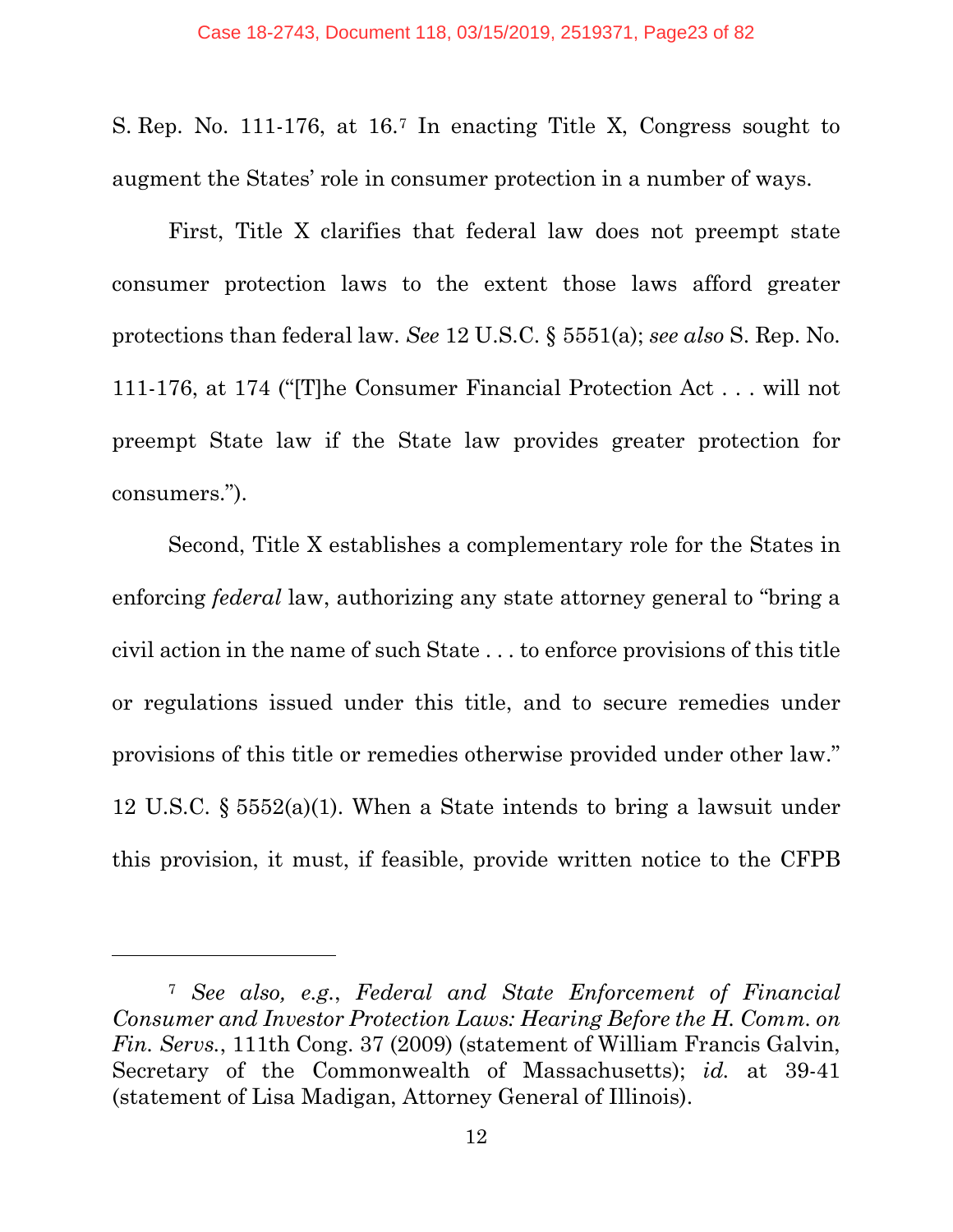S. Rep. No. 111-176, at 16.[7] In enacting Title X, Congress sought to augment the States' role in consumer protection in a number of ways.

First, Title X clarifies that federal law does not preempt state consumer protection laws to the extent those laws afford greater protections than federal law. *See* 12 U.S.C. § 5551(a); *see also* S. Rep. No. 111-176, at 174 ("[T]he Consumer Financial Protection Act . . . will not preempt State law if the State law provides greater protection for consumers.").

Second, Title X establishes a complementary role for the States in enforcing *federal* law, authorizing any state attorney general to "bring a civil action in the name of such State . . . to enforce provisions of this title or regulations issued under this title, and to secure remedies under provisions of this title or remedies otherwise provided under other law." 12 U.S.C. § 5552(a)(1). When a State intends to bring a lawsuit under this provision, it must, if feasible, provide written notice to the CFPB

---

[7] *See also, e.g.*, *Federal and State Enforcement of Financial Consumer and Investor Protection Laws: Hearing Before the H. Comm. on Fin. Servs.*, 111th Cong. 37 (2009) (statement of William Francis Galvin, Secretary of the Commonwealth of Massachusetts); *id.* at 39-41 (statement of Lisa Madigan, Attorney General of Illinois).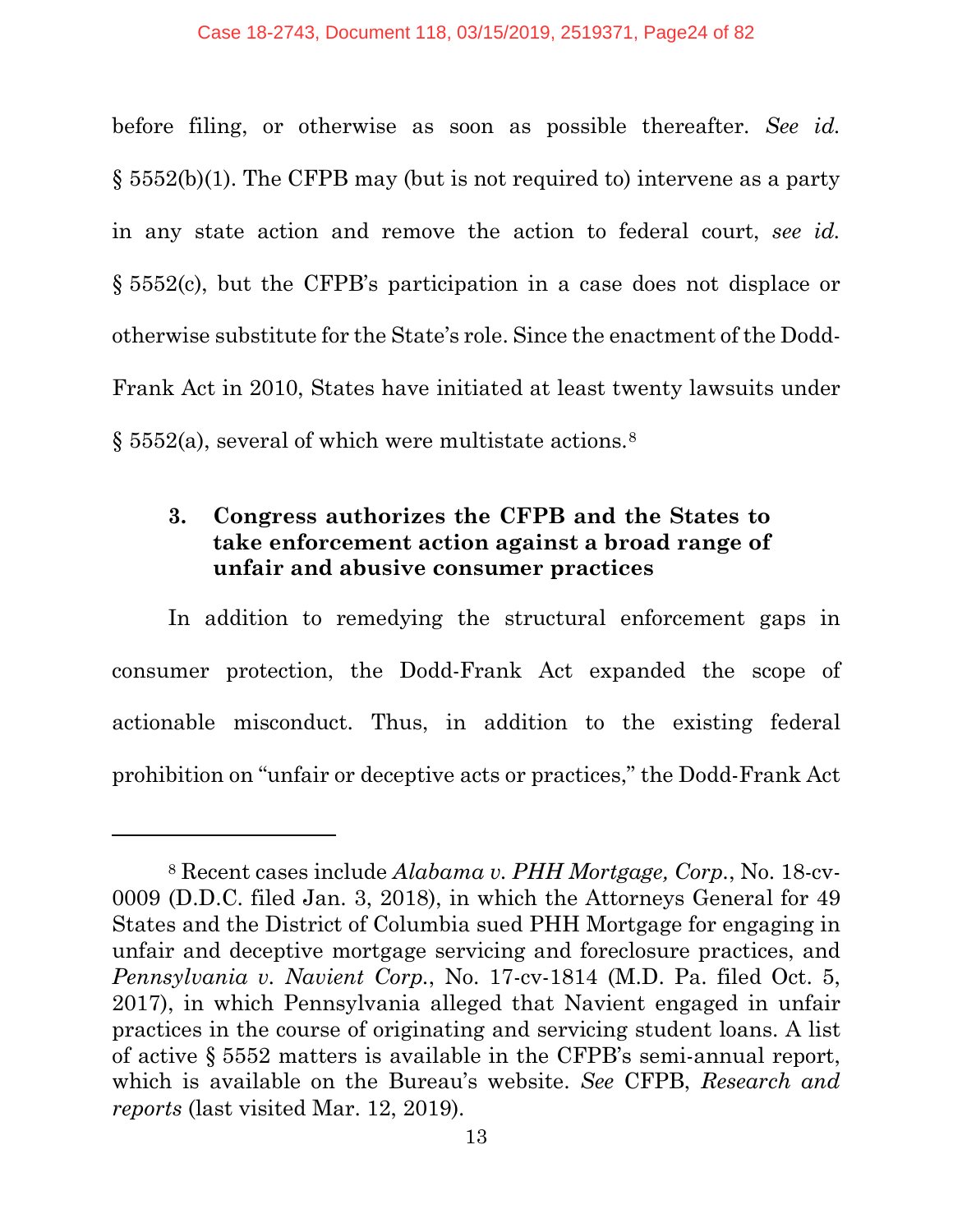before filing, or otherwise as soon as possible thereafter. *See id.* § 5552(b)(1). The CFPB may (but is not required to) intervene as a party in any state action and remove the action to federal court, *see id.* § 5552(c), but the CFPB's participation in a case does not displace or otherwise substitute for the State's role. Since the enactment of the Dodd-Frank Act in 2010, States have initiated at least twenty lawsuits under § 5552(a), several of which were multistate actions.[8]

### 3. Congress authorizes the CFPB and the States to take enforcement action against a broad range of unfair and abusive consumer practices

In addition to remedying the structural enforcement gaps in consumer protection, the Dodd-Frank Act expanded the scope of actionable misconduct. Thus, in addition to the existing federal prohibition on "unfair or deceptive acts or practices," the Dodd-Frank Act

---

[8] Recent cases include *Alabama v. PHH Mortgage, Corp.*, No. 18-cv-0009 (D.D.C. filed Jan. 3, 2018), in which the Attorneys General for 49 States and the District of Columbia sued PHH Mortgage for engaging in unfair and deceptive mortgage servicing and foreclosure practices, and *Pennsylvania v. Navient Corp.*, No. 17-cv-1814 (M.D. Pa. filed Oct. 5, 2017), in which Pennsylvania alleged that Navient engaged in unfair practices in the course of originating and servicing student loans. A list of active § 5552 matters is available in the CFPB's semi-annual report, which is available on the Bureau's website. *See* CFPB, *Research and reports* (last visited Mar. 12, 2019).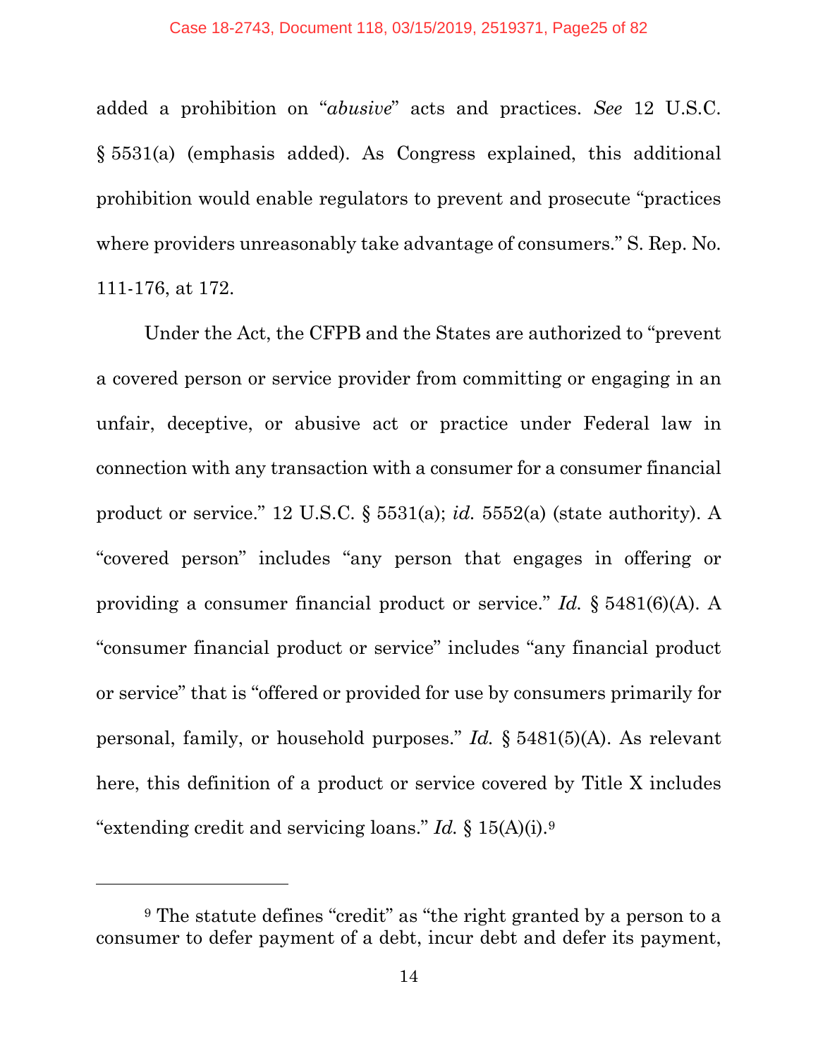added a prohibition on "*abusive*" acts and practices. *See* 12 U.S.C. § 5531(a) (emphasis added). As Congress explained, this additional prohibition would enable regulators to prevent and prosecute "practices where providers unreasonably take advantage of consumers." S. Rep. No. 111-176, at 172.

Under the Act, the CFPB and the States are authorized to "prevent a covered person or service provider from committing or engaging in an unfair, deceptive, or abusive act or practice under Federal law in connection with any transaction with a consumer for a consumer financial product or service." 12 U.S.C. § 5531(a); *id.* 5552(a) (state authority). A "covered person" includes "any person that engages in offering or providing a consumer financial product or service." *Id.* § 5481(6)(A). A "consumer financial product or service" includes "any financial product or service" that is "offered or provided for use by consumers primarily for personal, family, or household purposes." *Id.* § 5481(5)(A). As relevant here, this definition of a product or service covered by Title X includes "extending credit and servicing loans." *Id.* § 15(A)(i).[9]

---

[9] The statute defines "credit" as "the right granted by a person to a consumer to defer payment of a debt, incur debt and defer its payment,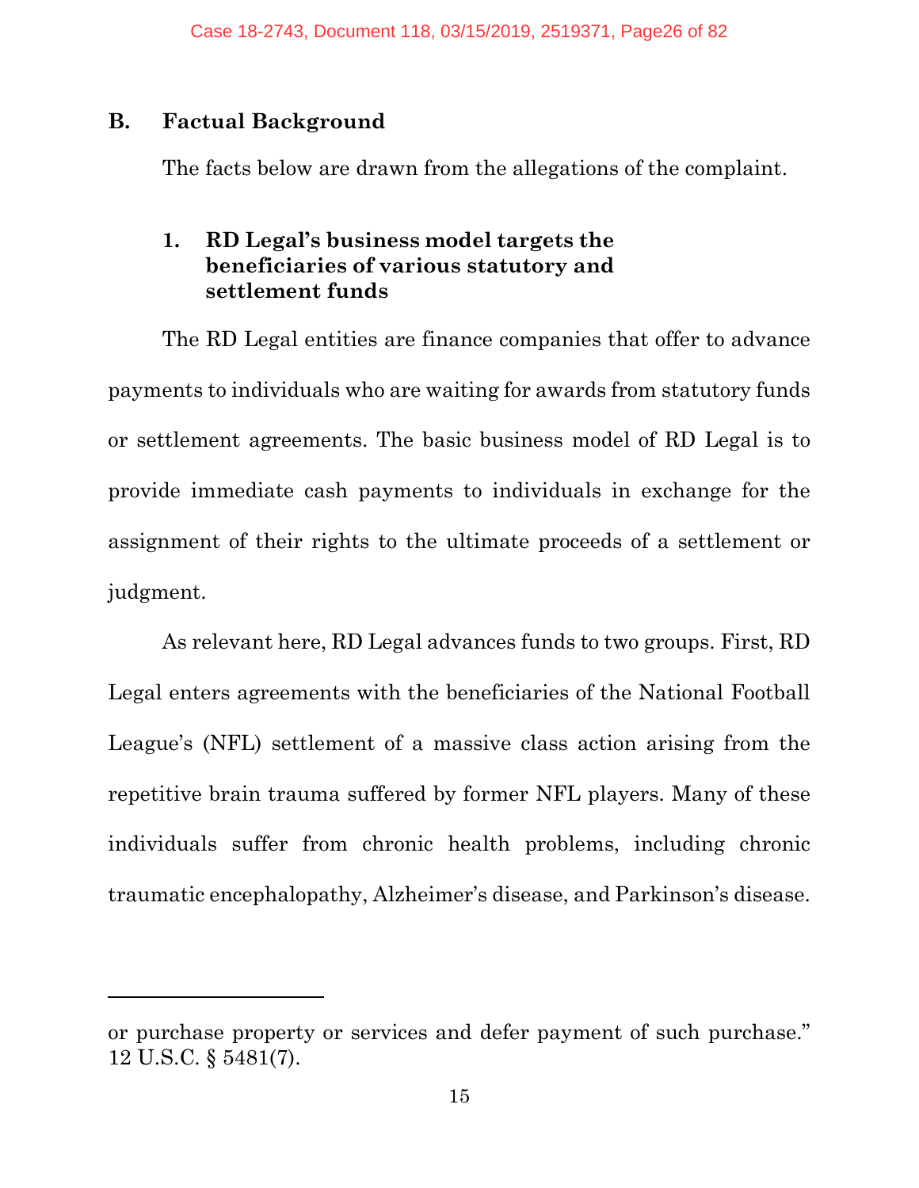## B. Factual Background

The facts below are drawn from the allegations of the complaint.

### 1. RD Legal's business model targets the beneficiaries of various statutory and settlement funds

The RD Legal entities are finance companies that offer to advance payments to individuals who are waiting for awards from statutory funds or settlement agreements. The basic business model of RD Legal is to provide immediate cash payments to individuals in exchange for the assignment of their rights to the ultimate proceeds of a settlement or judgment.

As relevant here, RD Legal advances funds to two groups. First, RD Legal enters agreements with the beneficiaries of the National Football League's (NFL) settlement of a massive class action arising from the repetitive brain trauma suffered by former NFL players. Many of these individuals suffer from chronic health problems, including chronic traumatic encephalopathy, Alzheimer's disease, and Parkinson's disease.

---

or purchase property or services and defer payment of such purchase." 12 U.S.C. § 5481(7).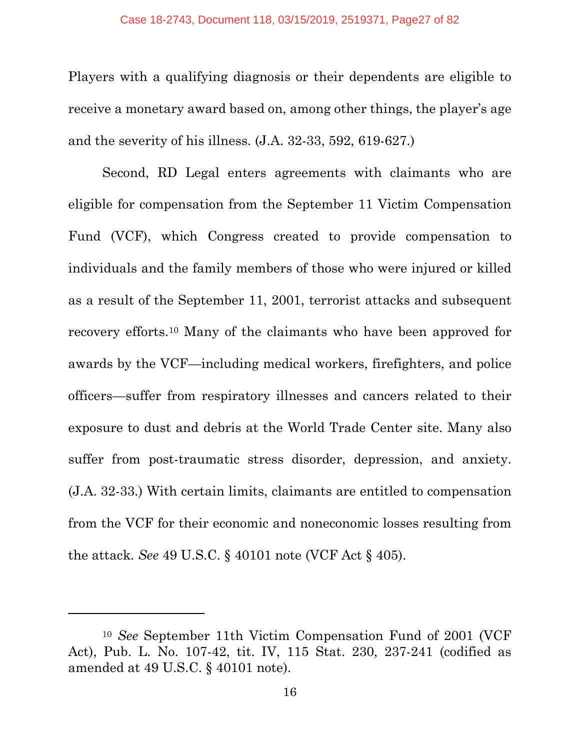Players with a qualifying diagnosis or their dependents are eligible to receive a monetary award based on, among other things, the player's age and the severity of his illness. (J.A. 32-33, 592, 619-627.)

Second, RD Legal enters agreements with claimants who are eligible for compensation from the September 11 Victim Compensation Fund (VCF), which Congress created to provide compensation to individuals and the family members of those who were injured or killed as a result of the September 11, 2001, terrorist attacks and subsequent recovery efforts.[10] Many of the claimants who have been approved for awards by the VCF—including medical workers, firefighters, and police officers—suffer from respiratory illnesses and cancers related to their exposure to dust and debris at the World Trade Center site. Many also suffer from post-traumatic stress disorder, depression, and anxiety. (J.A. 32-33.) With certain limits, claimants are entitled to compensation from the VCF for their economic and noneconomic losses resulting from the attack. *See* 49 U.S.C. § 40101 note (VCF Act § 405).

---

[10] *See* September 11th Victim Compensation Fund of 2001 (VCF Act), Pub. L. No. 107-42, tit. IV, 115 Stat. 230, 237-241 (codified as amended at 49 U.S.C. § 40101 note).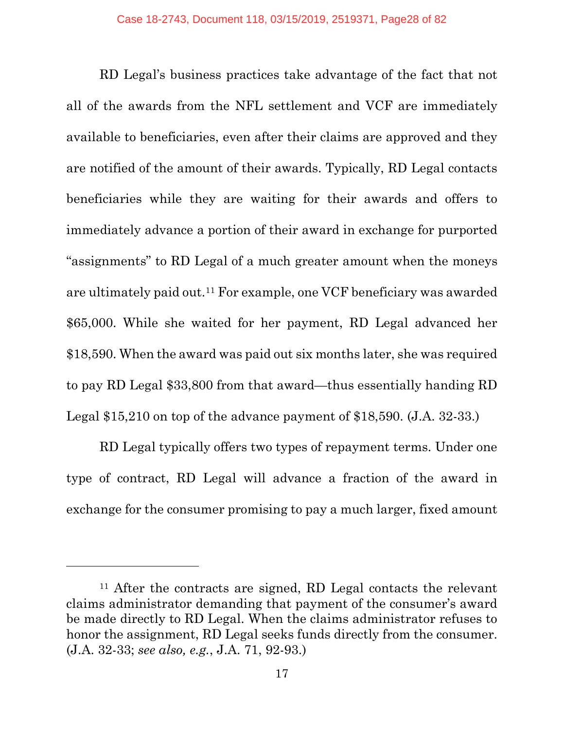RD Legal's business practices take advantage of the fact that not all of the awards from the NFL settlement and VCF are immediately available to beneficiaries, even after their claims are approved and they are notified of the amount of their awards. Typically, RD Legal contacts beneficiaries while they are waiting for their awards and offers to immediately advance a portion of their award in exchange for purported "assignments" to RD Legal of a much greater amount when the moneys are ultimately paid out.[11] For example, one VCF beneficiary was awarded $65,000. While she waited for her payment, RD Legal advanced her $18,590. When the award was paid out six months later, she was required to pay RD Legal $33,800 from that award—thus essentially handing RD Legal $15,210 on top of the advance payment of $18,590. (J.A. 32-33.)

RD Legal typically offers two types of repayment terms. Under one type of contract, RD Legal will advance a fraction of the award in exchange for the consumer promising to pay a much larger, fixed amount

---

[11] After the contracts are signed, RD Legal contacts the relevant claims administrator demanding that payment of the consumer's award be made directly to RD Legal. When the claims administrator refuses to honor the assignment, RD Legal seeks funds directly from the consumer. (J.A. 32-33; *see also, e.g.*, J.A. 71, 92-93.)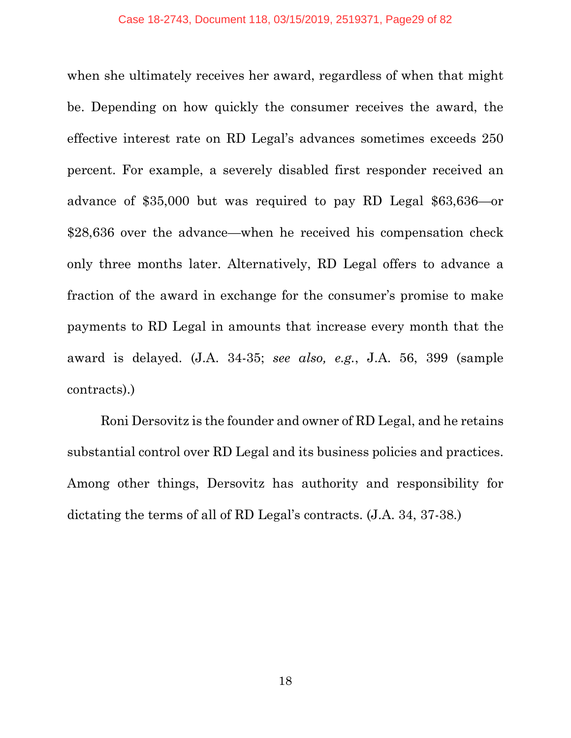when she ultimately receives her award, regardless of when that might be. Depending on how quickly the consumer receives the award, the effective interest rate on RD Legal's advances sometimes exceeds 250 percent. For example, a severely disabled first responder received an advance of $35,000 but was required to pay RD Legal $63,636—or $28,636 over the advance—when he received his compensation check only three months later. Alternatively, RD Legal offers to advance a fraction of the award in exchange for the consumer's promise to make payments to RD Legal in amounts that increase every month that the award is delayed. (J.A. 34-35; *see also, e.g.*, J.A. 56, 399 (sample contracts).)

Roni Dersovitz is the founder and owner of RD Legal, and he retains substantial control over RD Legal and its business policies and practices. Among other things, Dersovitz has authority and responsibility for dictating the terms of all of RD Legal's contracts. (J.A. 34, 37-38.)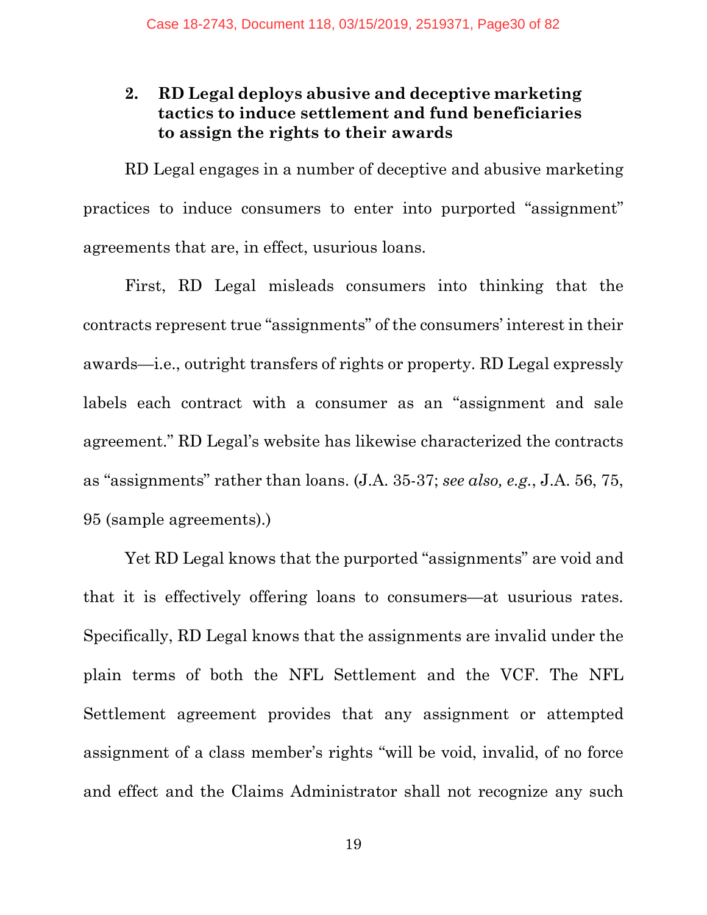### 2. RD Legal deploys abusive and deceptive marketing tactics to induce settlement and fund beneficiaries to assign the rights to their awards

RD Legal engages in a number of deceptive and abusive marketing practices to induce consumers to enter into purported "assignment" agreements that are, in effect, usurious loans.

First, RD Legal misleads consumers into thinking that the contracts represent true "assignments" of the consumers' interest in their awards—i.e., outright transfers of rights or property. RD Legal expressly labels each contract with a consumer as an "assignment and sale agreement." RD Legal's website has likewise characterized the contracts as "assignments" rather than loans. (J.A. 35-37; *see also, e.g.*, J.A. 56, 75, 95 (sample agreements).)

Yet RD Legal knows that the purported "assignments" are void and that it is effectively offering loans to consumers—at usurious rates. Specifically, RD Legal knows that the assignments are invalid under the plain terms of both the NFL Settlement and the VCF. The NFL Settlement agreement provides that any assignment or attempted assignment of a class member's rights "will be void, invalid, of no force and effect and the Claims Administrator shall not recognize any such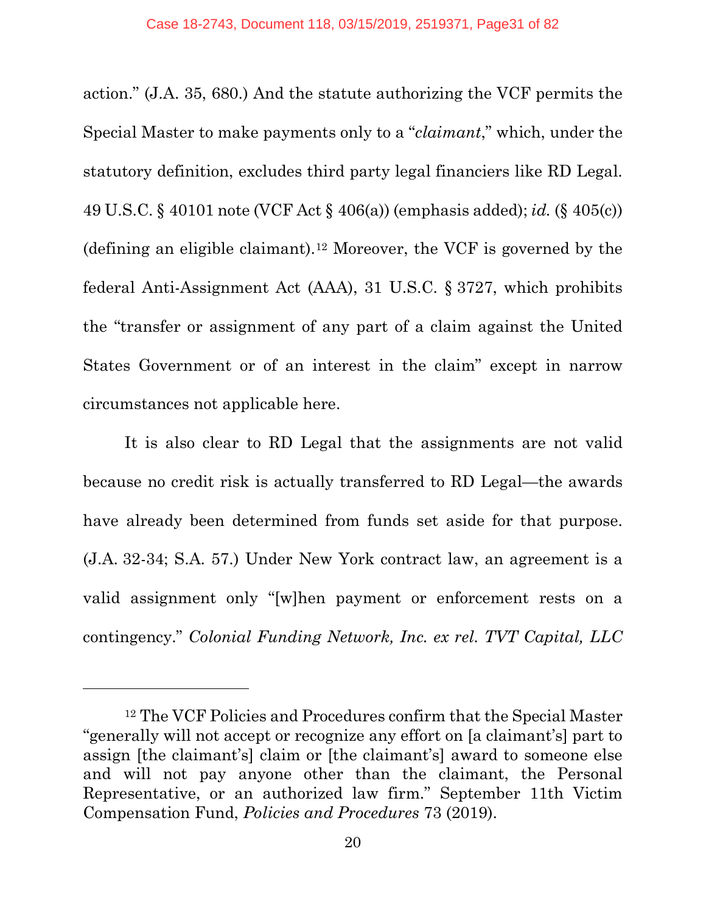action." (J.A. 35, 680.) And the statute authorizing the VCF permits the Special Master to make payments only to a "*claimant*," which, under the statutory definition, excludes third party legal financiers like RD Legal. 49 U.S.C. § 40101 note (VCF Act § 406(a)) (emphasis added); *id.* (§ 405(c)) (defining an eligible claimant).[12] Moreover, the VCF is governed by the federal Anti-Assignment Act (AAA), 31 U.S.C. § 3727, which prohibits the "transfer or assignment of any part of a claim against the United States Government or of an interest in the claim" except in narrow circumstances not applicable here.

It is also clear to RD Legal that the assignments are not valid because no credit risk is actually transferred to RD Legal—the awards have already been determined from funds set aside for that purpose. (J.A. 32-34; S.A. 57.) Under New York contract law, an agreement is a valid assignment only "[w]hen payment or enforcement rests on a contingency." *Colonial Funding Network, Inc. ex rel. TVT Capital, LLC*

---

[12] The VCF Policies and Procedures confirm that the Special Master "generally will not accept or recognize any effort on [a claimant's] part to assign [the claimant's] claim or [the claimant's] award to someone else and will not pay anyone other than the claimant, the Personal Representative, or an authorized law firm." September 11th Victim Compensation Fund, *Policies and Procedures* 73 (2019).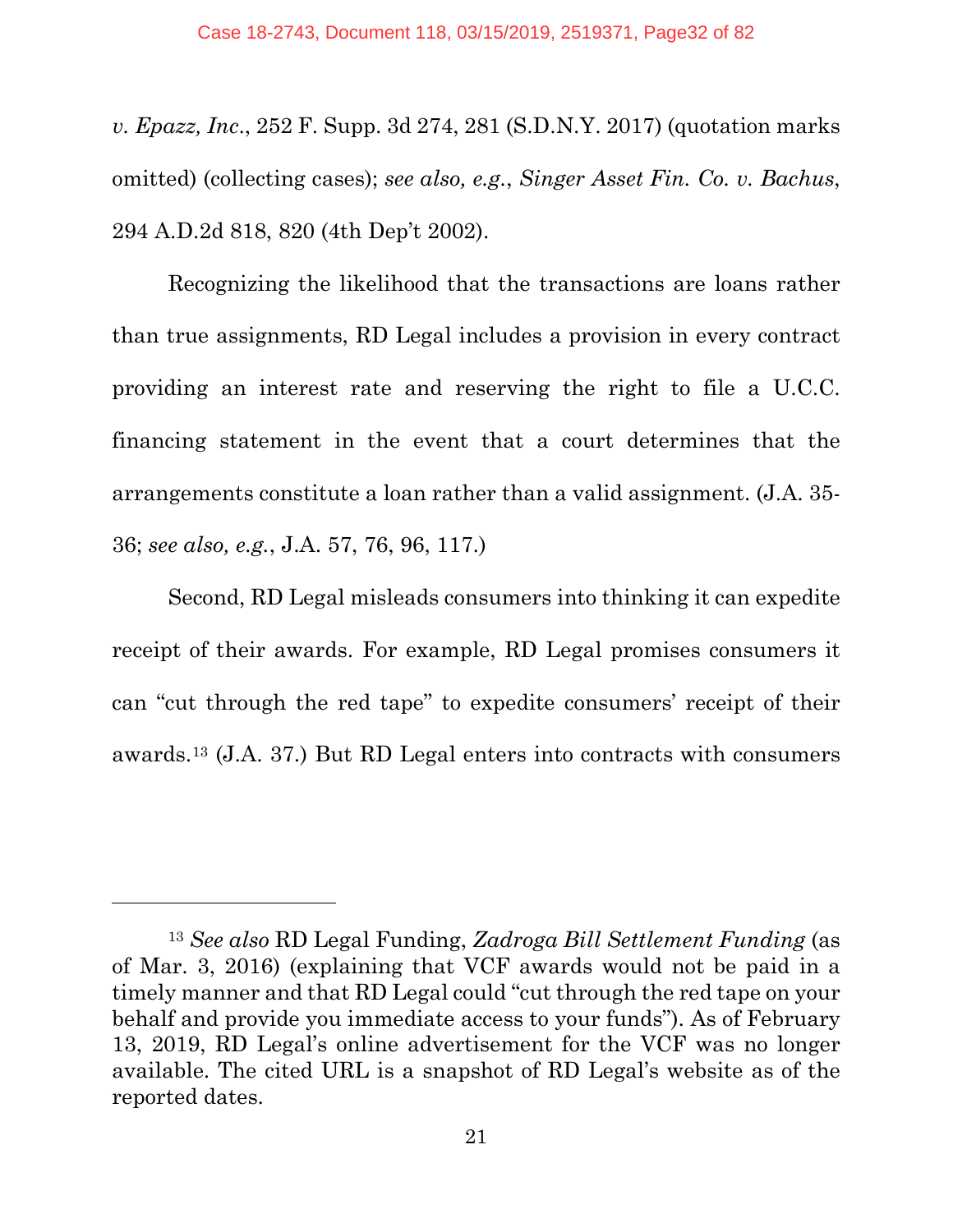*v. Epazz, Inc.*, 252 F. Supp. 3d 274, 281 (S.D.N.Y. 2017) (quotation marks omitted) (collecting cases); *see also, e.g.*, *Singer Asset Fin. Co. v. Bachus*, 294 A.D.2d 818, 820 (4th Dep't 2002).

Recognizing the likelihood that the transactions are loans rather than true assignments, RD Legal includes a provision in every contract providing an interest rate and reserving the right to file a U.C.C. financing statement in the event that a court determines that the arrangements constitute a loan rather than a valid assignment. (J.A. 35-36; *see also, e.g.*, J.A. 57, 76, 96, 117.)

Second, RD Legal misleads consumers into thinking it can expedite receipt of their awards. For example, RD Legal promises consumers it can "cut through the red tape" to expedite consumers' receipt of their awards.[13] (J.A. 37.) But RD Legal enters into contracts with consumers

---

[13] *See also* RD Legal Funding, *Zadroga Bill Settlement Funding* (as of Mar. 3, 2016) (explaining that VCF awards would not be paid in a timely manner and that RD Legal could "cut through the red tape on your behalf and provide you immediate access to your funds"). As of February 13, 2019, RD Legal's online advertisement for the VCF was no longer available. The cited URL is a snapshot of RD Legal's website as of the reported dates.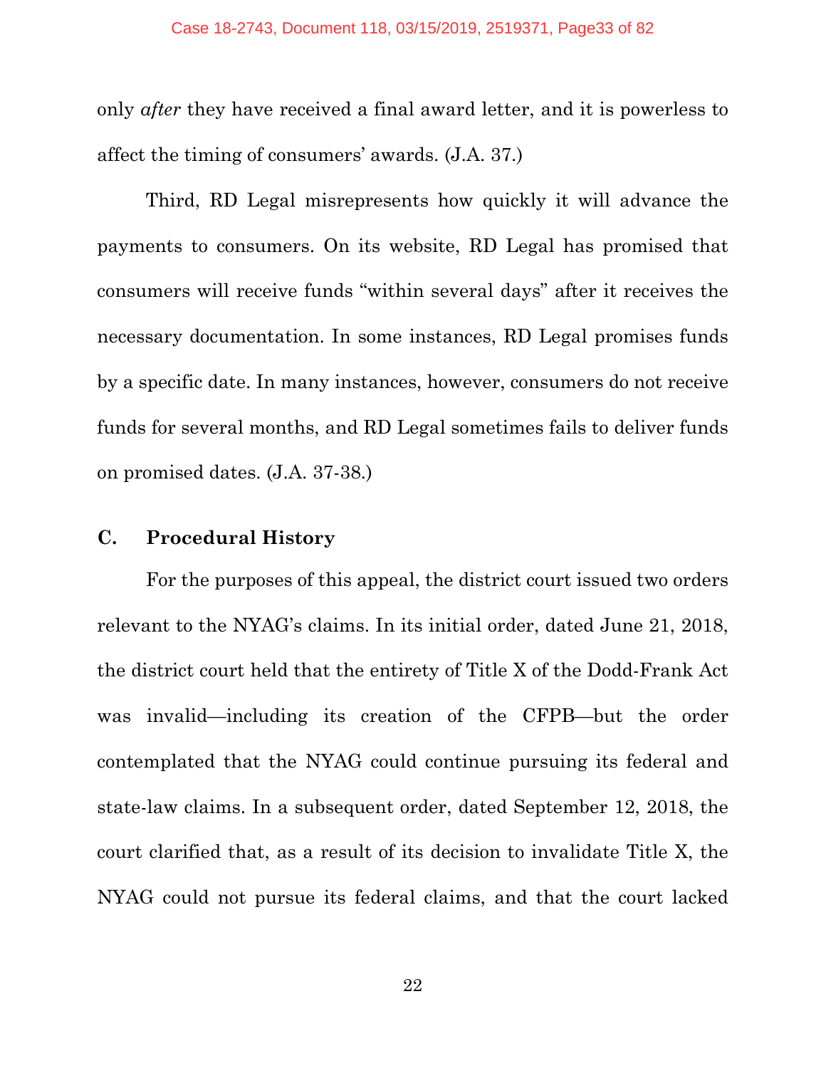only *after* they have received a final award letter, and it is powerless to affect the timing of consumers' awards. (J.A. 37.)

Third, RD Legal misrepresents how quickly it will advance the payments to consumers. On its website, RD Legal has promised that consumers will receive funds "within several days" after it receives the necessary documentation. In some instances, RD Legal promises funds by a specific date. In many instances, however, consumers do not receive funds for several months, and RD Legal sometimes fails to deliver funds on promised dates. (J.A. 37-38.)

### C. Procedural History

For the purposes of this appeal, the district court issued two orders relevant to the NYAG's claims. In its initial order, dated June 21, 2018, the district court held that the entirety of Title X of the Dodd-Frank Act was invalid—including its creation of the CFPB—but the order contemplated that the NYAG could continue pursuing its federal and state-law claims. In a subsequent order, dated September 12, 2018, the court clarified that, as a result of its decision to invalidate Title X, the NYAG could not pursue its federal claims, and that the court lacked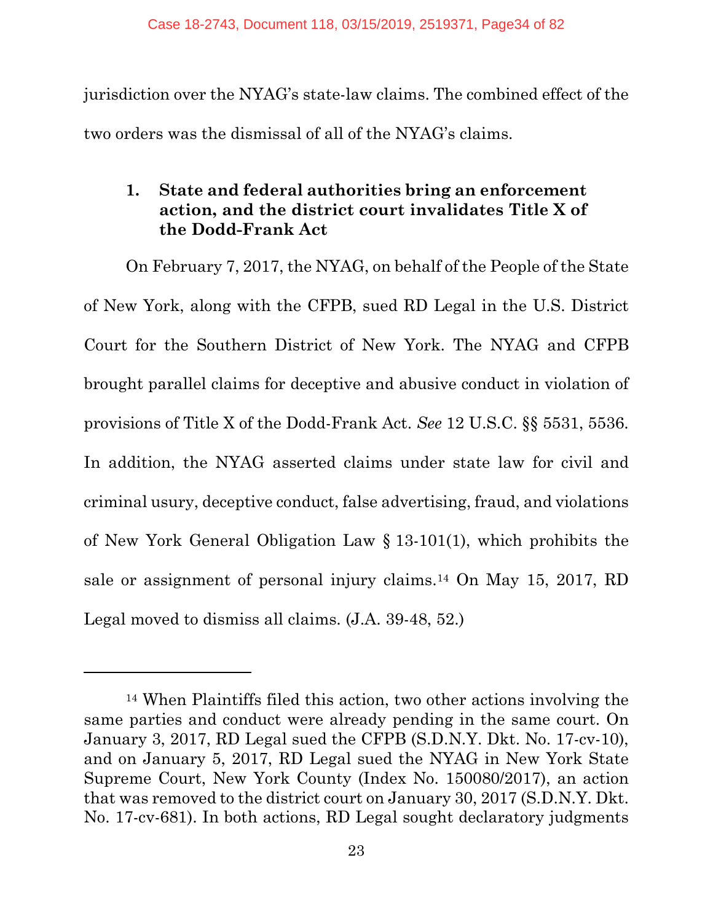jurisdiction over the NYAG's state-law claims. The combined effect of the two orders was the dismissal of all of the NYAG's claims.

### 1. State and federal authorities bring an enforcement action, and the district court invalidates Title X of the Dodd-Frank Act

On February 7, 2017, the NYAG, on behalf of the People of the State of New York, along with the CFPB, sued RD Legal in the U.S. District Court for the Southern District of New York. The NYAG and CFPB brought parallel claims for deceptive and abusive conduct in violation of provisions of Title X of the Dodd-Frank Act. *See* 12 U.S.C. §§ 5531, 5536. In addition, the NYAG asserted claims under state law for civil and criminal usury, deceptive conduct, false advertising, fraud, and violations of New York General Obligation Law § 13-101(1), which prohibits the sale or assignment of personal injury claims.[14] On May 15, 2017, RD Legal moved to dismiss all claims. (J.A. 39-48, 52.)

---

[14] When Plaintiffs filed this action, two other actions involving the same parties and conduct were already pending in the same court. On January 3, 2017, RD Legal sued the CFPB (S.D.N.Y. Dkt. No. 17-cv-10), and on January 5, 2017, RD Legal sued the NYAG in New York State Supreme Court, New York County (Index No. 150080/2017), an action that was removed to the district court on January 30, 2017 (S.D.N.Y. Dkt. No. 17-cv-681). In both actions, RD Legal sought declaratory judgments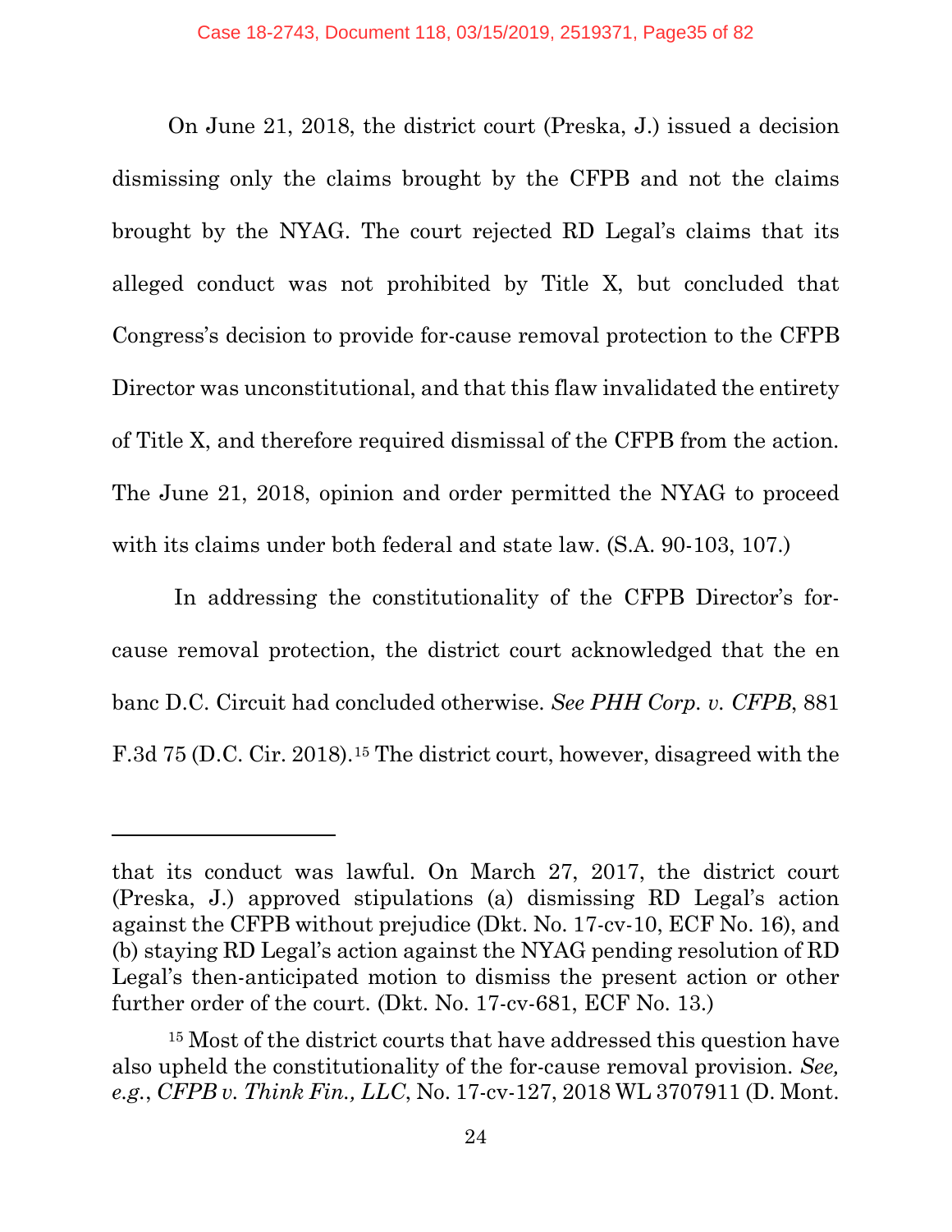On June 21, 2018, the district court (Preska, J.) issued a decision dismissing only the claims brought by the CFPB and not the claims brought by the NYAG. The court rejected RD Legal's claims that its alleged conduct was not prohibited by Title X, but concluded that Congress's decision to provide for-cause removal protection to the CFPB Director was unconstitutional, and that this flaw invalidated the entirety of Title X, and therefore required dismissal of the CFPB from the action. The June 21, 2018, opinion and order permitted the NYAG to proceed with its claims under both federal and state law. (S.A. 90-103, 107.)

In addressing the constitutionality of the CFPB Director's for-cause removal protection, the district court acknowledged that the en banc D.C. Circuit had concluded otherwise. *See PHH Corp. v. CFPB*, 881 F.3d 75 (D.C. Cir. 2018).[15] The district court, however, disagreed with the

---

that its conduct was lawful. On March 27, 2017, the district court (Preska, J.) approved stipulations (a) dismissing RD Legal's action against the CFPB without prejudice (Dkt. No. 17-cv-10, ECF No. 16), and (b) staying RD Legal's action against the NYAG pending resolution of RD Legal's then-anticipated motion to dismiss the present action or other further order of the court. (Dkt. No. 17-cv-681, ECF No. 13.)

[15] Most of the district courts that have addressed this question have also upheld the constitutionality of the for-cause removal provision. *See, e.g.*, *CFPB v. Think Fin., LLC*, No. 17-cv-127, 2018 WL 3707911 (D. Mont.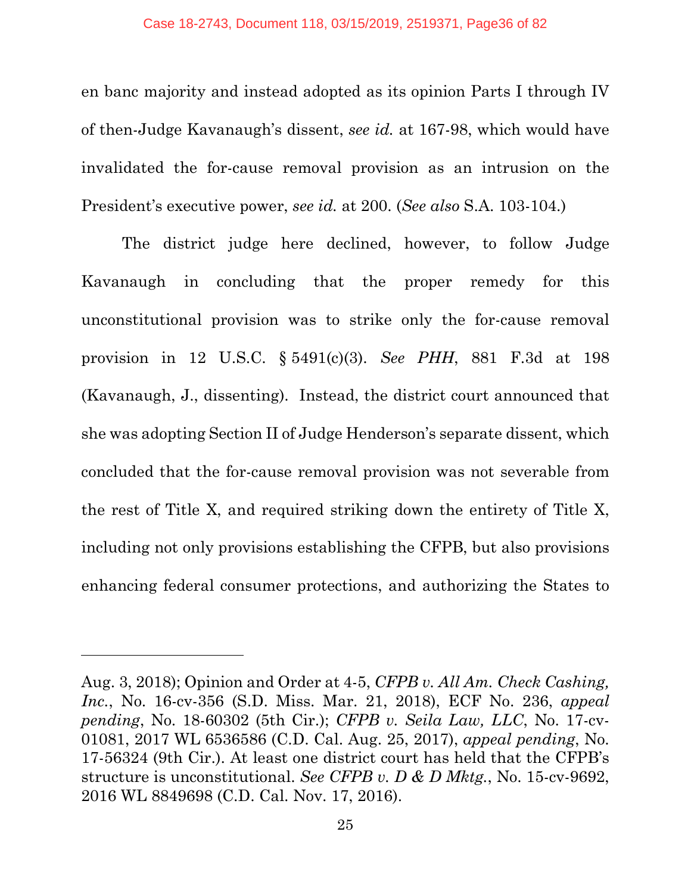en banc majority and instead adopted as its opinion Parts I through IV of then-Judge Kavanaugh's dissent, *see id.* at 167-98, which would have invalidated the for-cause removal provision as an intrusion on the President's executive power, *see id.* at 200. (*See also* S.A. 103-104.)

The district judge here declined, however, to follow Judge Kavanaugh in concluding that the proper remedy for this unconstitutional provision was to strike only the for-cause removal provision in 12 U.S.C. § 5491(c)(3). *See PHH*, 881 F.3d at 198 (Kavanaugh, J., dissenting). Instead, the district court announced that she was adopting Section II of Judge Henderson's separate dissent, which concluded that the for-cause removal provision was not severable from the rest of Title X, and required striking down the entirety of Title X, including not only provisions establishing the CFPB, but also provisions enhancing federal consumer protections, and authorizing the States to

---

Aug. 3, 2018); Opinion and Order at 4-5, *CFPB v. All Am. Check Cashing, Inc.*, No. 16-cv-356 (S.D. Miss. Mar. 21, 2018), ECF No. 236, *appeal pending*, No. 18-60302 (5th Cir.); *CFPB v. Seila Law, LLC*, No. 17-cv-01081, 2017 WL 6536586 (C.D. Cal. Aug. 25, 2017), *appeal pending*, No. 17-56324 (9th Cir.). At least one district court has held that the CFPB's structure is unconstitutional. *See CFPB v. D & D Mktg.*, No. 15-cv-9692, 2016 WL 8849698 (C.D. Cal. Nov. 17, 2016).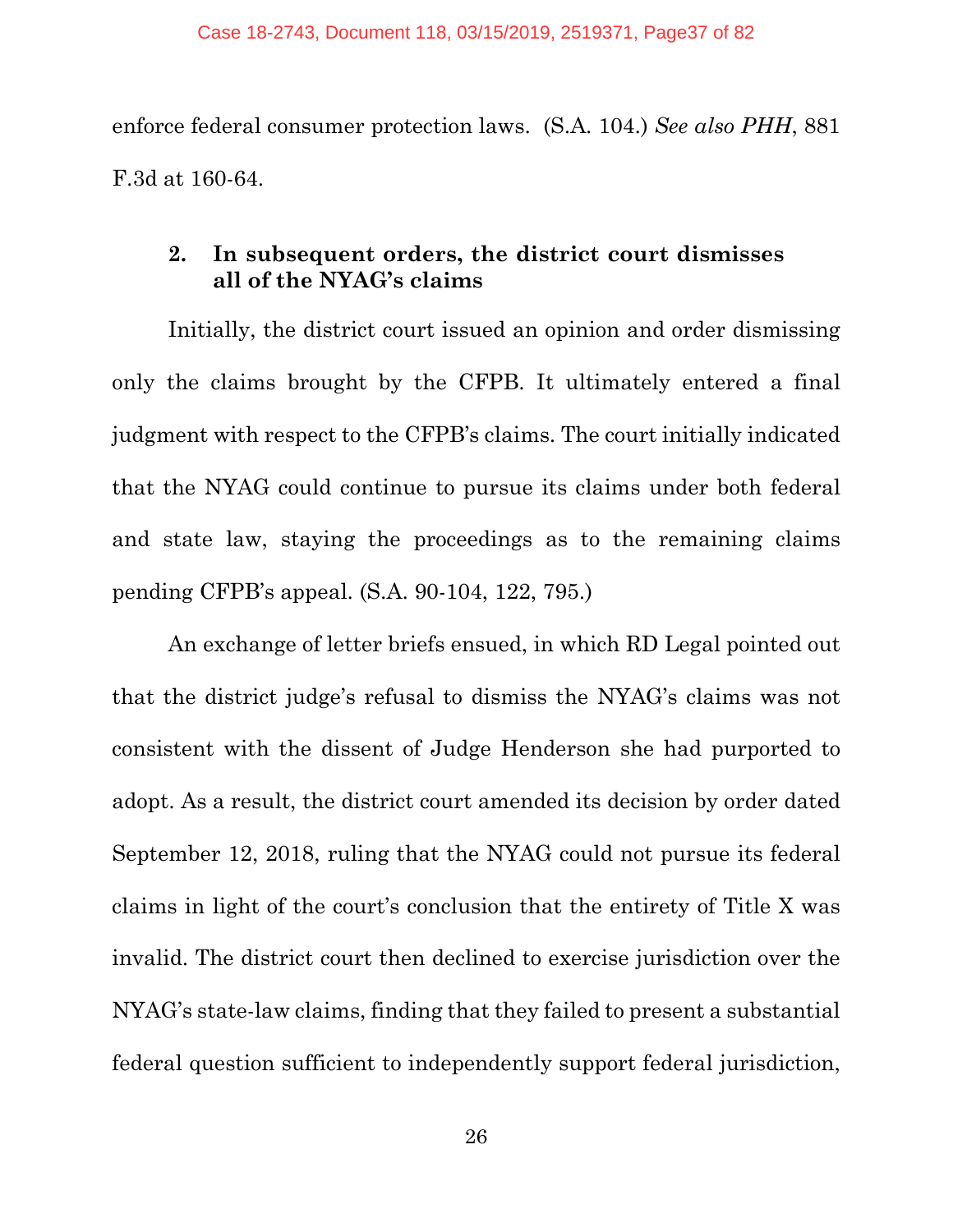enforce federal consumer protection laws. (S.A. 104.) *See also PHH*, 881 F.3d at 160-64.

### 2. In subsequent orders, the district court dismisses all of the NYAG's claims

Initially, the district court issued an opinion and order dismissing only the claims brought by the CFPB. It ultimately entered a final judgment with respect to the CFPB's claims. The court initially indicated that the NYAG could continue to pursue its claims under both federal and state law, staying the proceedings as to the remaining claims pending CFPB's appeal. (S.A. 90-104, 122, 795.)

An exchange of letter briefs ensued, in which RD Legal pointed out that the district judge's refusal to dismiss the NYAG's claims was not consistent with the dissent of Judge Henderson she had purported to adopt. As a result, the district court amended its decision by order dated September 12, 2018, ruling that the NYAG could not pursue its federal claims in light of the court's conclusion that the entirety of Title X was invalid. The district court then declined to exercise jurisdiction over the NYAG's state-law claims, finding that they failed to present a substantial federal question sufficient to independently support federal jurisdiction,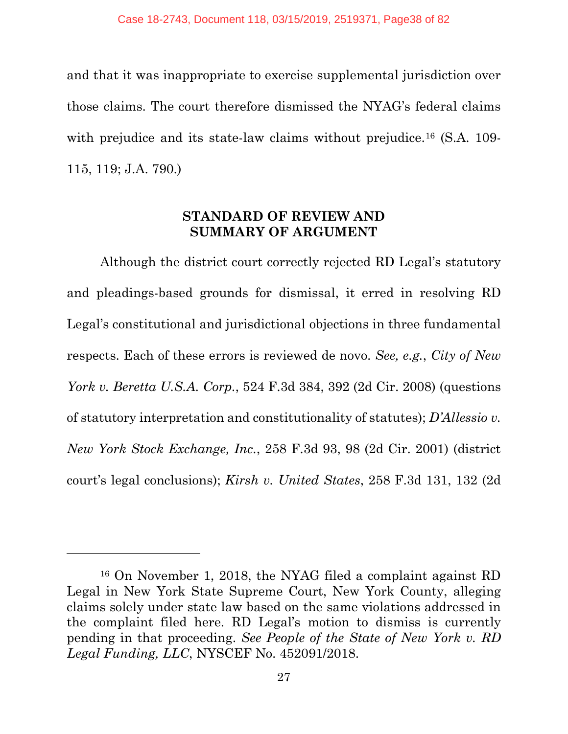and that it was inappropriate to exercise supplemental jurisdiction over those claims. The court therefore dismissed the NYAG's federal claims with prejudice and its state-law claims without prejudice.[16] (S.A. 109-115, 119; J.A. 790.)

## STANDARD OF REVIEW AND SUMMARY OF ARGUMENT

Although the district court correctly rejected RD Legal's statutory and pleadings-based grounds for dismissal, it erred in resolving RD Legal's constitutional and jurisdictional objections in three fundamental respects. Each of these errors is reviewed de novo. *See, e.g.*, *City of New York v. Beretta U.S.A. Corp.*, 524 F.3d 384, 392 (2d Cir. 2008) (questions of statutory interpretation and constitutionality of statutes); *D'Allessio v. New York Stock Exchange, Inc.*, 258 F.3d 93, 98 (2d Cir. 2001) (district court's legal conclusions); *Kirsh v. United States*, 258 F.3d 131, 132 (2d

---

[16] On November 1, 2018, the NYAG filed a complaint against RD Legal in New York State Supreme Court, New York County, alleging claims solely under state law based on the same violations addressed in the complaint filed here. RD Legal's motion to dismiss is currently pending in that proceeding. *See People of the State of New York v. RD Legal Funding, LLC*, NYSCEF No. 452091/2018.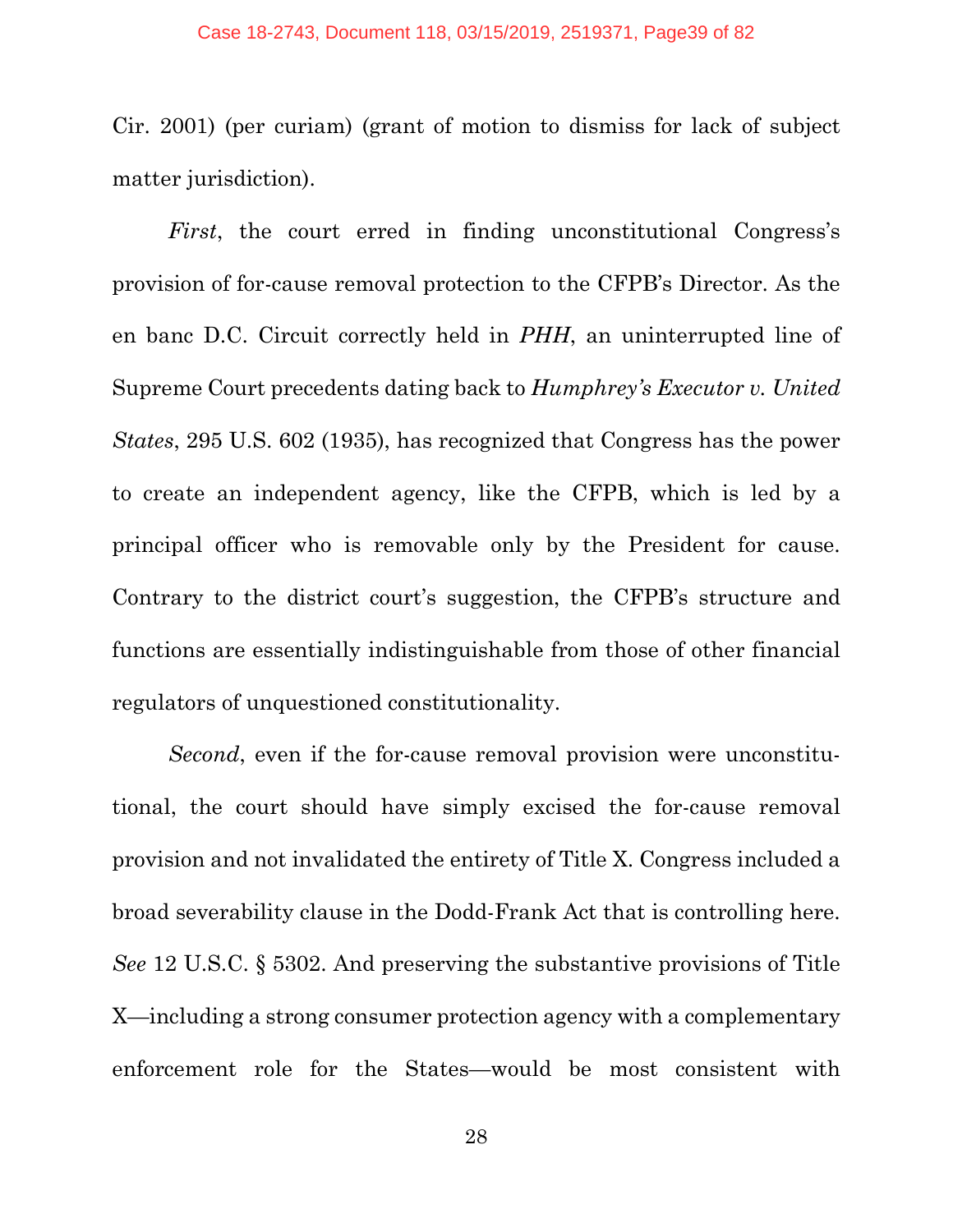Cir. 2001) (per curiam) (grant of motion to dismiss for lack of subject matter jurisdiction).

*First*, the court erred in finding unconstitutional Congress's provision of for-cause removal protection to the CFPB's Director. As the en banc D.C. Circuit correctly held in *PHH*, an uninterrupted line of Supreme Court precedents dating back to *Humphrey's Executor v. United States*, 295 U.S. 602 (1935), has recognized that Congress has the power to create an independent agency, like the CFPB, which is led by a principal officer who is removable only by the President for cause. Contrary to the district court's suggestion, the CFPB's structure and functions are essentially indistinguishable from those of other financial regulators of unquestioned constitutionality.

*Second*, even if the for-cause removal provision were unconstitutional, the court should have simply excised the for-cause removal provision and not invalidated the entirety of Title X. Congress included a broad severability clause in the Dodd-Frank Act that is controlling here. *See* 12 U.S.C. § 5302. And preserving the substantive provisions of Title X—including a strong consumer protection agency with a complementary enforcement role for the States—would be most consistent with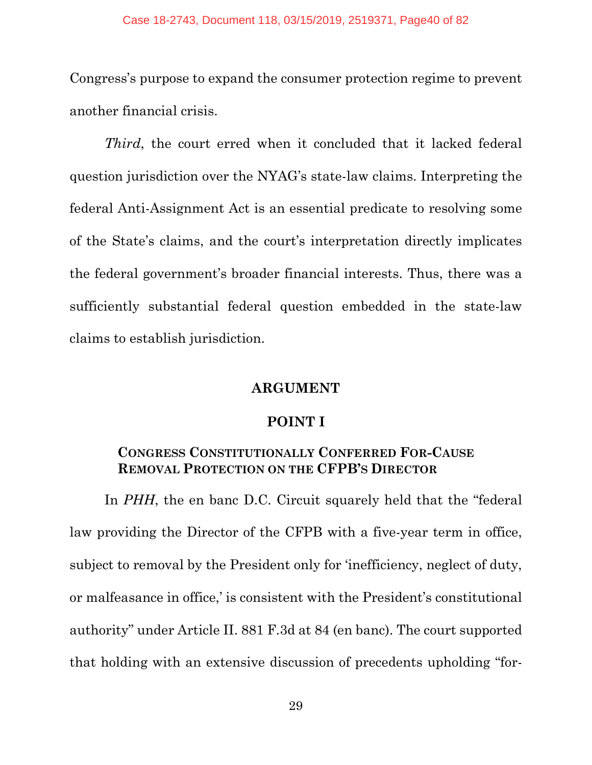Congress's purpose to expand the consumer protection regime to prevent another financial crisis.

*Third*, the court erred when it concluded that it lacked federal question jurisdiction over the NYAG's state-law claims. Interpreting the federal Anti-Assignment Act is an essential predicate to resolving some of the State's claims, and the court's interpretation directly implicates the federal government's broader financial interests. Thus, there was a sufficiently substantial federal question embedded in the state-law claims to establish jurisdiction.

## ARGUMENT

## POINT I

### CONGRESS CONSTITUTIONALLY CONFERRED FOR-CAUSE REMOVAL PROTECTION ON THE CFPB'S DIRECTOR

In *PHH*, the en banc D.C. Circuit squarely held that the "federal law providing the Director of the CFPB with a five-year term in office, subject to removal by the President only for 'inefficiency, neglect of duty, or malfeasance in office,' is consistent with the President's constitutional authority" under Article II. 881 F.3d at 84 (en banc). The court supported that holding with an extensive discussion of precedents upholding "for-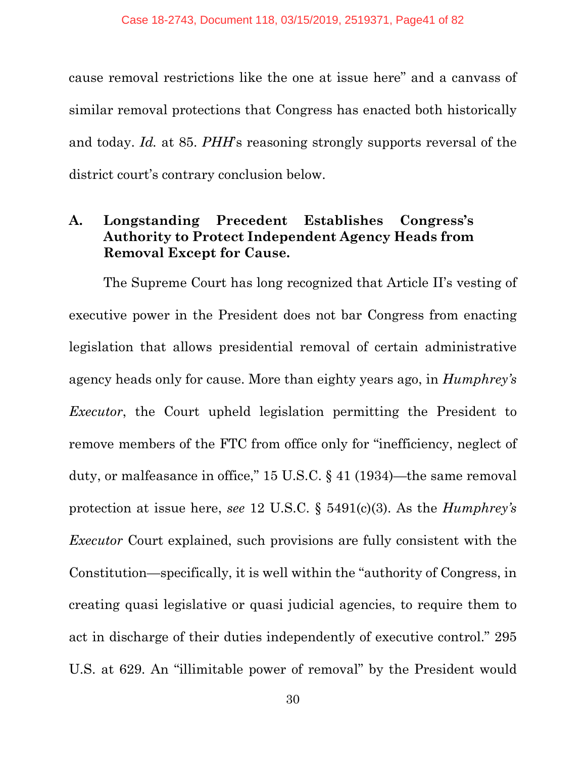cause removal restrictions like the one at issue here" and a canvass of similar removal protections that Congress has enacted both historically and today. *Id.* at 85. *PHH*'s reasoning strongly supports reversal of the district court's contrary conclusion below.

### A. Longstanding Precedent Establishes Congress's Authority to Protect Independent Agency Heads from Removal Except for Cause.

The Supreme Court has long recognized that Article II's vesting of executive power in the President does not bar Congress from enacting legislation that allows presidential removal of certain administrative agency heads only for cause. More than eighty years ago, in *Humphrey's Executor*, the Court upheld legislation permitting the President to remove members of the FTC from office only for "inefficiency, neglect of duty, or malfeasance in office," 15 U.S.C. § 41 (1934)—the same removal protection at issue here, *see* 12 U.S.C. § 5491(c)(3). As the *Humphrey's Executor* Court explained, such provisions are fully consistent with the Constitution—specifically, it is well within the "authority of Congress, in creating quasi legislative or quasi judicial agencies, to require them to act in discharge of their duties independently of executive control." 295 U.S. at 629. An "illimitable power of removal" by the President would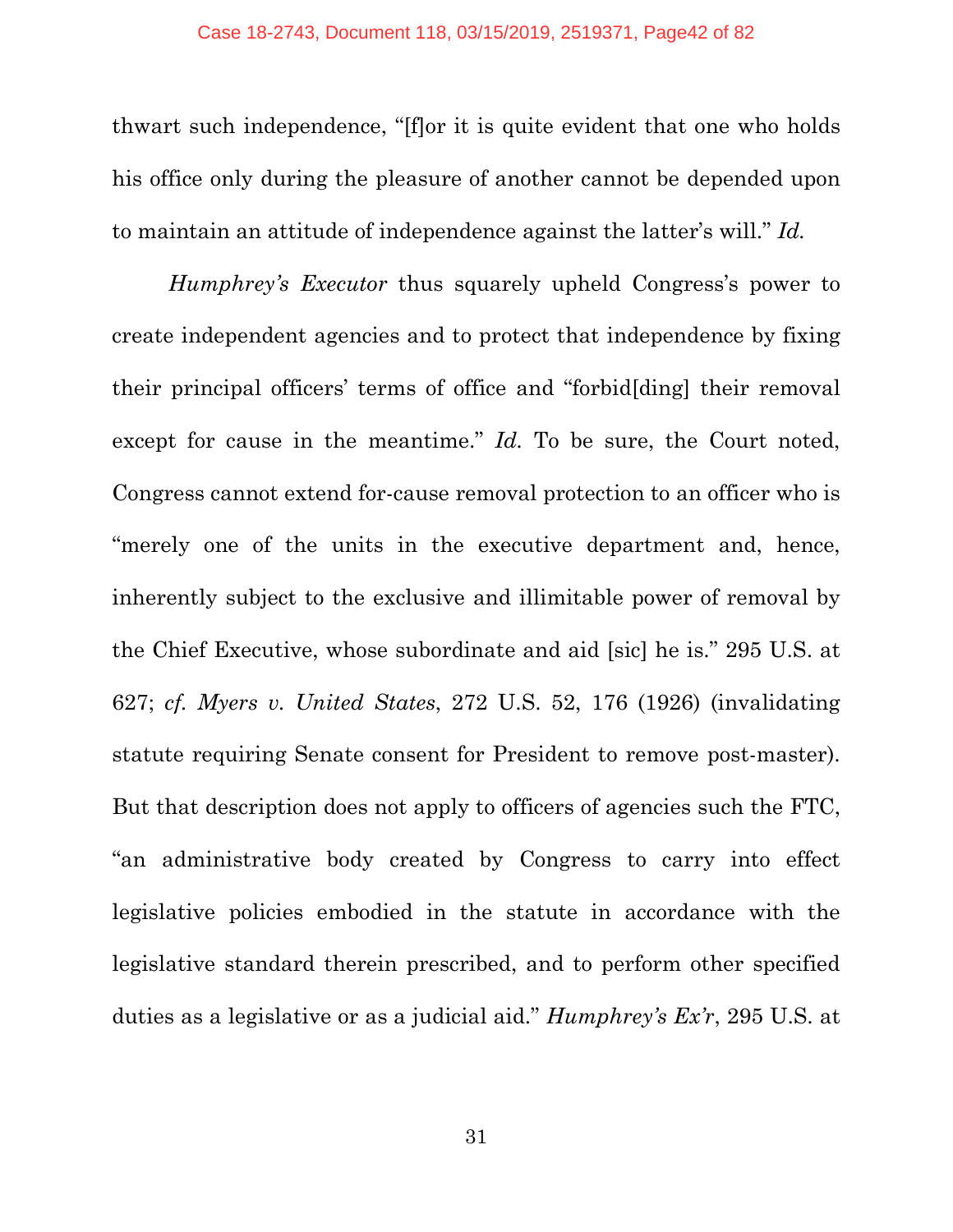thwart such independence, "[f]or it is quite evident that one who holds his office only during the pleasure of another cannot be depended upon to maintain an attitude of independence against the latter's will." *Id.*

*Humphrey's Executor* thus squarely upheld Congress's power to create independent agencies and to protect that independence by fixing their principal officers' terms of office and "forbid[ding] their removal except for cause in the meantime." *Id.* To be sure, the Court noted, Congress cannot extend for-cause removal protection to an officer who is "merely one of the units in the executive department and, hence, inherently subject to the exclusive and illimitable power of removal by the Chief Executive, whose subordinate and aid [sic] he is." 295 U.S. at 627; *cf. Myers v. United States*, 272 U.S. 52, 176 (1926) (invalidating statute requiring Senate consent for President to remove post-master). But that description does not apply to officers of agencies such the FTC, "an administrative body created by Congress to carry into effect legislative policies embodied in the statute in accordance with the legislative standard therein prescribed, and to perform other specified duties as a legislative or as a judicial aid." *Humphrey's Ex'r*, 295 U.S. at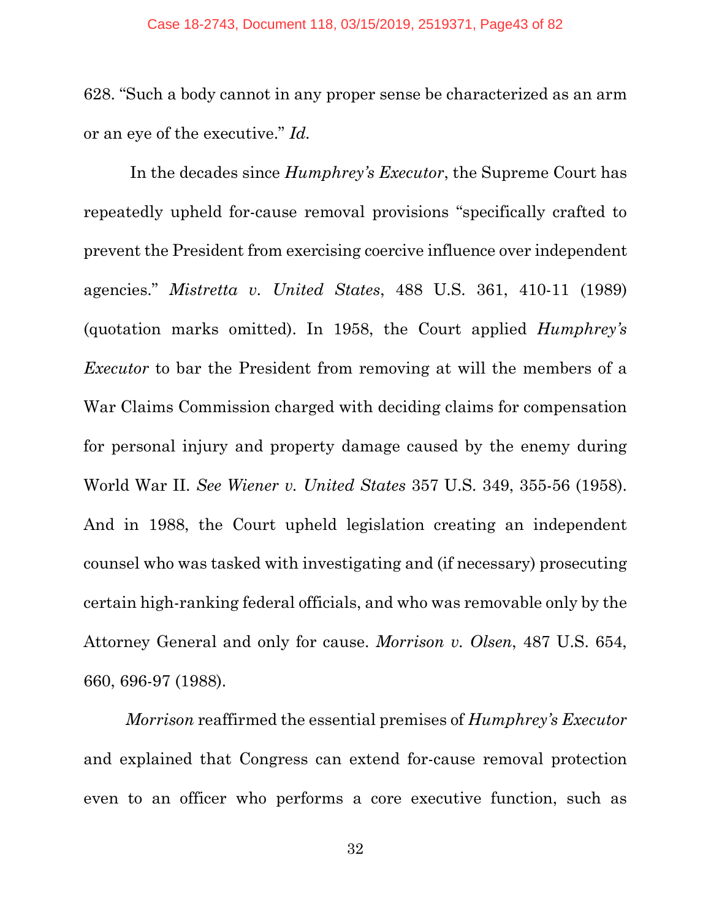628. "Such a body cannot in any proper sense be characterized as an arm or an eye of the executive." *Id.*

In the decades since *Humphrey's Executor*, the Supreme Court has repeatedly upheld for-cause removal provisions "specifically crafted to prevent the President from exercising coercive influence over independent agencies." *Mistretta v. United States*, 488 U.S. 361, 410-11 (1989) (quotation marks omitted). In 1958, the Court applied *Humphrey's Executor* to bar the President from removing at will the members of a War Claims Commission charged with deciding claims for compensation for personal injury and property damage caused by the enemy during World War II. *See Wiener v. United States* 357 U.S. 349, 355-56 (1958). And in 1988, the Court upheld legislation creating an independent counsel who was tasked with investigating and (if necessary) prosecuting certain high-ranking federal officials, and who was removable only by the Attorney General and only for cause. *Morrison v. Olsen*, 487 U.S. 654, 660, 696-97 (1988).

*Morrison* reaffirmed the essential premises of *Humphrey's Executor* and explained that Congress can extend for-cause removal protection even to an officer who performs a core executive function, such as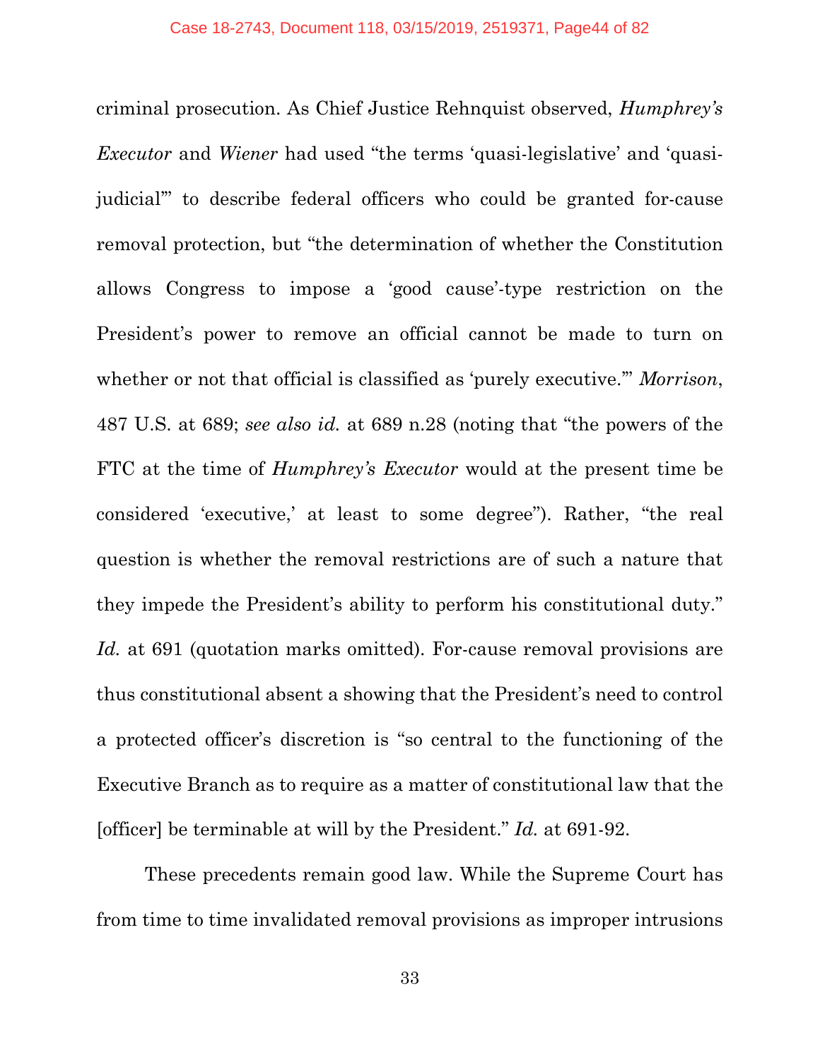criminal prosecution. As Chief Justice Rehnquist observed, *Humphrey's Executor* and *Wiener* had used "the terms 'quasi-legislative' and 'quasi-judicial'" to describe federal officers who could be granted for-cause removal protection, but "the determination of whether the Constitution allows Congress to impose a 'good cause'-type restriction on the President's power to remove an official cannot be made to turn on whether or not that official is classified as 'purely executive.'" *Morrison*, 487 U.S. at 689; *see also id.* at 689 n.28 (noting that "the powers of the FTC at the time of *Humphrey's Executor* would at the present time be considered 'executive,' at least to some degree"). Rather, "the real question is whether the removal restrictions are of such a nature that they impede the President's ability to perform his constitutional duty." *Id.* at 691 (quotation marks omitted). For-cause removal provisions are thus constitutional absent a showing that the President's need to control a protected officer's discretion is "so central to the functioning of the Executive Branch as to require as a matter of constitutional law that the [officer] be terminable at will by the President." *Id.* at 691-92.

These precedents remain good law. While the Supreme Court has from time to time invalidated removal provisions as improper intrusions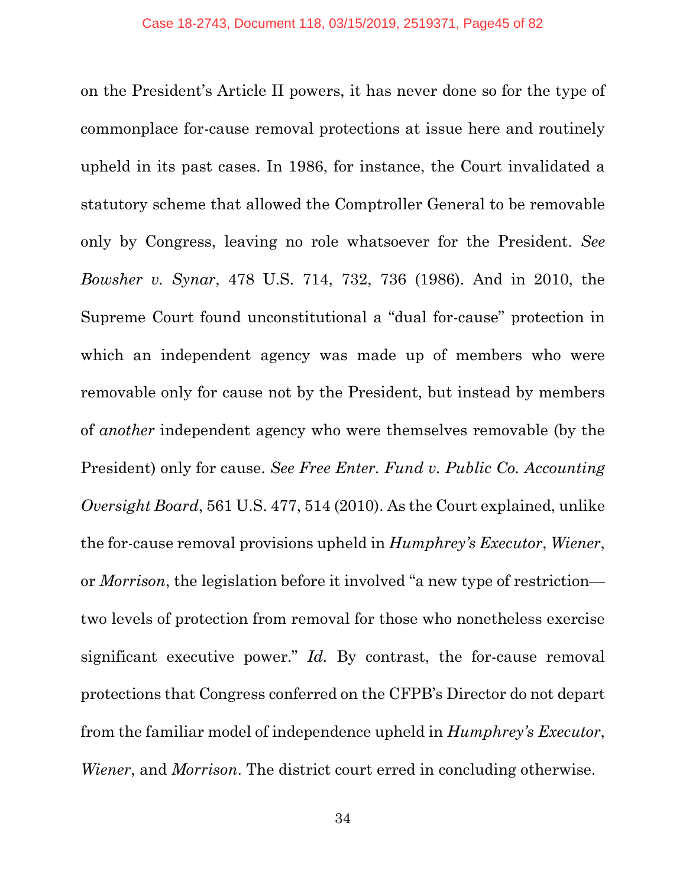on the President's Article II powers, it has never done so for the type of commonplace for-cause removal protections at issue here and routinely upheld in its past cases. In 1986, for instance, the Court invalidated a statutory scheme that allowed the Comptroller General to be removable only by Congress, leaving no role whatsoever for the President. *See Bowsher v. Synar*, 478 U.S. 714, 732, 736 (1986). And in 2010, the Supreme Court found unconstitutional a "dual for-cause" protection in which an independent agency was made up of members who were removable only for cause not by the President, but instead by members of *another* independent agency who were themselves removable (by the President) only for cause. *See Free Enter. Fund v. Public Co. Accounting Oversight Board*, 561 U.S. 477, 514 (2010). As the Court explained, unlike the for-cause removal provisions upheld in *Humphrey's Executor*, *Wiener*, or *Morrison*, the legislation before it involved "a new type of restriction—two levels of protection from removal for those who nonetheless exercise significant executive power." *Id.* By contrast, the for-cause removal protections that Congress conferred on the CFPB's Director do not depart from the familiar model of independence upheld in *Humphrey's Executor*, *Wiener*, and *Morrison*. The district court erred in concluding otherwise.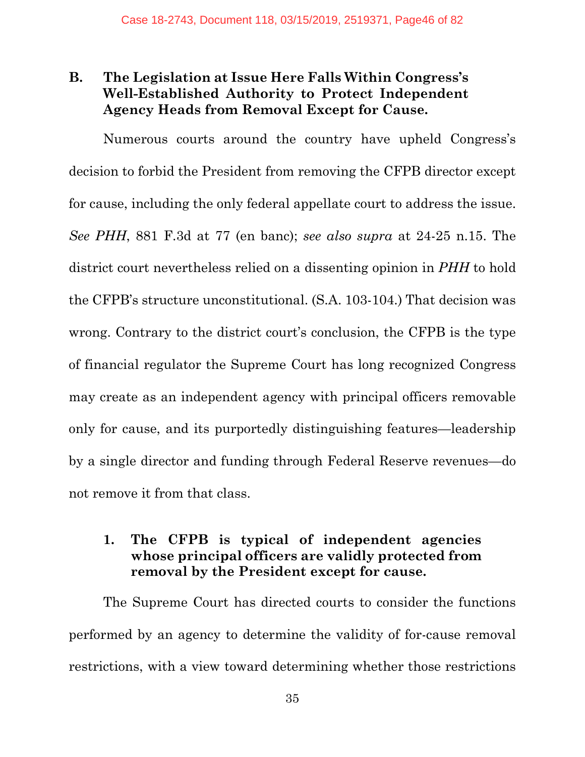### B. The Legislation at Issue Here Falls Within Congress's Well-Established Authority to Protect Independent Agency Heads from Removal Except for Cause.

Numerous courts around the country have upheld Congress's decision to forbid the President from removing the CFPB director except for cause, including the only federal appellate court to address the issue. *See PHH*, 881 F.3d at 77 (en banc); *see also supra* at 24-25 n.15. The district court nevertheless relied on a dissenting opinion in *PHH* to hold the CFPB's structure unconstitutional. (S.A. 103-104.) That decision was wrong. Contrary to the district court's conclusion, the CFPB is the type of financial regulator the Supreme Court has long recognized Congress may create as an independent agency with principal officers removable only for cause, and its purportedly distinguishing features—leadership by a single director and funding through Federal Reserve revenues—do not remove it from that class.

#### 1. The CFPB is typical of independent agencies whose principal officers are validly protected from removal by the President except for cause.

The Supreme Court has directed courts to consider the functions performed by an agency to determine the validity of for-cause removal restrictions, with a view toward determining whether those restrictions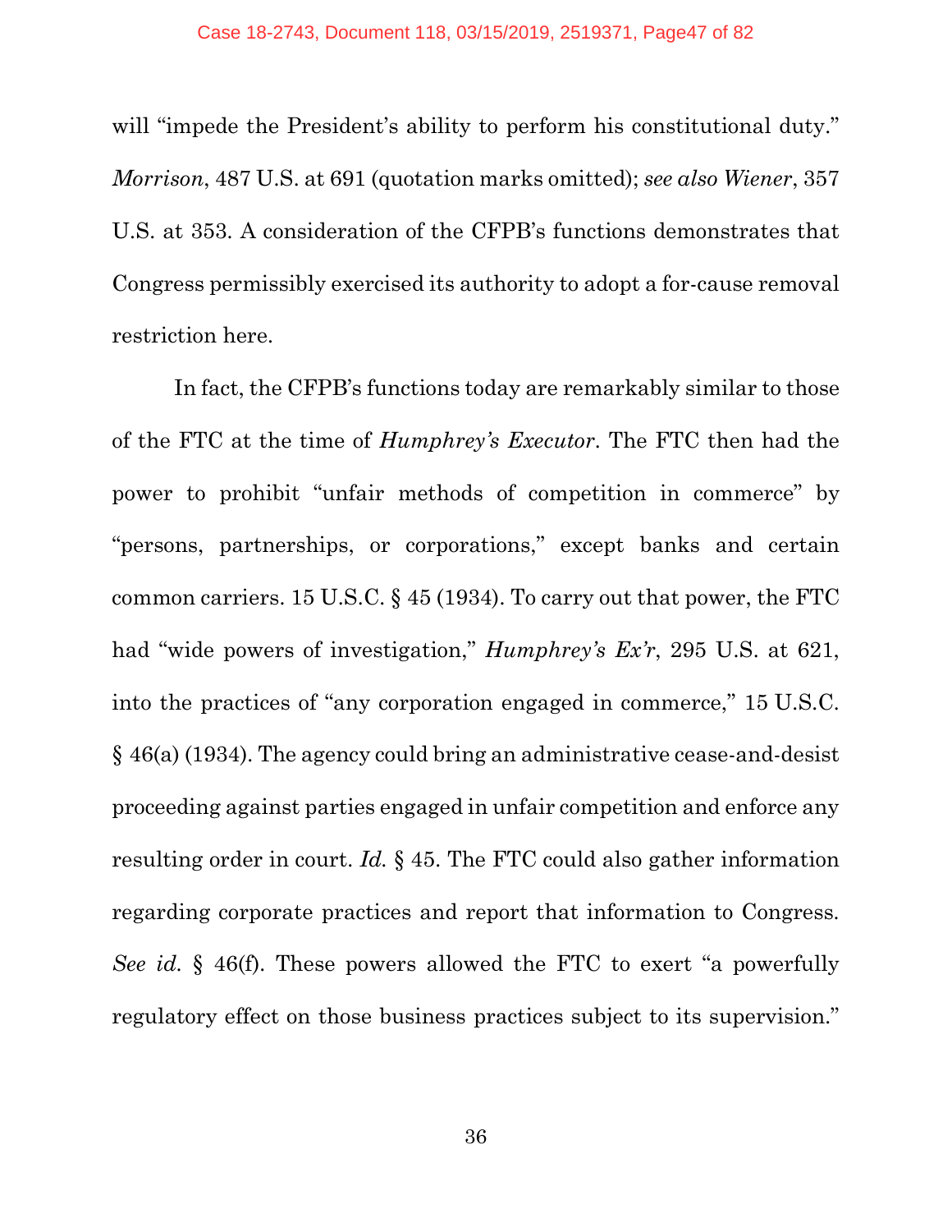will "impede the President's ability to perform his constitutional duty." *Morrison*, 487 U.S. at 691 (quotation marks omitted); *see also Wiener*, 357 U.S. at 353. A consideration of the CFPB's functions demonstrates that Congress permissibly exercised its authority to adopt a for-cause removal restriction here.

In fact, the CFPB's functions today are remarkably similar to those of the FTC at the time of *Humphrey's Executor*. The FTC then had the power to prohibit "unfair methods of competition in commerce" by "persons, partnerships, or corporations," except banks and certain common carriers. 15 U.S.C. § 45 (1934). To carry out that power, the FTC had "wide powers of investigation," *Humphrey's Ex'r*, 295 U.S. at 621, into the practices of "any corporation engaged in commerce," 15 U.S.C. § 46(a) (1934). The agency could bring an administrative cease-and-desist proceeding against parties engaged in unfair competition and enforce any resulting order in court. *Id.* § 45. The FTC could also gather information regarding corporate practices and report that information to Congress. *See id.* § 46(f). These powers allowed the FTC to exert "a powerfully regulatory effect on those business practices subject to its supervision."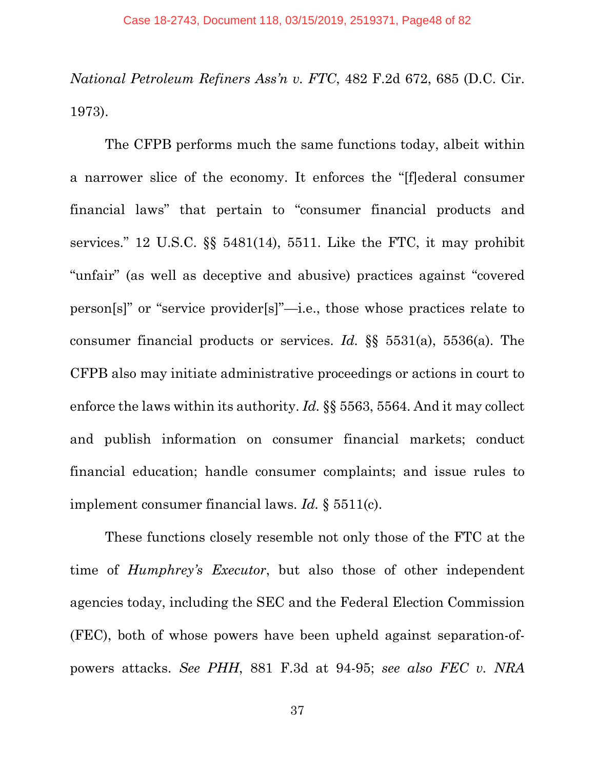*National Petroleum Refiners Ass'n v. FTC*, 482 F.2d 672, 685 (D.C. Cir. 1973).

The CFPB performs much the same functions today, albeit within a narrower slice of the economy. It enforces the "[f]ederal consumer financial laws" that pertain to "consumer financial products and services." 12 U.S.C. §§ 5481(14), 5511. Like the FTC, it may prohibit "unfair" (as well as deceptive and abusive) practices against "covered person[s]" or "service provider[s]"—i.e., those whose practices relate to consumer financial products or services. *Id.* §§ 5531(a), 5536(a). The CFPB also may initiate administrative proceedings or actions in court to enforce the laws within its authority. *Id.* §§ 5563, 5564. And it may collect and publish information on consumer financial markets; conduct financial education; handle consumer complaints; and issue rules to implement consumer financial laws. *Id.* § 5511(c).

These functions closely resemble not only those of the FTC at the time of *Humphrey's Executor*, but also those of other independent agencies today, including the SEC and the Federal Election Commission (FEC), both of whose powers have been upheld against separation-of-powers attacks. *See PHH*, 881 F.3d at 94-95; *see also FEC v. NRA*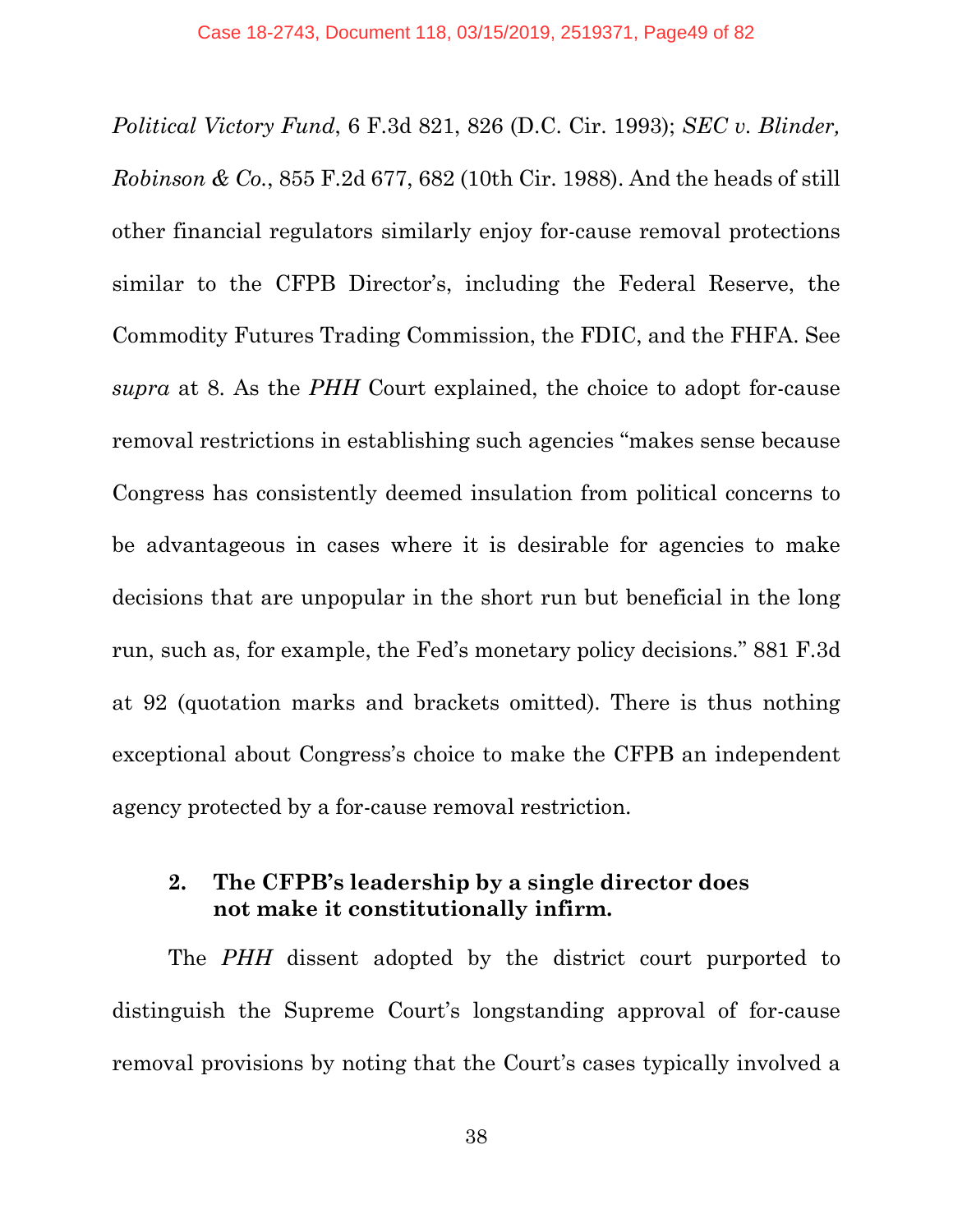*Political Victory Fund*, 6 F.3d 821, 826 (D.C. Cir. 1993); *SEC v. Blinder, Robinson & Co.*, 855 F.2d 677, 682 (10th Cir. 1988). And the heads of still other financial regulators similarly enjoy for-cause removal protections similar to the CFPB Director's, including the Federal Reserve, the Commodity Futures Trading Commission, the FDIC, and the FHFA. See *supra* at 8. As the *PHH* Court explained, the choice to adopt for-cause removal restrictions in establishing such agencies "makes sense because Congress has consistently deemed insulation from political concerns to be advantageous in cases where it is desirable for agencies to make decisions that are unpopular in the short run but beneficial in the long run, such as, for example, the Fed's monetary policy decisions." 881 F.3d at 92 (quotation marks and brackets omitted). There is thus nothing exceptional about Congress's choice to make the CFPB an independent agency protected by a for-cause removal restriction.

**2. The CFPB's leadership by a single director does not make it constitutionally infirm.**

The *PHH* dissent adopted by the district court purported to distinguish the Supreme Court's longstanding approval of for-cause removal provisions by noting that the Court's cases typically involved a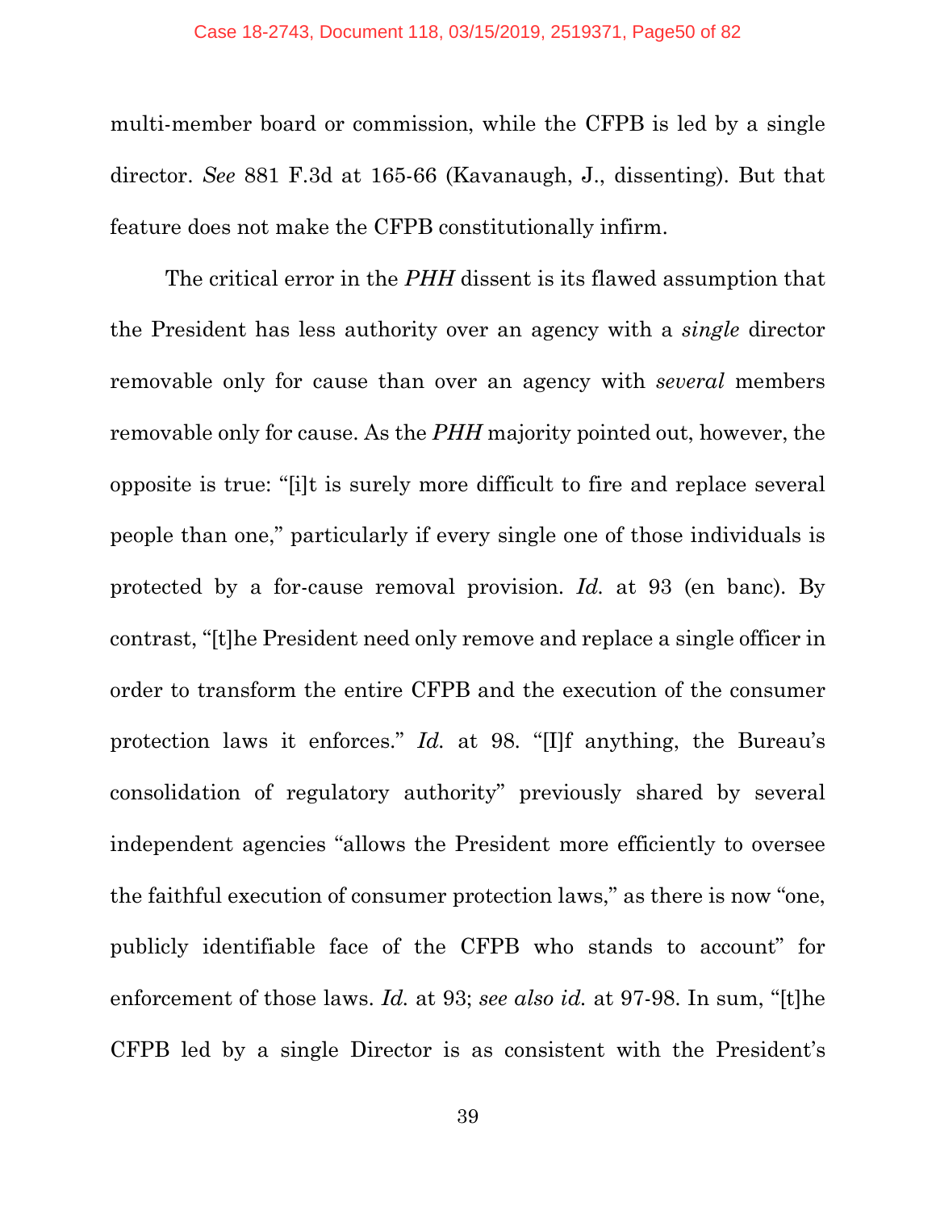multi-member board or commission, while the CFPB is led by a single director. *See* 881 F.3d at 165-66 (Kavanaugh, J., dissenting). But that feature does not make the CFPB constitutionally infirm.

The critical error in the *PHH* dissent is its flawed assumption that the President has less authority over an agency with a *single* director removable only for cause than over an agency with *several* members removable only for cause. As the *PHH* majority pointed out, however, the opposite is true: "[i]t is surely more difficult to fire and replace several people than one," particularly if every single one of those individuals is protected by a for-cause removal provision. *Id.* at 93 (en banc). By contrast, "[t]he President need only remove and replace a single officer in order to transform the entire CFPB and the execution of the consumer protection laws it enforces." *Id.* at 98. "[I]f anything, the Bureau's consolidation of regulatory authority" previously shared by several independent agencies "allows the President more efficiently to oversee the faithful execution of consumer protection laws," as there is now "one, publicly identifiable face of the CFPB who stands to account" for enforcement of those laws. *Id.* at 93; *see also id.* at 97-98. In sum, "[t]he CFPB led by a single Director is as consistent with the President's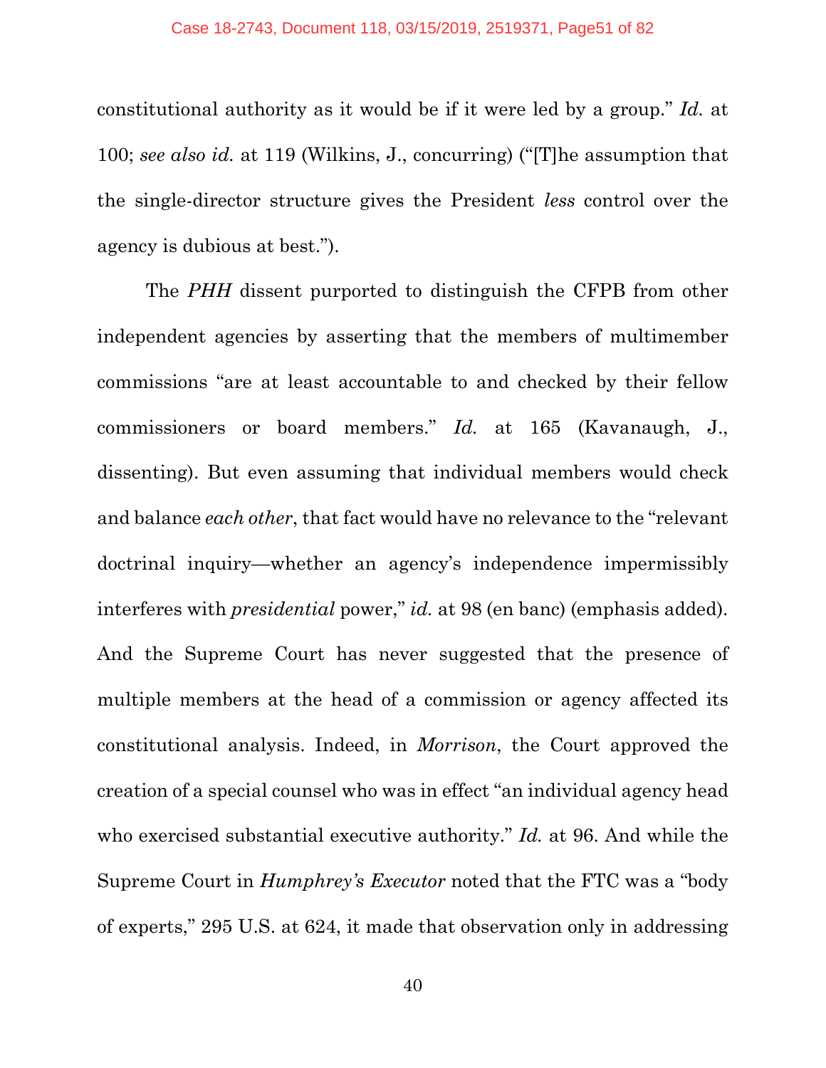constitutional authority as it would be if it were led by a group." *Id.* at 100; *see also id.* at 119 (Wilkins, J., concurring) ("[T]he assumption that the single-director structure gives the President *less* control over the agency is dubious at best.").

The *PHH* dissent purported to distinguish the CFPB from other independent agencies by asserting that the members of multimember commissions "are at least accountable to and checked by their fellow commissioners or board members." *Id.* at 165 (Kavanaugh, J., dissenting). But even assuming that individual members would check and balance *each other*, that fact would have no relevance to the "relevant doctrinal inquiry—whether an agency's independence impermissibly interferes with *presidential* power," *id.* at 98 (en banc) (emphasis added). And the Supreme Court has never suggested that the presence of multiple members at the head of a commission or agency affected its constitutional analysis. Indeed, in *Morrison*, the Court approved the creation of a special counsel who was in effect "an individual agency head who exercised substantial executive authority." *Id.* at 96. And while the Supreme Court in *Humphrey's Executor* noted that the FTC was a "body of experts," 295 U.S. at 624, it made that observation only in addressing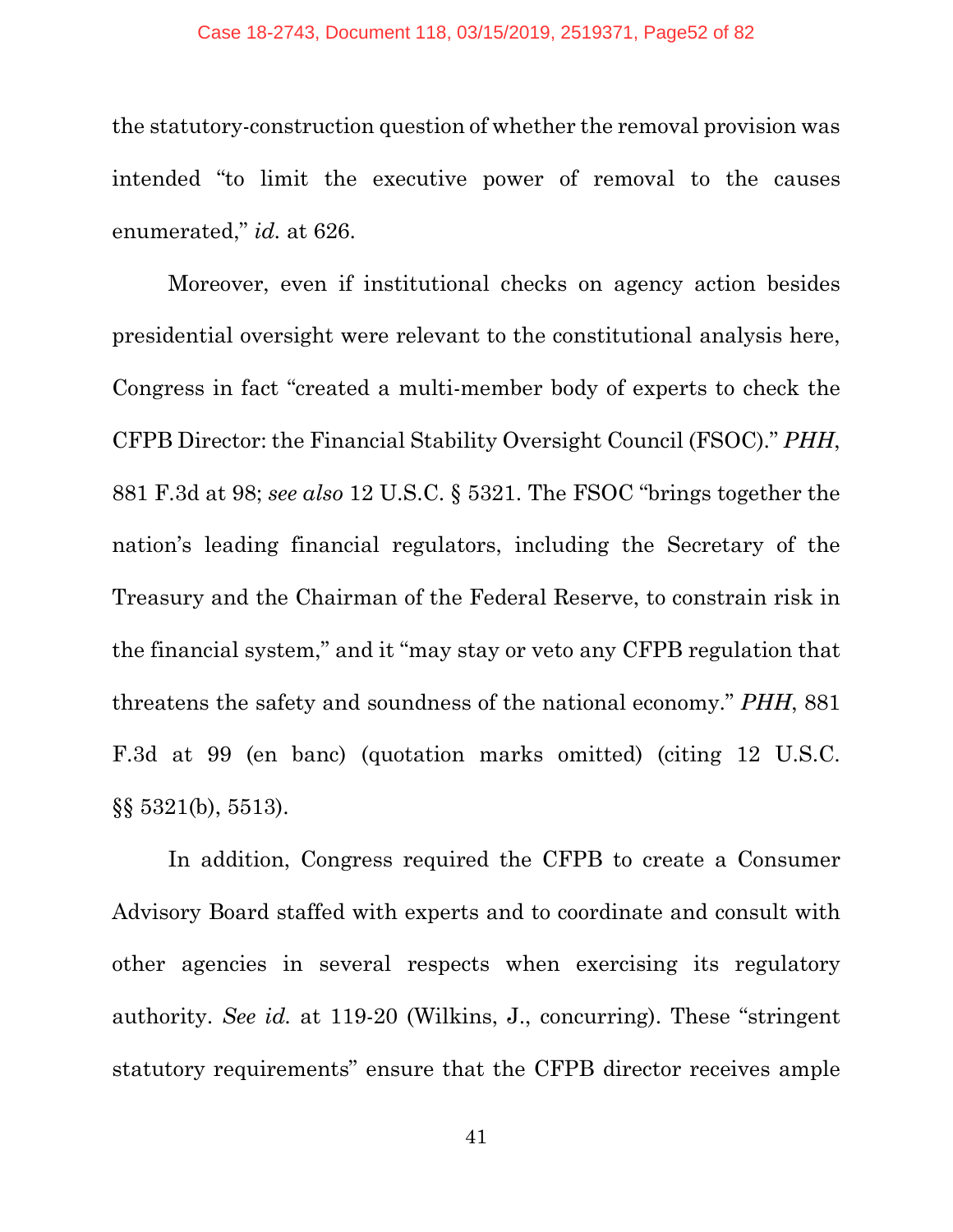the statutory-construction question of whether the removal provision was intended "to limit the executive power of removal to the causes enumerated," *id.* at 626.

Moreover, even if institutional checks on agency action besides presidential oversight were relevant to the constitutional analysis here, Congress in fact "created a multi-member body of experts to check the CFPB Director: the Financial Stability Oversight Council (FSOC)." *PHH*, 881 F.3d at 98; *see also* 12 U.S.C. § 5321. The FSOC "brings together the nation's leading financial regulators, including the Secretary of the Treasury and the Chairman of the Federal Reserve, to constrain risk in the financial system," and it "may stay or veto any CFPB regulation that threatens the safety and soundness of the national economy." *PHH*, 881 F.3d at 99 (en banc) (quotation marks omitted) (citing 12 U.S.C. §§ 5321(b), 5513).

In addition, Congress required the CFPB to create a Consumer Advisory Board staffed with experts and to coordinate and consult with other agencies in several respects when exercising its regulatory authority. *See id.* at 119-20 (Wilkins, J., concurring). These "stringent statutory requirements" ensure that the CFPB director receives ample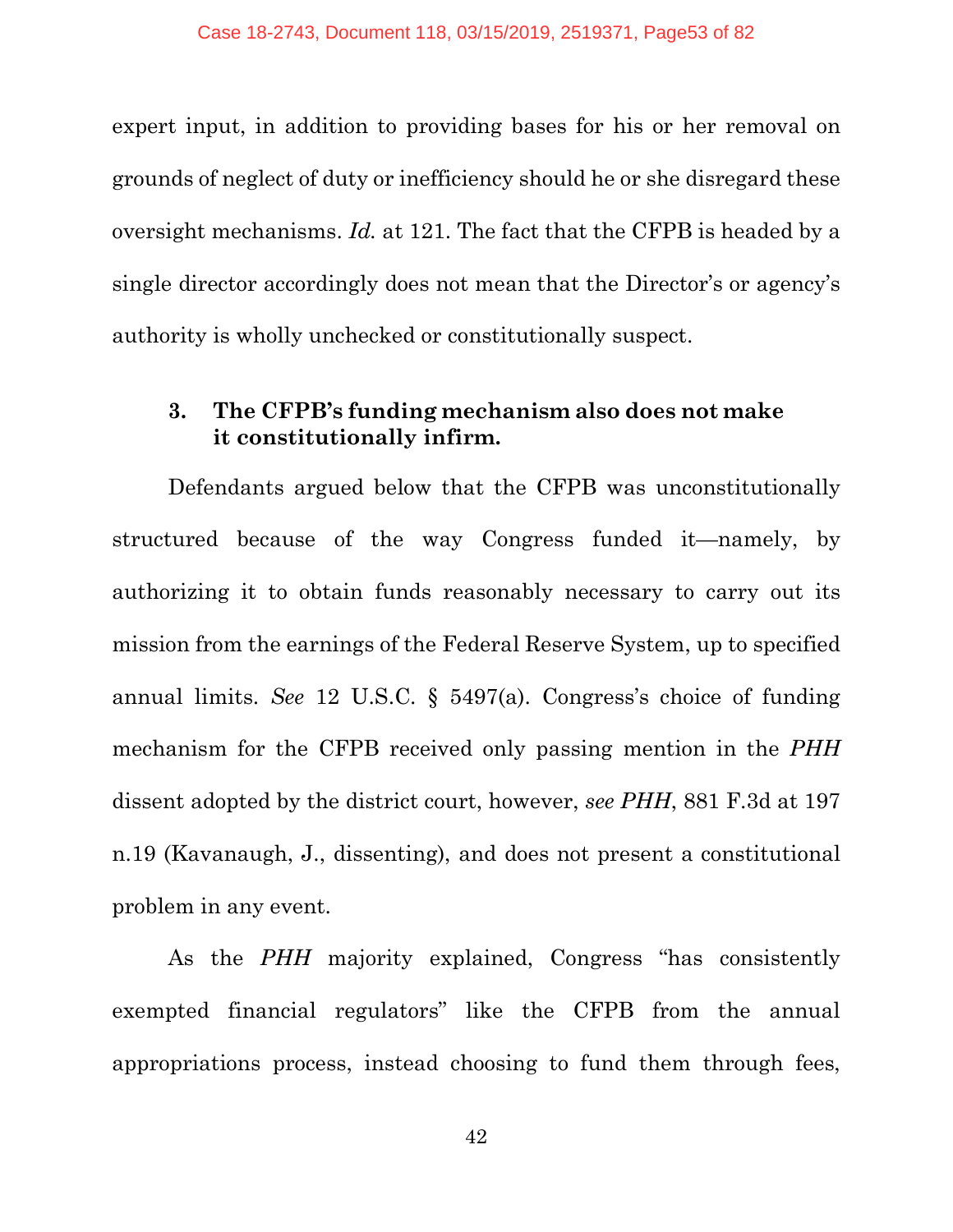expert input, in addition to providing bases for his or her removal on grounds of neglect of duty or inefficiency should he or she disregard these oversight mechanisms. *Id.* at 121. The fact that the CFPB is headed by a single director accordingly does not mean that the Director's or agency's authority is wholly unchecked or constitutionally suspect.

### 3. The CFPB's funding mechanism also does not make it constitutionally infirm.

Defendants argued below that the CFPB was unconstitutionally structured because of the way Congress funded it—namely, by authorizing it to obtain funds reasonably necessary to carry out its mission from the earnings of the Federal Reserve System, up to specified annual limits. *See* 12 U.S.C. § 5497(a). Congress's choice of funding mechanism for the CFPB received only passing mention in the *PHH* dissent adopted by the district court, however, *see PHH*, 881 F.3d at 197 n.19 (Kavanaugh, J., dissenting), and does not present a constitutional problem in any event.

As the *PHH* majority explained, Congress "has consistently exempted financial regulators" like the CFPB from the annual appropriations process, instead choosing to fund them through fees,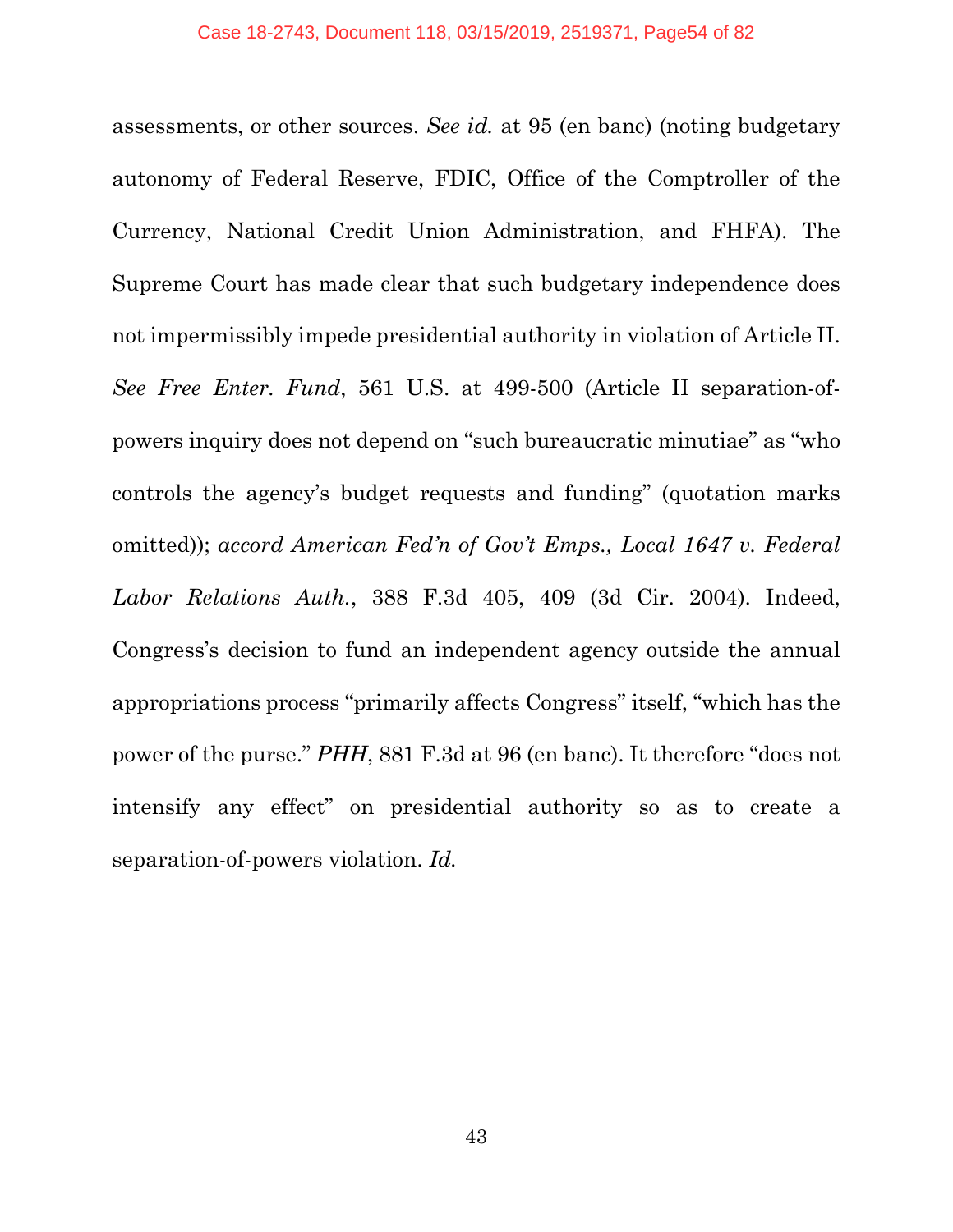assessments, or other sources. *See id.* at 95 (en banc) (noting budgetary autonomy of Federal Reserve, FDIC, Office of the Comptroller of the Currency, National Credit Union Administration, and FHFA). The Supreme Court has made clear that such budgetary independence does not impermissibly impede presidential authority in violation of Article II. *See Free Enter. Fund*, 561 U.S. at 499-500 (Article II separation-of-powers inquiry does not depend on "such bureaucratic minutiae" as "who controls the agency's budget requests and funding" (quotation marks omitted)); *accord American Fed'n of Gov't Emps., Local 1647 v. Federal Labor Relations Auth.*, 388 F.3d 405, 409 (3d Cir. 2004). Indeed, Congress's decision to fund an independent agency outside the annual appropriations process "primarily affects Congress" itself, "which has the power of the purse." *PHH*, 881 F.3d at 96 (en banc). It therefore "does not intensify any effect" on presidential authority so as to create a separation-of-powers violation. *Id.*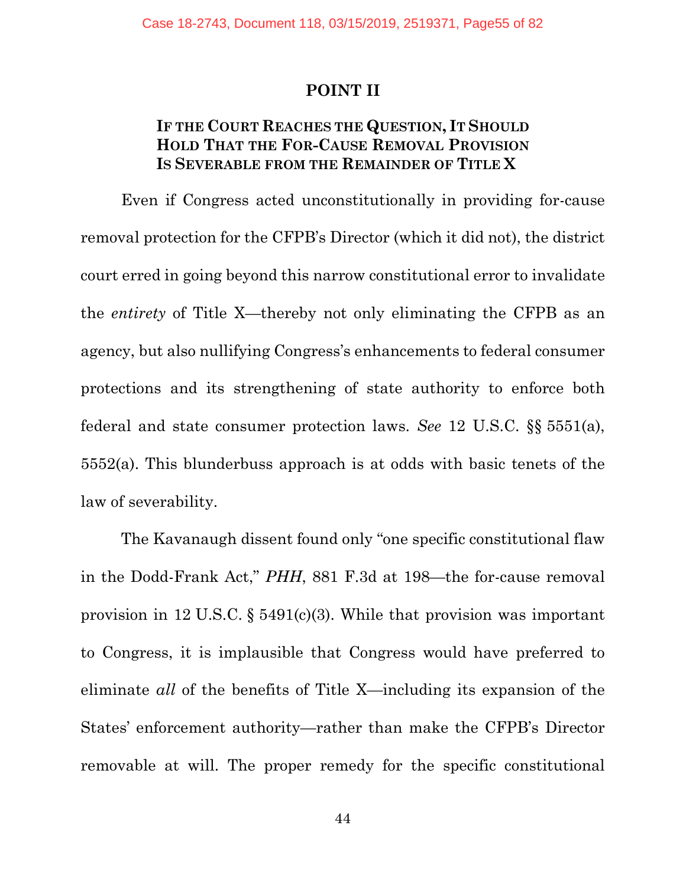## POINT II

### IF THE COURT REACHES THE QUESTION, IT SHOULD HOLD THAT THE FOR-CAUSE REMOVAL PROVISION IS SEVERABLE FROM THE REMAINDER OF TITLE X

Even if Congress acted unconstitutionally in providing for-cause removal protection for the CFPB's Director (which it did not), the district court erred in going beyond this narrow constitutional error to invalidate the *entirety* of Title X—thereby not only eliminating the CFPB as an agency, but also nullifying Congress's enhancements to federal consumer protections and its strengthening of state authority to enforce both federal and state consumer protection laws. *See* 12 U.S.C. §§ 5551(a), 5552(a). This blunderbuss approach is at odds with basic tenets of the law of severability.

The Kavanaugh dissent found only "one specific constitutional flaw in the Dodd-Frank Act," *PHH*, 881 F.3d at 198—the for-cause removal provision in 12 U.S.C. § 5491(c)(3). While that provision was important to Congress, it is implausible that Congress would have preferred to eliminate *all* of the benefits of Title X—including its expansion of the States' enforcement authority—rather than make the CFPB's Director removable at will. The proper remedy for the specific constitutional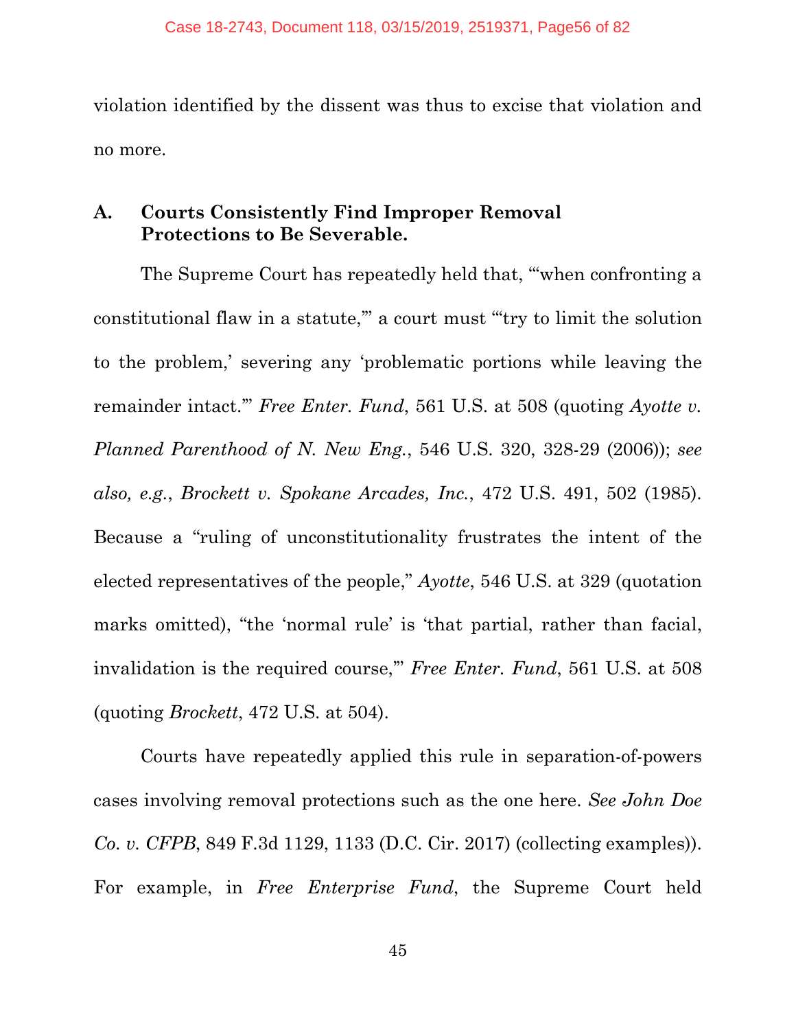violation identified by the dissent was thus to excise that violation and no more.

### A. Courts Consistently Find Improper Removal Protections to Be Severable.

The Supreme Court has repeatedly held that, "'when confronting a constitutional flaw in a statute,'" a court must "'try to limit the solution to the problem,' severing any 'problematic portions while leaving the remainder intact.'" *Free Enter. Fund*, 561 U.S. at 508 (quoting *Ayotte v. Planned Parenthood of N. New Eng.*, 546 U.S. 320, 328-29 (2006)); *see also, e.g.*, *Brockett v. Spokane Arcades, Inc.*, 472 U.S. 491, 502 (1985). Because a "ruling of unconstitutionality frustrates the intent of the elected representatives of the people," *Ayotte*, 546 U.S. at 329 (quotation marks omitted), "the 'normal rule' is 'that partial, rather than facial, invalidation is the required course,'" *Free Enter. Fund*, 561 U.S. at 508 (quoting *Brockett*, 472 U.S. at 504).

Courts have repeatedly applied this rule in separation-of-powers cases involving removal protections such as the one here. *See John Doe Co. v. CFPB*, 849 F.3d 1129, 1133 (D.C. Cir. 2017) (collecting examples)). For example, in *Free Enterprise Fund*, the Supreme Court held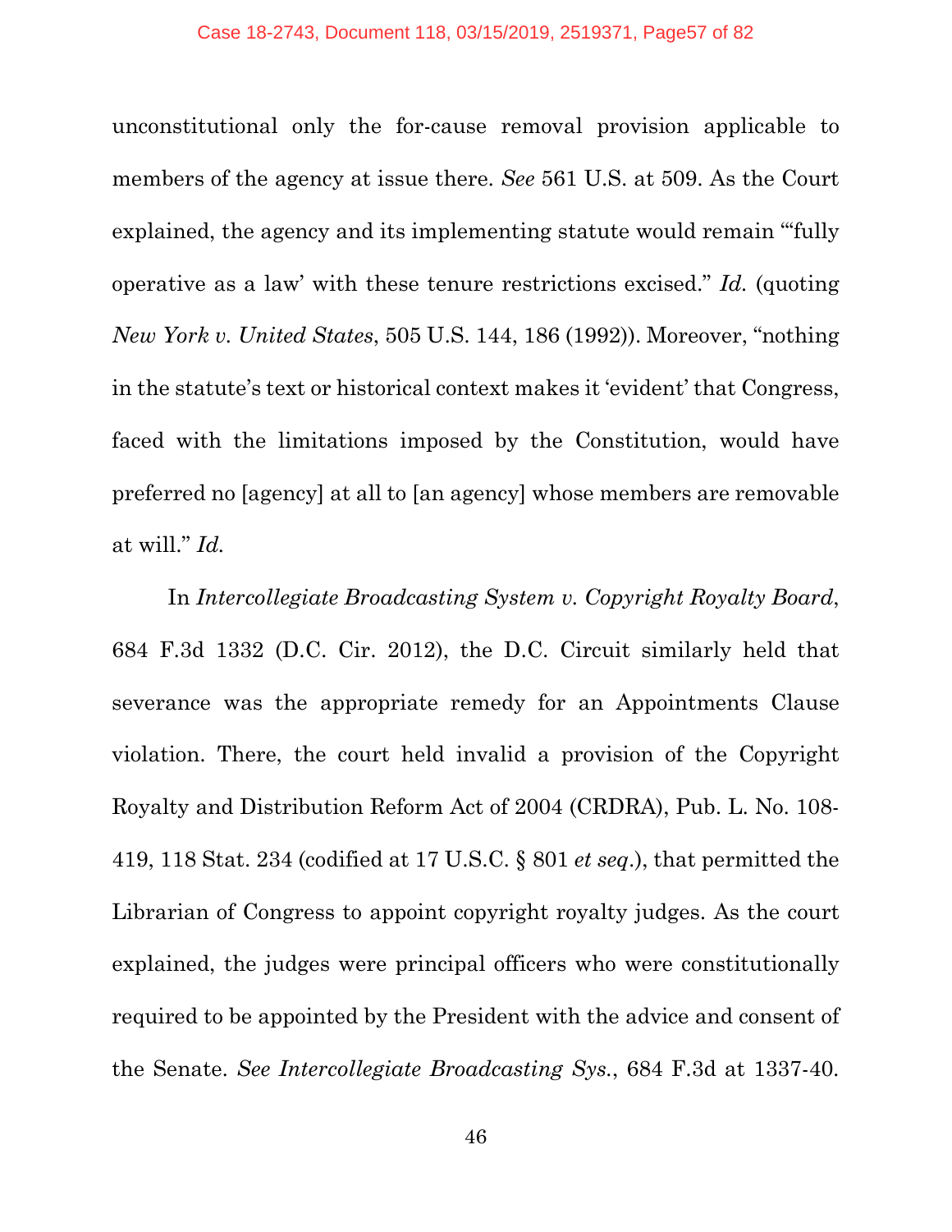unconstitutional only the for-cause removal provision applicable to members of the agency at issue there. *See* 561 U.S. at 509. As the Court explained, the agency and its implementing statute would remain "'fully operative as a law' with these tenure restrictions excised." *Id.* (quoting *New York v. United States*, 505 U.S. 144, 186 (1992)). Moreover, "nothing in the statute's text or historical context makes it 'evident' that Congress, faced with the limitations imposed by the Constitution, would have preferred no [agency] at all to [an agency] whose members are removable at will." *Id.*

In *Intercollegiate Broadcasting System v. Copyright Royalty Board*, 684 F.3d 1332 (D.C. Cir. 2012), the D.C. Circuit similarly held that severance was the appropriate remedy for an Appointments Clause violation. There, the court held invalid a provision of the Copyright Royalty and Distribution Reform Act of 2004 (CRDRA), Pub. L. No. 108-419, 118 Stat. 234 (codified at 17 U.S.C. § 801 *et seq*.), that permitted the Librarian of Congress to appoint copyright royalty judges. As the court explained, the judges were principal officers who were constitutionally required to be appointed by the President with the advice and consent of the Senate. *See Intercollegiate Broadcasting Sys.*, 684 F.3d at 1337-40.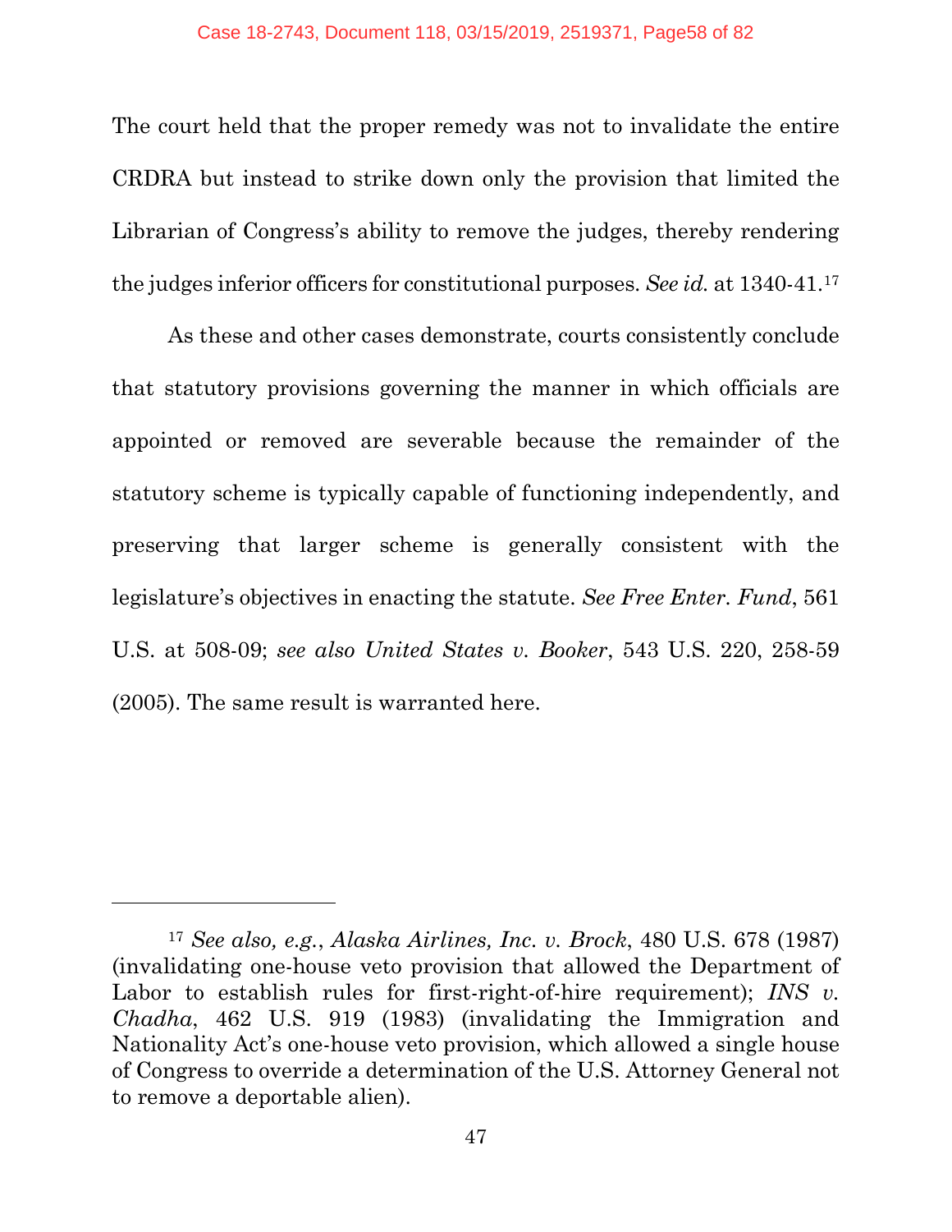The court held that the proper remedy was not to invalidate the entire CRDRA but instead to strike down only the provision that limited the Librarian of Congress's ability to remove the judges, thereby rendering the judges inferior officers for constitutional purposes. *See id.* at 1340-41.[17]

As these and other cases demonstrate, courts consistently conclude that statutory provisions governing the manner in which officials are appointed or removed are severable because the remainder of the statutory scheme is typically capable of functioning independently, and preserving that larger scheme is generally consistent with the legislature's objectives in enacting the statute. *See Free Enter. Fund*, 561 U.S. at 508-09; *see also United States v. Booker*, 543 U.S. 220, 258-59 (2005). The same result is warranted here.

---

[17] *See also, e.g.*, *Alaska Airlines, Inc. v. Brock*, 480 U.S. 678 (1987) (invalidating one-house veto provision that allowed the Department of Labor to establish rules for first-right-of-hire requirement); *INS v. Chadha*, 462 U.S. 919 (1983) (invalidating the Immigration and Nationality Act's one-house veto provision, which allowed a single house of Congress to override a determination of the U.S. Attorney General not to remove a deportable alien).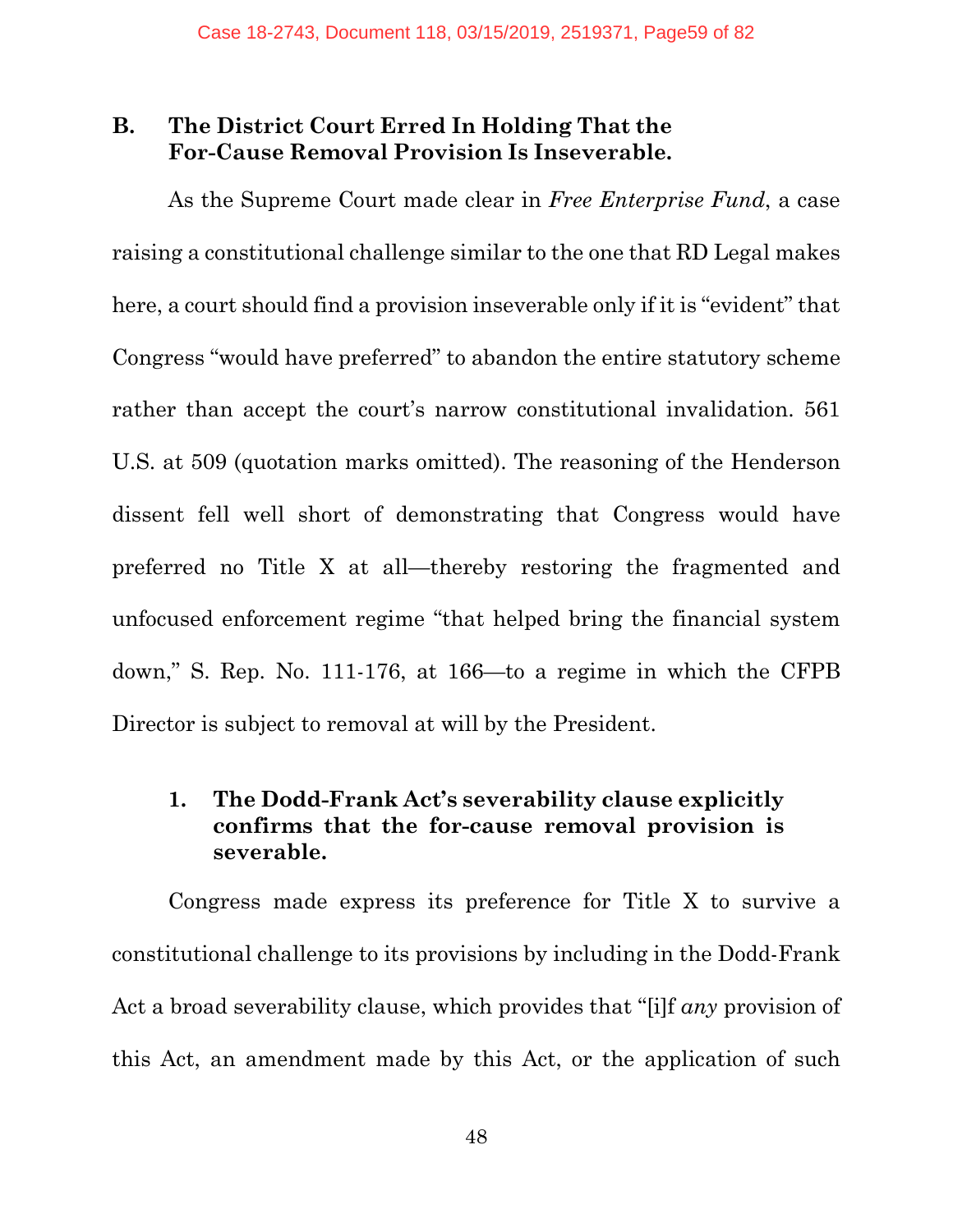### B. The District Court Erred In Holding That the For-Cause Removal Provision Is Inseverable.

As the Supreme Court made clear in *Free Enterprise Fund*, a case raising a constitutional challenge similar to the one that RD Legal makes here, a court should find a provision inseverable only if it is "evident" that Congress "would have preferred" to abandon the entire statutory scheme rather than accept the court's narrow constitutional invalidation. 561 U.S. at 509 (quotation marks omitted). The reasoning of the Henderson dissent fell well short of demonstrating that Congress would have preferred no Title X at all—thereby restoring the fragmented and unfocused enforcement regime "that helped bring the financial system down," S. Rep. No. 111-176, at 166—to a regime in which the CFPB Director is subject to removal at will by the President.

#### 1. The Dodd-Frank Act's severability clause explicitly confirms that the for-cause removal provision is severable.

Congress made express its preference for Title X to survive a constitutional challenge to its provisions by including in the Dodd-Frank Act a broad severability clause, which provides that "[i]f *any* provision of this Act, an amendment made by this Act, or the application of such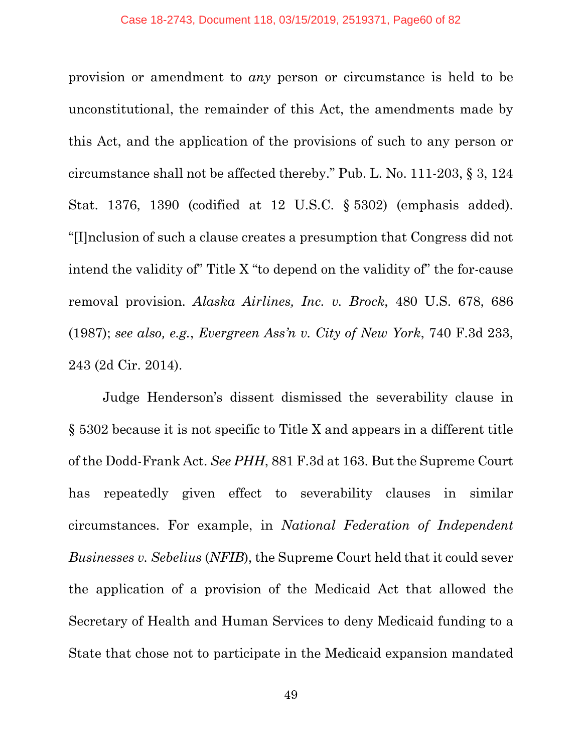provision or amendment to *any* person or circumstance is held to be unconstitutional, the remainder of this Act, the amendments made by this Act, and the application of the provisions of such to any person or circumstance shall not be affected thereby." Pub. L. No. 111-203, § 3, 124 Stat. 1376, 1390 (codified at 12 U.S.C. § 5302) (emphasis added). "[I]nclusion of such a clause creates a presumption that Congress did not intend the validity of" Title X "to depend on the validity of" the for-cause removal provision. *Alaska Airlines, Inc. v. Brock*, 480 U.S. 678, 686 (1987); *see also, e.g.*, *Evergreen Ass'n v. City of New York*, 740 F.3d 233, 243 (2d Cir. 2014).

Judge Henderson's dissent dismissed the severability clause in § 5302 because it is not specific to Title X and appears in a different title of the Dodd-Frank Act. *See PHH*, 881 F.3d at 163. But the Supreme Court has repeatedly given effect to severability clauses in similar circumstances. For example, in *National Federation of Independent Businesses v. Sebelius* (*NFIB*), the Supreme Court held that it could sever the application of a provision of the Medicaid Act that allowed the Secretary of Health and Human Services to deny Medicaid funding to a State that chose not to participate in the Medicaid expansion mandated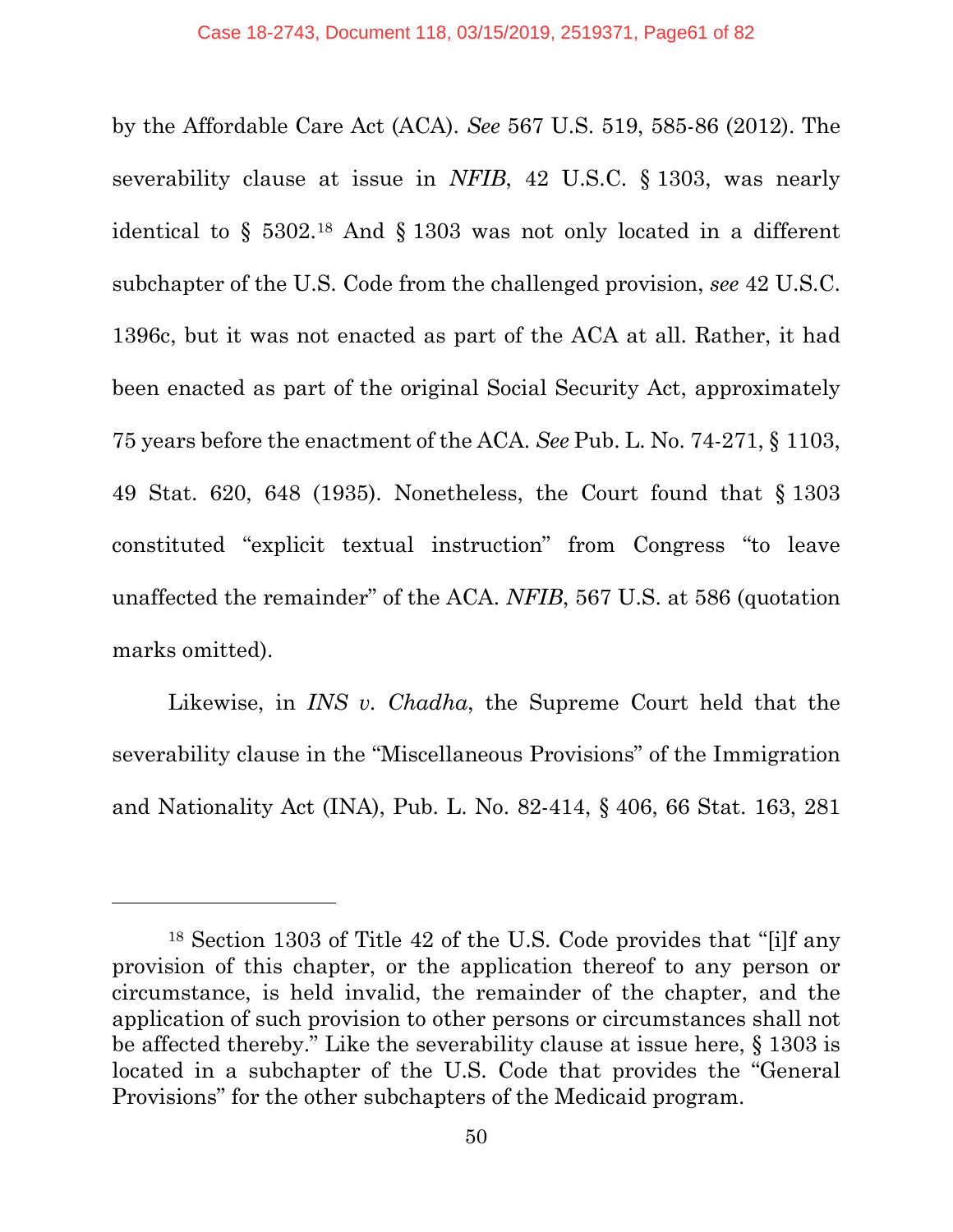by the Affordable Care Act (ACA). *See* 567 U.S. 519, 585-86 (2012). The severability clause at issue in *NFIB*, 42 U.S.C. § 1303, was nearly identical to § 5302.[18] And § 1303 was not only located in a different subchapter of the U.S. Code from the challenged provision, *see* 42 U.S.C. 1396c, but it was not enacted as part of the ACA at all. Rather, it had been enacted as part of the original Social Security Act, approximately 75 years before the enactment of the ACA. *See* Pub. L. No. 74-271, § 1103, 49 Stat. 620, 648 (1935). Nonetheless, the Court found that § 1303 constituted "explicit textual instruction" from Congress "to leave unaffected the remainder" of the ACA. *NFIB*, 567 U.S. at 586 (quotation marks omitted).

Likewise, in *INS v. Chadha*, the Supreme Court held that the severability clause in the "Miscellaneous Provisions" of the Immigration and Nationality Act (INA), Pub. L. No. 82-414, § 406, 66 Stat. 163, 281

---

[18] Section 1303 of Title 42 of the U.S. Code provides that "[i]f any provision of this chapter, or the application thereof to any person or circumstance, is held invalid, the remainder of the chapter, and the application of such provision to other persons or circumstances shall not be affected thereby." Like the severability clause at issue here, § 1303 is located in a subchapter of the U.S. Code that provides the "General Provisions" for the other subchapters of the Medicaid program.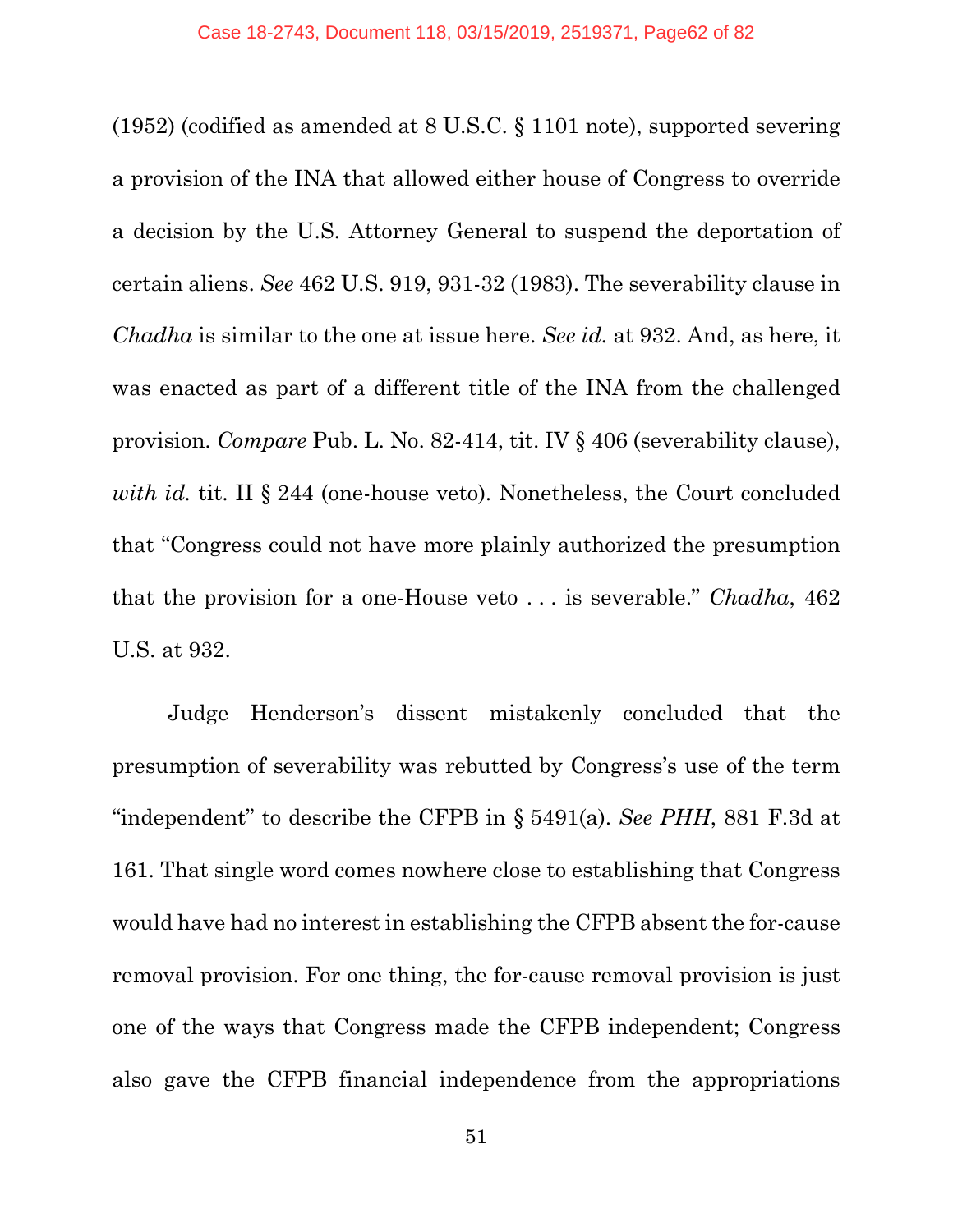(1952) (codified as amended at 8 U.S.C. § 1101 note), supported severing a provision of the INA that allowed either house of Congress to override a decision by the U.S. Attorney General to suspend the deportation of certain aliens. *See* 462 U.S. 919, 931-32 (1983). The severability clause in *Chadha* is similar to the one at issue here. *See id.* at 932. And, as here, it was enacted as part of a different title of the INA from the challenged provision. *Compare* Pub. L. No. 82-414, tit. IV § 406 (severability clause), *with id.* tit. II § 244 (one-house veto). Nonetheless, the Court concluded that "Congress could not have more plainly authorized the presumption that the provision for a one-House veto . . . is severable." *Chadha*, 462 U.S. at 932.

Judge Henderson's dissent mistakenly concluded that the presumption of severability was rebutted by Congress's use of the term "independent" to describe the CFPB in § 5491(a). *See PHH*, 881 F.3d at 161. That single word comes nowhere close to establishing that Congress would have had no interest in establishing the CFPB absent the for-cause removal provision. For one thing, the for-cause removal provision is just one of the ways that Congress made the CFPB independent; Congress also gave the CFPB financial independence from the appropriations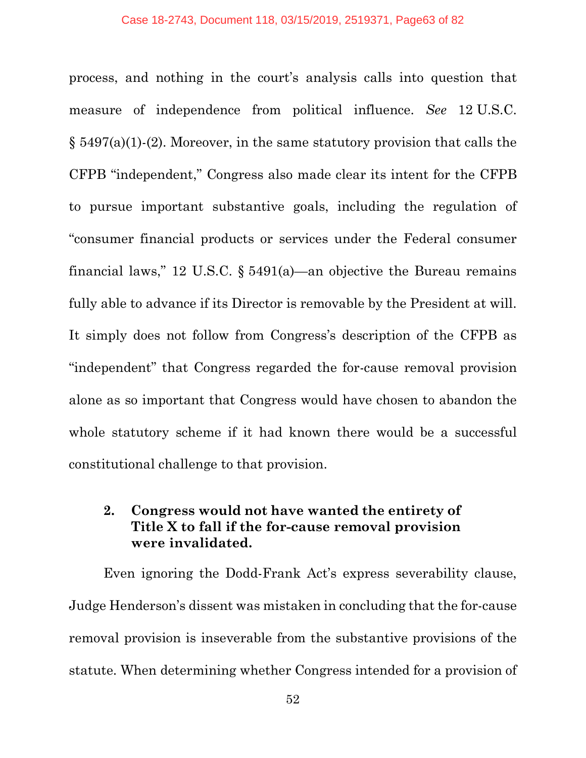process, and nothing in the court's analysis calls into question that measure of independence from political influence. *See* 12 U.S.C. § 5497(a)(1)-(2). Moreover, in the same statutory provision that calls the CFPB "independent," Congress also made clear its intent for the CFPB to pursue important substantive goals, including the regulation of "consumer financial products or services under the Federal consumer financial laws," 12 U.S.C. § 5491(a)—an objective the Bureau remains fully able to advance if its Director is removable by the President at will. It simply does not follow from Congress's description of the CFPB as "independent" that Congress regarded the for-cause removal provision alone as so important that Congress would have chosen to abandon the whole statutory scheme if it had known there would be a successful constitutional challenge to that provision.

### 2. Congress would not have wanted the entirety of Title X to fall if the for-cause removal provision were invalidated.

Even ignoring the Dodd-Frank Act's express severability clause, Judge Henderson's dissent was mistaken in concluding that the for-cause removal provision is inseverable from the substantive provisions of the statute. When determining whether Congress intended for a provision of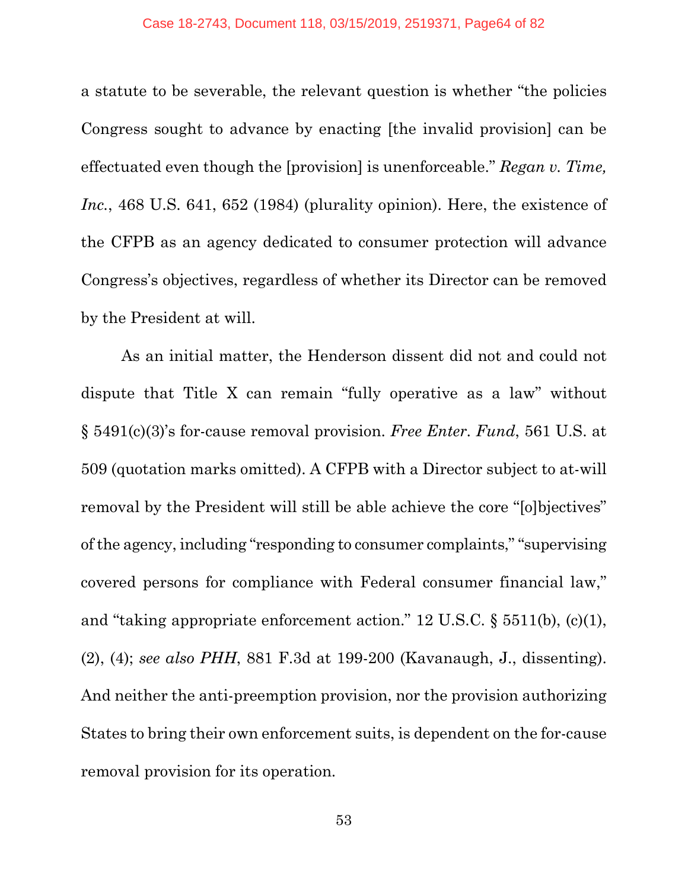a statute to be severable, the relevant question is whether "the policies Congress sought to advance by enacting [the invalid provision] can be effectuated even though the [provision] is unenforceable." *Regan v. Time, Inc.*, 468 U.S. 641, 652 (1984) (plurality opinion). Here, the existence of the CFPB as an agency dedicated to consumer protection will advance Congress's objectives, regardless of whether its Director can be removed by the President at will.

As an initial matter, the Henderson dissent did not and could not dispute that Title X can remain "fully operative as a law" without § 5491(c)(3)'s for-cause removal provision. *Free Enter. Fund*, 561 U.S. at 509 (quotation marks omitted). A CFPB with a Director subject to at-will removal by the President will still be able achieve the core "[o]bjectives" of the agency, including "responding to consumer complaints," "supervising covered persons for compliance with Federal consumer financial law," and "taking appropriate enforcement action." 12 U.S.C. § 5511(b), (c)(1), (2), (4); *see also PHH*, 881 F.3d at 199-200 (Kavanaugh, J., dissenting). And neither the anti-preemption provision, nor the provision authorizing States to bring their own enforcement suits, is dependent on the for-cause removal provision for its operation.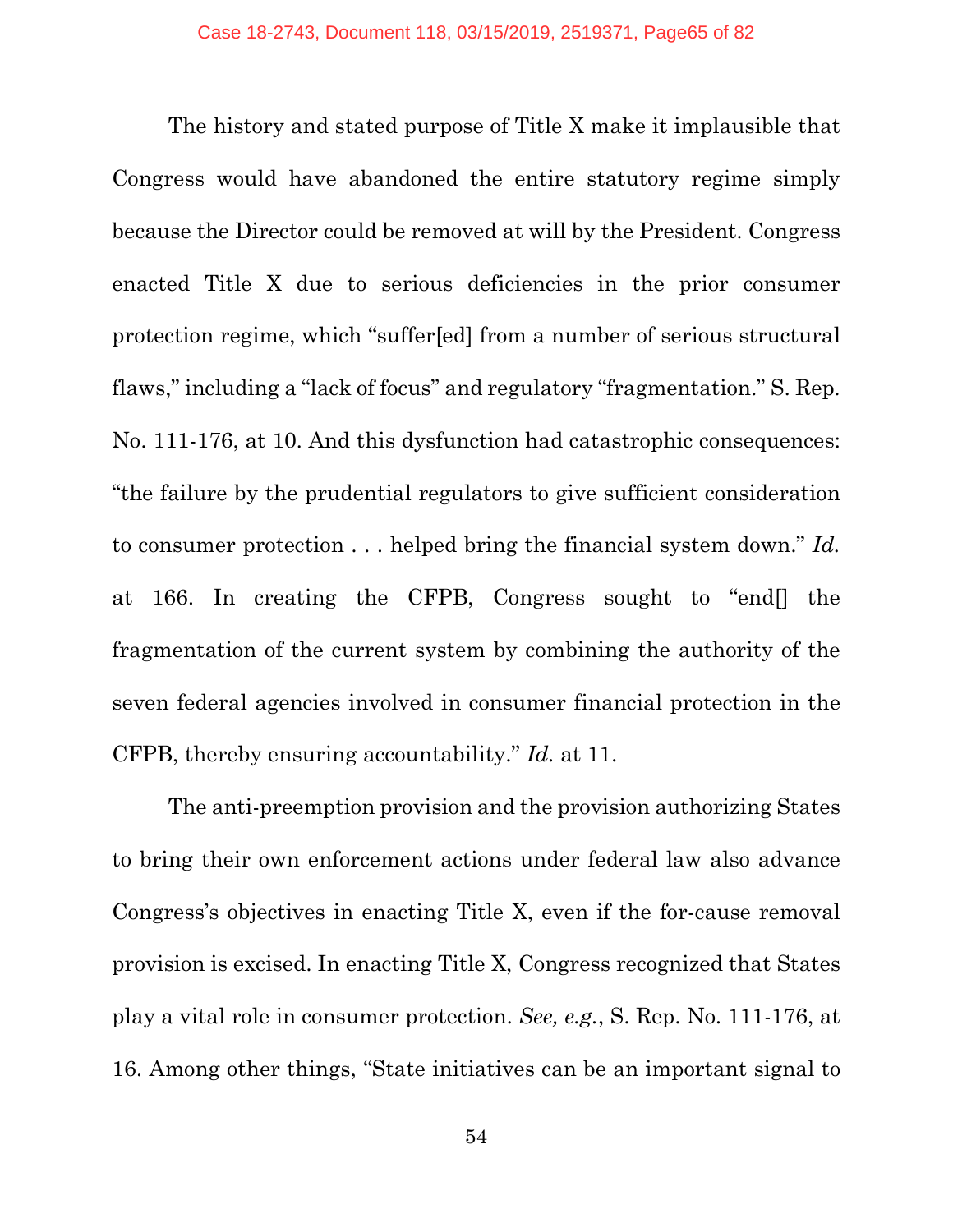The history and stated purpose of Title X make it implausible that Congress would have abandoned the entire statutory regime simply because the Director could be removed at will by the President. Congress enacted Title X due to serious deficiencies in the prior consumer protection regime, which "suffer[ed] from a number of serious structural flaws," including a "lack of focus" and regulatory "fragmentation." S. Rep. No. 111-176, at 10. And this dysfunction had catastrophic consequences: "the failure by the prudential regulators to give sufficient consideration to consumer protection . . . helped bring the financial system down." *Id.* at 166. In creating the CFPB, Congress sought to "end[] the fragmentation of the current system by combining the authority of the seven federal agencies involved in consumer financial protection in the CFPB, thereby ensuring accountability." *Id.* at 11.

The anti-preemption provision and the provision authorizing States to bring their own enforcement actions under federal law also advance Congress's objectives in enacting Title X, even if the for-cause removal provision is excised. In enacting Title X, Congress recognized that States play a vital role in consumer protection. *See, e.g.*, S. Rep. No. 111-176, at 16. Among other things, "State initiatives can be an important signal to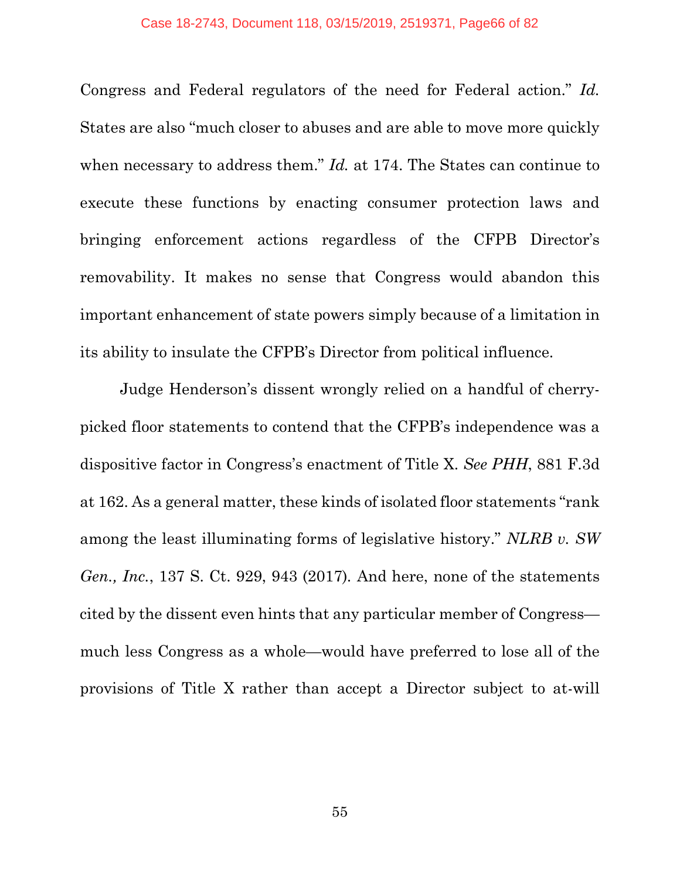Congress and Federal regulators of the need for Federal action." *Id.* States are also "much closer to abuses and are able to move more quickly when necessary to address them." *Id.* at 174. The States can continue to execute these functions by enacting consumer protection laws and bringing enforcement actions regardless of the CFPB Director's removability. It makes no sense that Congress would abandon this important enhancement of state powers simply because of a limitation in its ability to insulate the CFPB's Director from political influence.

Judge Henderson's dissent wrongly relied on a handful of cherry-picked floor statements to contend that the CFPB's independence was a dispositive factor in Congress's enactment of Title X. *See PHH*, 881 F.3d at 162. As a general matter, these kinds of isolated floor statements "rank among the least illuminating forms of legislative history." *NLRB v. SW Gen., Inc.*, 137 S. Ct. 929, 943 (2017). And here, none of the statements cited by the dissent even hints that any particular member of Congress—much less Congress as a whole—would have preferred to lose all of the provisions of Title X rather than accept a Director subject to at-will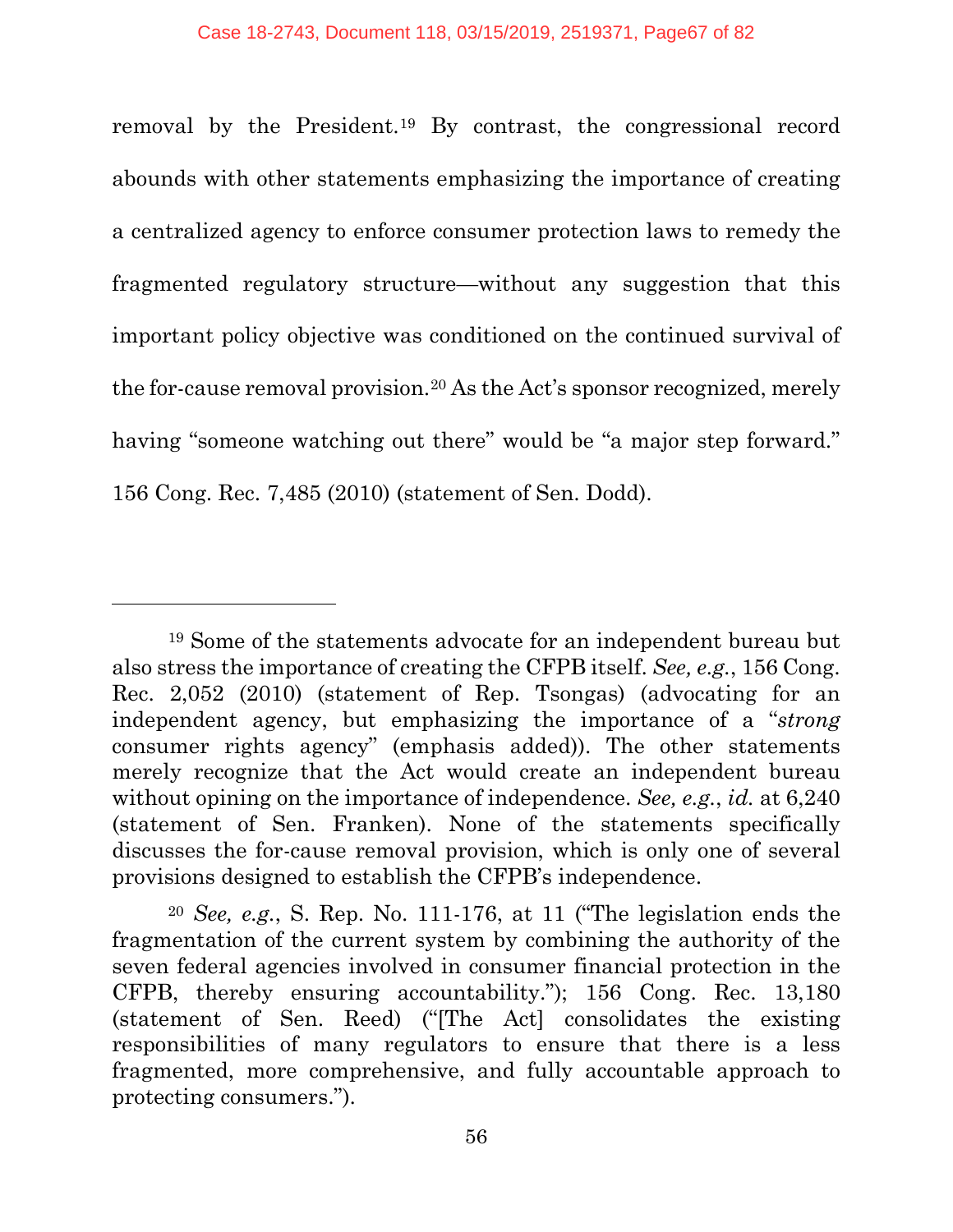removal by the President.[19] By contrast, the congressional record abounds with other statements emphasizing the importance of creating a centralized agency to enforce consumer protection laws to remedy the fragmented regulatory structure—without any suggestion that this important policy objective was conditioned on the continued survival of the for-cause removal provision.[20] As the Act's sponsor recognized, merely having "someone watching out there" would be "a major step forward." 156 Cong. Rec. 7,485 (2010) (statement of Sen. Dodd).

---

[19] Some of the statements advocate for an independent bureau but also stress the importance of creating the CFPB itself. *See, e.g.*, 156 Cong. Rec. 2,052 (2010) (statement of Rep. Tsongas) (advocating for an independent agency, but emphasizing the importance of a "*strong* consumer rights agency" (emphasis added)). The other statements merely recognize that the Act would create an independent bureau without opining on the importance of independence. *See, e.g.*, *id.* at 6,240 (statement of Sen. Franken). None of the statements specifically discusses the for-cause removal provision, which is only one of several provisions designed to establish the CFPB's independence.

[20] *See, e.g.*, S. Rep. No. 111-176, at 11 ("The legislation ends the fragmentation of the current system by combining the authority of the seven federal agencies involved in consumer financial protection in the CFPB, thereby ensuring accountability."); 156 Cong. Rec. 13,180 (statement of Sen. Reed) ("[The Act] consolidates the existing responsibilities of many regulators to ensure that there is a less fragmented, more comprehensive, and fully accountable approach to protecting consumers.").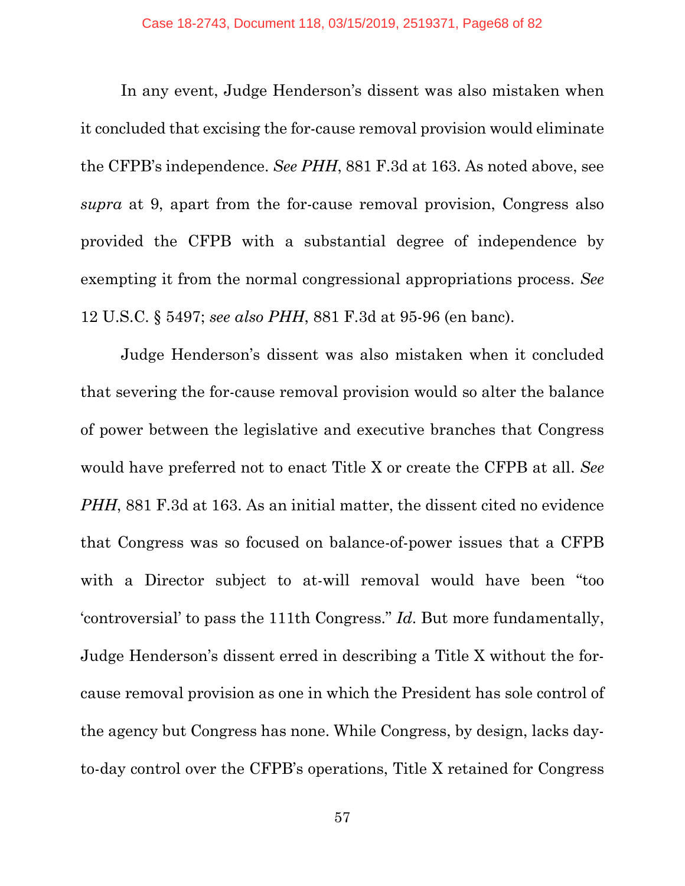In any event, Judge Henderson's dissent was also mistaken when it concluded that excising the for-cause removal provision would eliminate the CFPB's independence. *See PHH*, 881 F.3d at 163. As noted above, see *supra* at 9, apart from the for-cause removal provision, Congress also provided the CFPB with a substantial degree of independence by exempting it from the normal congressional appropriations process. *See* 12 U.S.C. § 5497; *see also PHH*, 881 F.3d at 95-96 (en banc).

Judge Henderson's dissent was also mistaken when it concluded that severing the for-cause removal provision would so alter the balance of power between the legislative and executive branches that Congress would have preferred not to enact Title X or create the CFPB at all. *See PHH*, 881 F.3d at 163. As an initial matter, the dissent cited no evidence that Congress was so focused on balance-of-power issues that a CFPB with a Director subject to at-will removal would have been "too 'controversial' to pass the 111th Congress." *Id*. But more fundamentally, Judge Henderson's dissent erred in describing a Title X without the for-cause removal provision as one in which the President has sole control of the agency but Congress has none. While Congress, by design, lacks day-to-day control over the CFPB's operations, Title X retained for Congress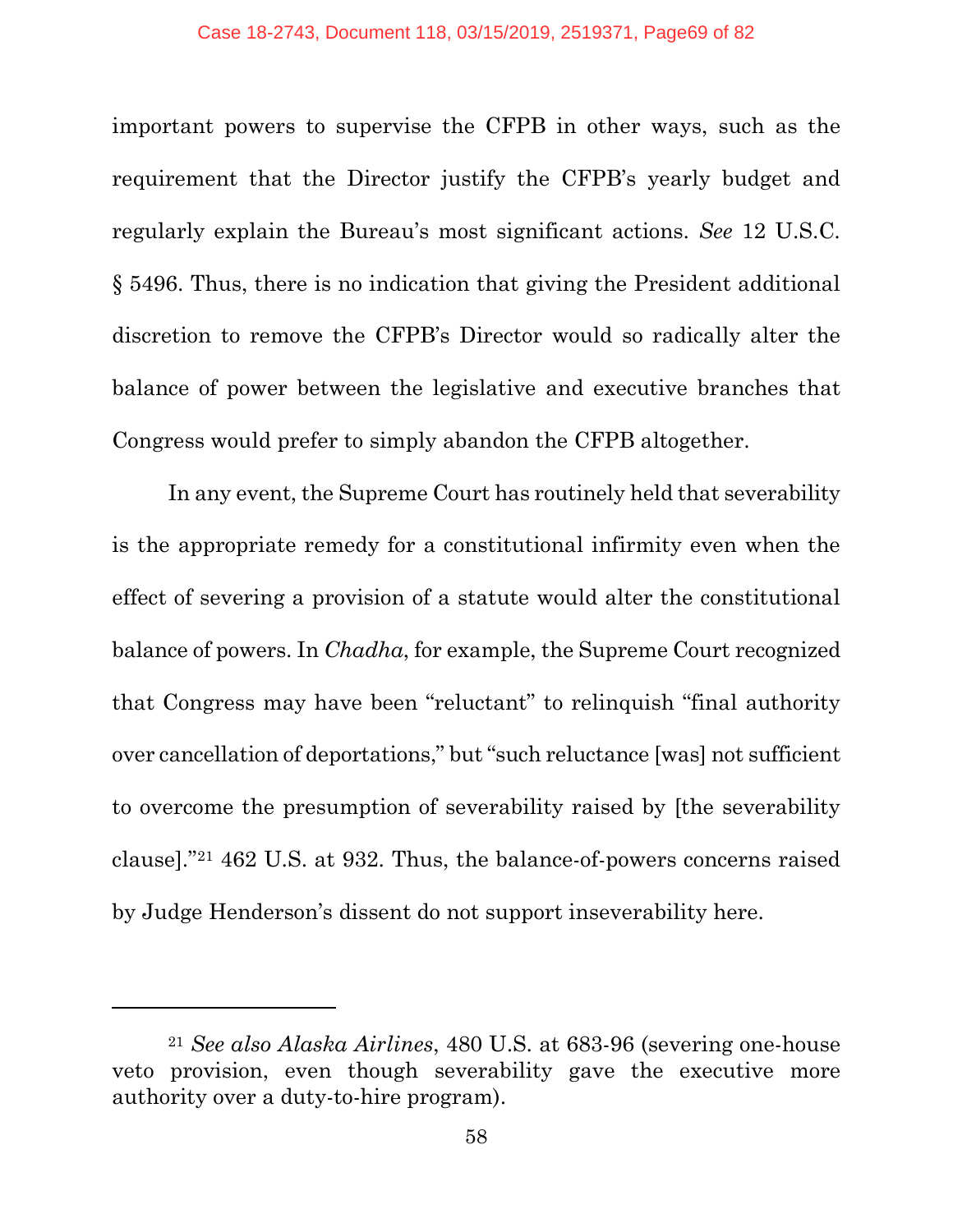important powers to supervise the CFPB in other ways, such as the requirement that the Director justify the CFPB's yearly budget and regularly explain the Bureau's most significant actions. *See* 12 U.S.C. § 5496. Thus, there is no indication that giving the President additional discretion to remove the CFPB's Director would so radically alter the balance of power between the legislative and executive branches that Congress would prefer to simply abandon the CFPB altogether.

In any event, the Supreme Court has routinely held that severability is the appropriate remedy for a constitutional infirmity even when the effect of severing a provision of a statute would alter the constitutional balance of powers. In *Chadha*, for example, the Supreme Court recognized that Congress may have been "reluctant" to relinquish "final authority over cancellation of deportations," but "such reluctance [was] not sufficient to overcome the presumption of severability raised by [the severability clause]."[21] 462 U.S. at 932. Thus, the balance-of-powers concerns raised by Judge Henderson's dissent do not support inseverability here.

---

[21] *See also Alaska Airlines*, 480 U.S. at 683-96 (severing one-house veto provision, even though severability gave the executive more authority over a duty-to-hire program).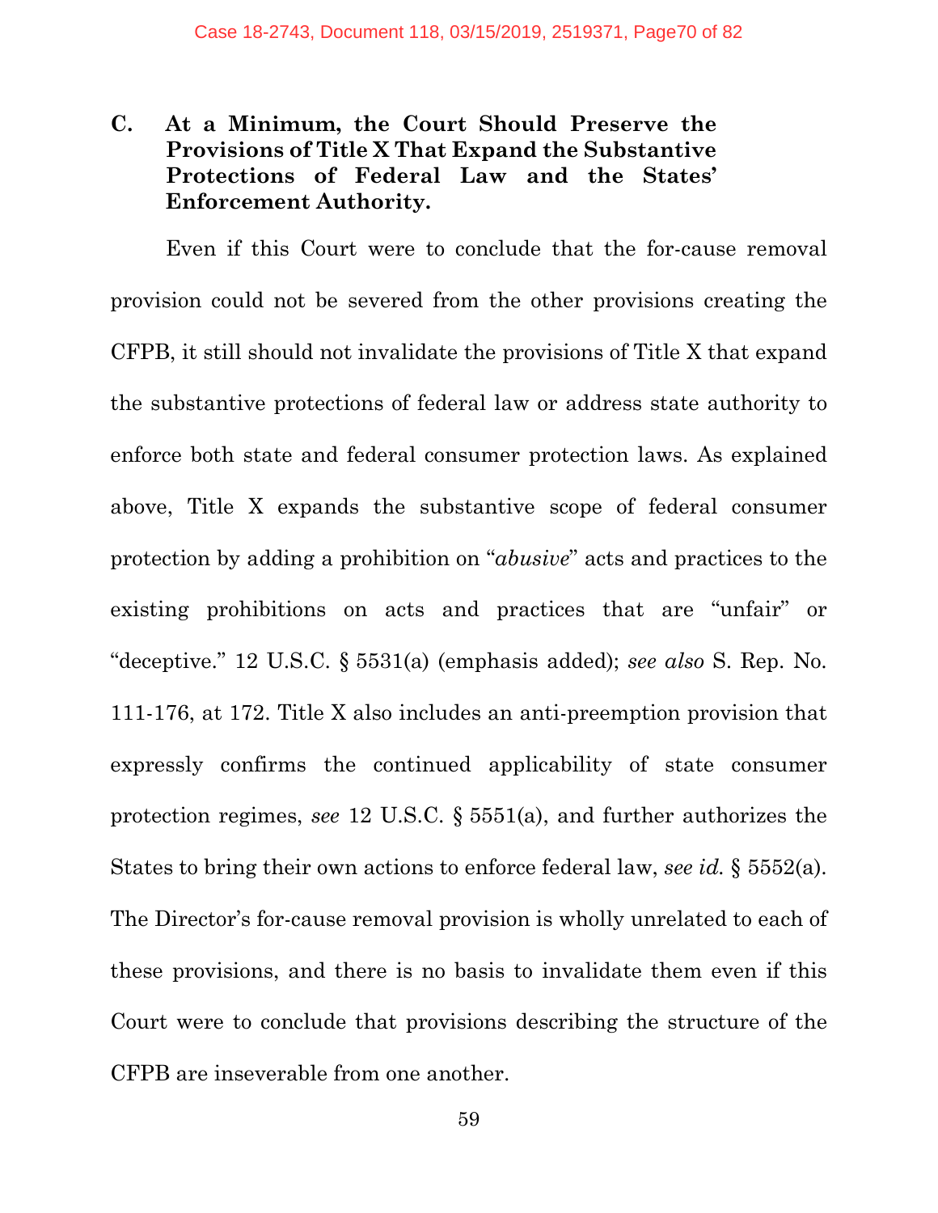### C. At a Minimum, the Court Should Preserve the Provisions of Title X That Expand the Substantive Protections of Federal Law and the States' Enforcement Authority.

Even if this Court were to conclude that the for-cause removal provision could not be severed from the other provisions creating the CFPB, it still should not invalidate the provisions of Title X that expand the substantive protections of federal law or address state authority to enforce both state and federal consumer protection laws. As explained above, Title X expands the substantive scope of federal consumer protection by adding a prohibition on "*abusive*" acts and practices to the existing prohibitions on acts and practices that are "unfair" or "deceptive." 12 U.S.C. § 5531(a) (emphasis added); *see also* S. Rep. No. 111-176, at 172. Title X also includes an anti-preemption provision that expressly confirms the continued applicability of state consumer protection regimes, *see* 12 U.S.C. § 5551(a), and further authorizes the States to bring their own actions to enforce federal law, *see id.* § 5552(a). The Director's for-cause removal provision is wholly unrelated to each of these provisions, and there is no basis to invalidate them even if this Court were to conclude that provisions describing the structure of the CFPB are inseverable from one another.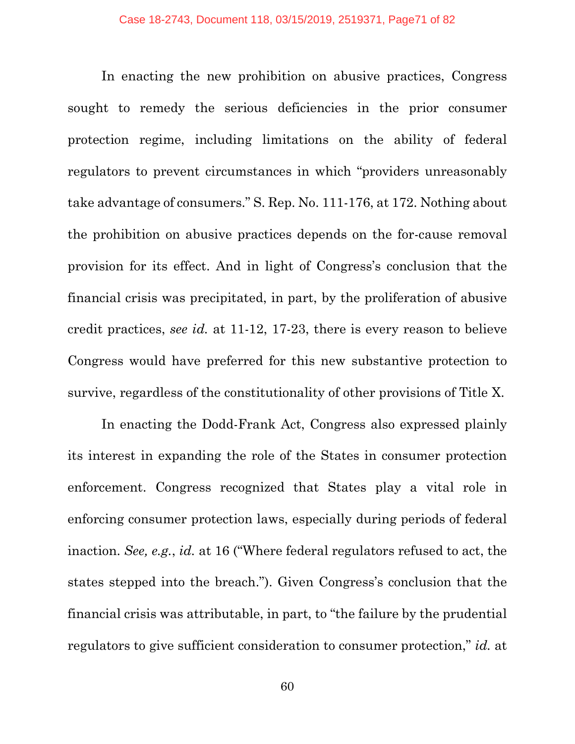In enacting the new prohibition on abusive practices, Congress sought to remedy the serious deficiencies in the prior consumer protection regime, including limitations on the ability of federal regulators to prevent circumstances in which "providers unreasonably take advantage of consumers." S. Rep. No. 111-176, at 172. Nothing about the prohibition on abusive practices depends on the for-cause removal provision for its effect. And in light of Congress's conclusion that the financial crisis was precipitated, in part, by the proliferation of abusive credit practices, *see id.* at 11-12, 17-23, there is every reason to believe Congress would have preferred for this new substantive protection to survive, regardless of the constitutionality of other provisions of Title X.

In enacting the Dodd-Frank Act, Congress also expressed plainly its interest in expanding the role of the States in consumer protection enforcement. Congress recognized that States play a vital role in enforcing consumer protection laws, especially during periods of federal inaction. *See, e.g.*, *id.* at 16 ("Where federal regulators refused to act, the states stepped into the breach."). Given Congress's conclusion that the financial crisis was attributable, in part, to "the failure by the prudential regulators to give sufficient consideration to consumer protection," *id.* at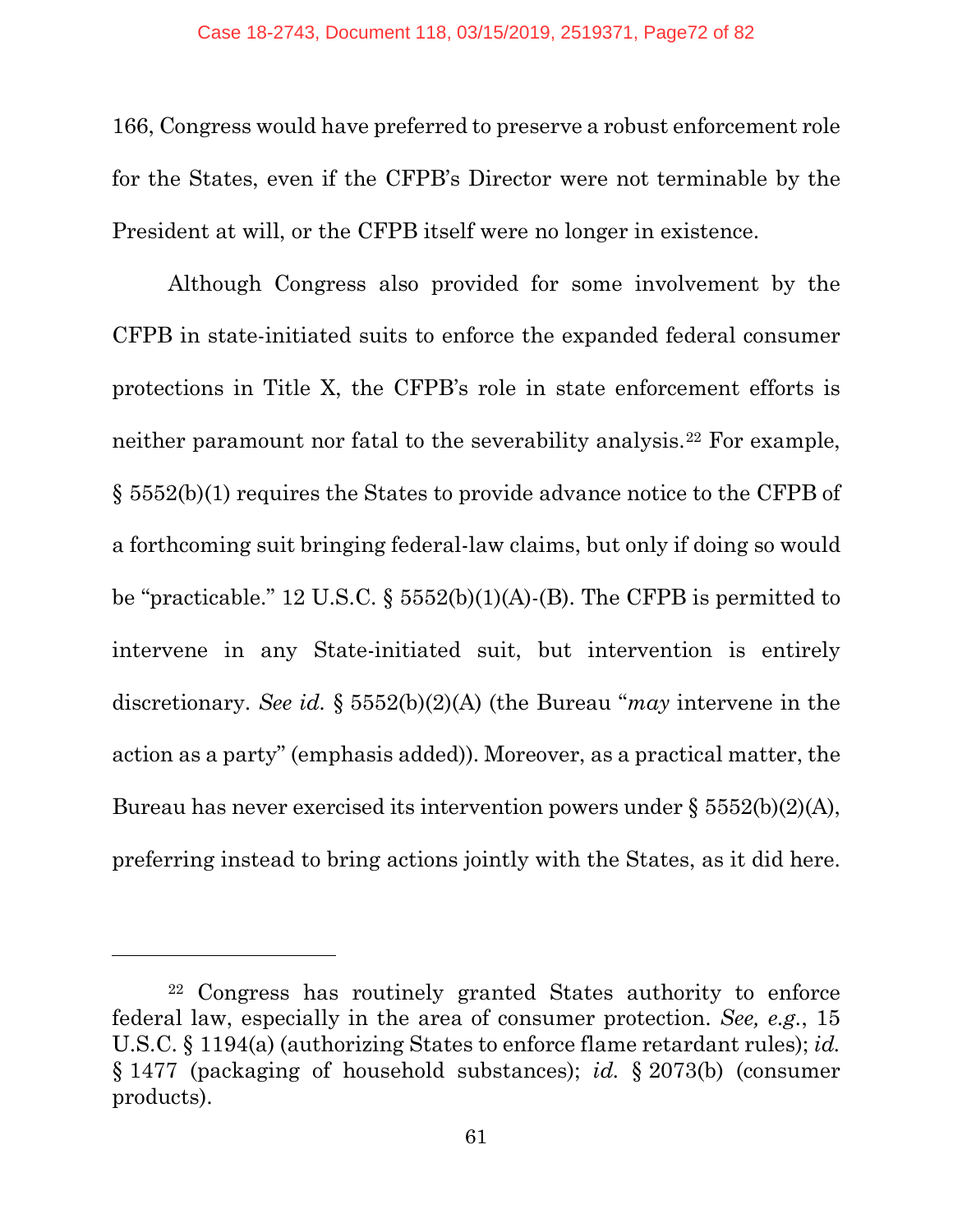166, Congress would have preferred to preserve a robust enforcement role for the States, even if the CFPB's Director were not terminable by the President at will, or the CFPB itself were no longer in existence.

Although Congress also provided for some involvement by the CFPB in state-initiated suits to enforce the expanded federal consumer protections in Title X, the CFPB's role in state enforcement efforts is neither paramount nor fatal to the severability analysis.[22] For example, § 5552(b)(1) requires the States to provide advance notice to the CFPB of a forthcoming suit bringing federal-law claims, but only if doing so would be "practicable." 12 U.S.C. § 5552(b)(1)(A)-(B). The CFPB is permitted to intervene in any State-initiated suit, but intervention is entirely discretionary. *See id.* § 5552(b)(2)(A) (the Bureau "*may* intervene in the action as a party" (emphasis added)). Moreover, as a practical matter, the Bureau has never exercised its intervention powers under § 5552(b)(2)(A), preferring instead to bring actions jointly with the States, as it did here.

---

[22] Congress has routinely granted States authority to enforce federal law, especially in the area of consumer protection. *See, e.g.*, 15 U.S.C. § 1194(a) (authorizing States to enforce flame retardant rules); *id.* § 1477 (packaging of household substances); *id.* § 2073(b) (consumer products).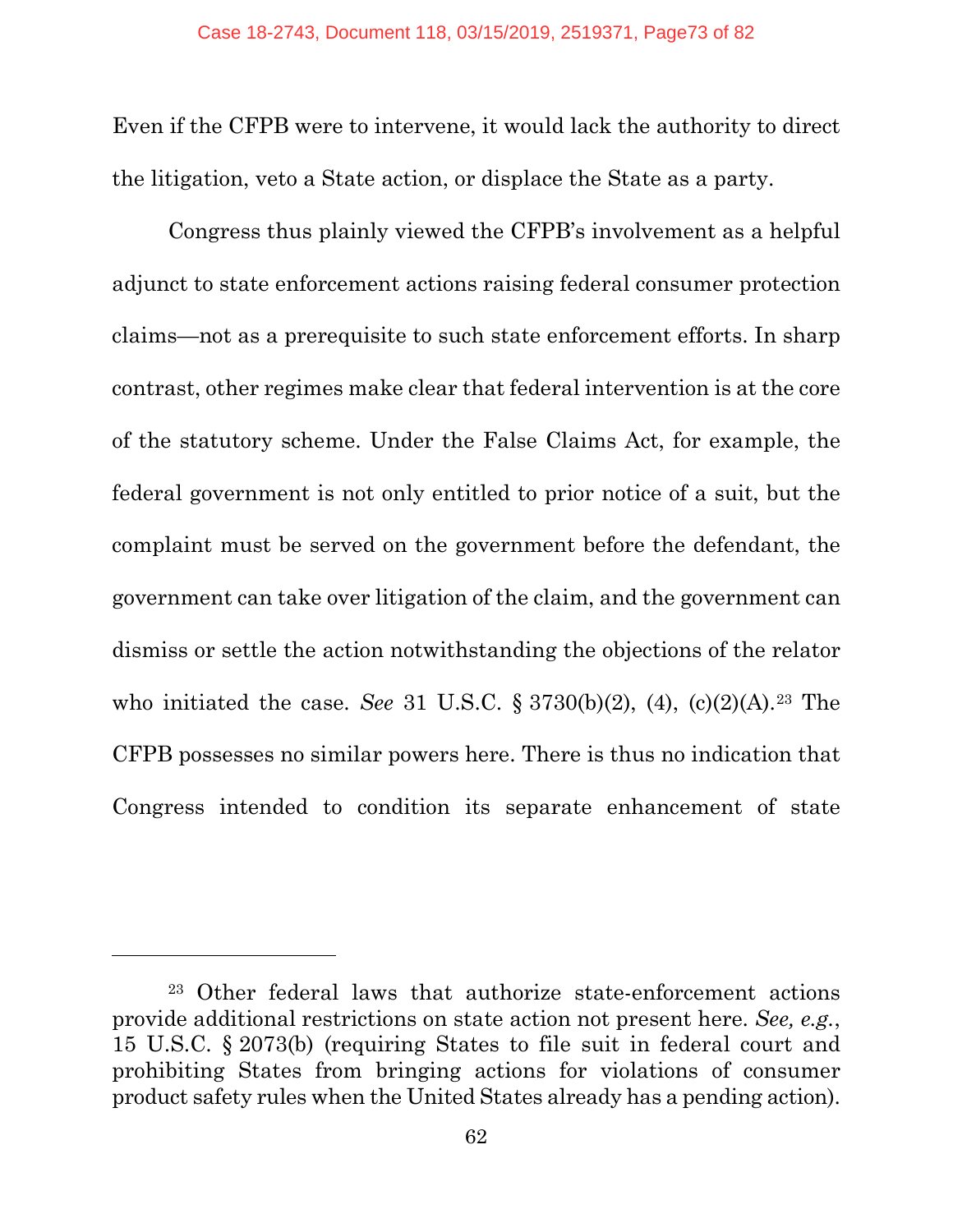Even if the CFPB were to intervene, it would lack the authority to direct the litigation, veto a State action, or displace the State as a party.

Congress thus plainly viewed the CFPB's involvement as a helpful adjunct to state enforcement actions raising federal consumer protection claims—not as a prerequisite to such state enforcement efforts. In sharp contrast, other regimes make clear that federal intervention is at the core of the statutory scheme. Under the False Claims Act, for example, the federal government is not only entitled to prior notice of a suit, but the complaint must be served on the government before the defendant, the government can take over litigation of the claim, and the government can dismiss or settle the action notwithstanding the objections of the relator who initiated the case. *See* 31 U.S.C. § 3730(b)(2), (4), (c)(2)(A).[23] The CFPB possesses no similar powers here. There is thus no indication that Congress intended to condition its separate enhancement of state

---

[23] Other federal laws that authorize state-enforcement actions provide additional restrictions on state action not present here. *See, e.g.*, 15 U.S.C. § 2073(b) (requiring States to file suit in federal court and prohibiting States from bringing actions for violations of consumer product safety rules when the United States already has a pending action).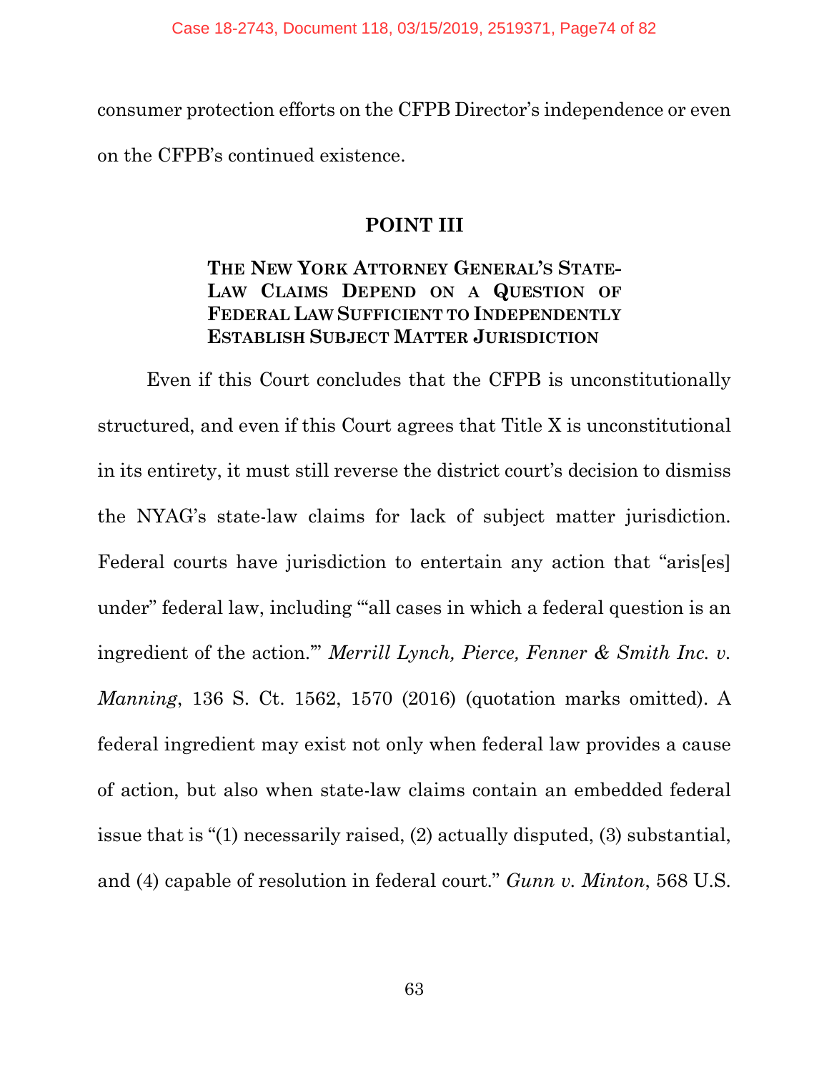consumer protection efforts on the CFPB Director's independence or even on the CFPB's continued existence.

## POINT III

### THE NEW YORK ATTORNEY GENERAL'S STATE-LAW CLAIMS DEPEND ON A QUESTION OF FEDERAL LAW SUFFICIENT TO INDEPENDENTLY ESTABLISH SUBJECT MATTER JURISDICTION

Even if this Court concludes that the CFPB is unconstitutionally structured, and even if this Court agrees that Title X is unconstitutional in its entirety, it must still reverse the district court's decision to dismiss the NYAG's state-law claims for lack of subject matter jurisdiction. Federal courts have jurisdiction to entertain any action that "aris[es] under" federal law, including "'all cases in which a federal question is an ingredient of the action.'" *Merrill Lynch, Pierce, Fenner & Smith Inc. v. Manning*, 136 S. Ct. 1562, 1570 (2016) (quotation marks omitted). A federal ingredient may exist not only when federal law provides a cause of action, but also when state-law claims contain an embedded federal issue that is "(1) necessarily raised, (2) actually disputed, (3) substantial, and (4) capable of resolution in federal court." *Gunn v. Minton*, 568 U.S.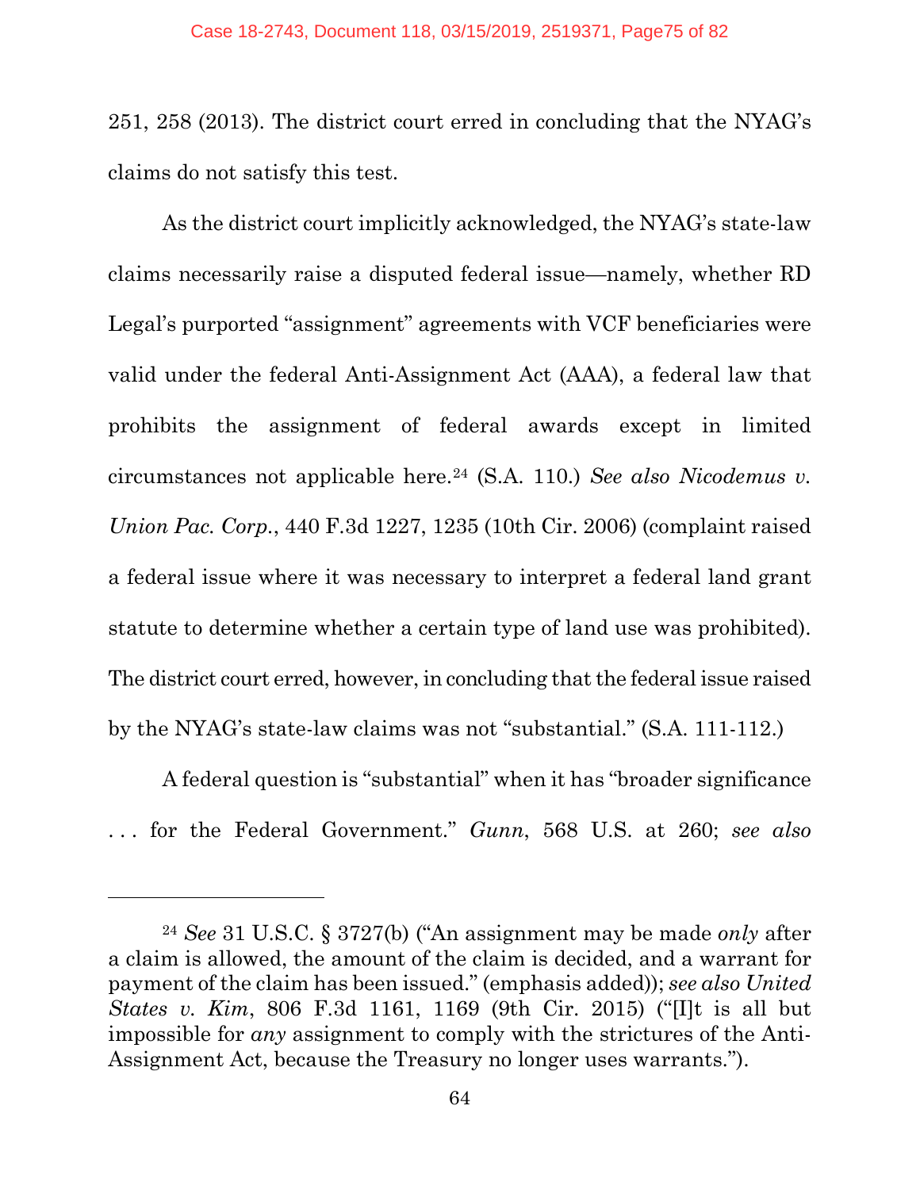251, 258 (2013). The district court erred in concluding that the NYAG's claims do not satisfy this test.

As the district court implicitly acknowledged, the NYAG's state-law claims necessarily raise a disputed federal issue—namely, whether RD Legal's purported "assignment" agreements with VCF beneficiaries were valid under the federal Anti-Assignment Act (AAA), a federal law that prohibits the assignment of federal awards except in limited circumstances not applicable here.[24] (S.A. 110.) *See also Nicodemus v. Union Pac. Corp.*, 440 F.3d 1227, 1235 (10th Cir. 2006) (complaint raised a federal issue where it was necessary to interpret a federal land grant statute to determine whether a certain type of land use was prohibited). The district court erred, however, in concluding that the federal issue raised by the NYAG's state-law claims was not "substantial." (S.A. 111-112.)

A federal question is "substantial" when it has "broader significance . . . for the Federal Government." *Gunn*, 568 U.S. at 260; *see also*

---

[24] *See* 31 U.S.C. § 3727(b) ("An assignment may be made *only* after a claim is allowed, the amount of the claim is decided, and a warrant for payment of the claim has been issued." (emphasis added)); *see also United States v. Kim*, 806 F.3d 1161, 1169 (9th Cir. 2015) ("[I]t is all but impossible for *any* assignment to comply with the strictures of the Anti-Assignment Act, because the Treasury no longer uses warrants.").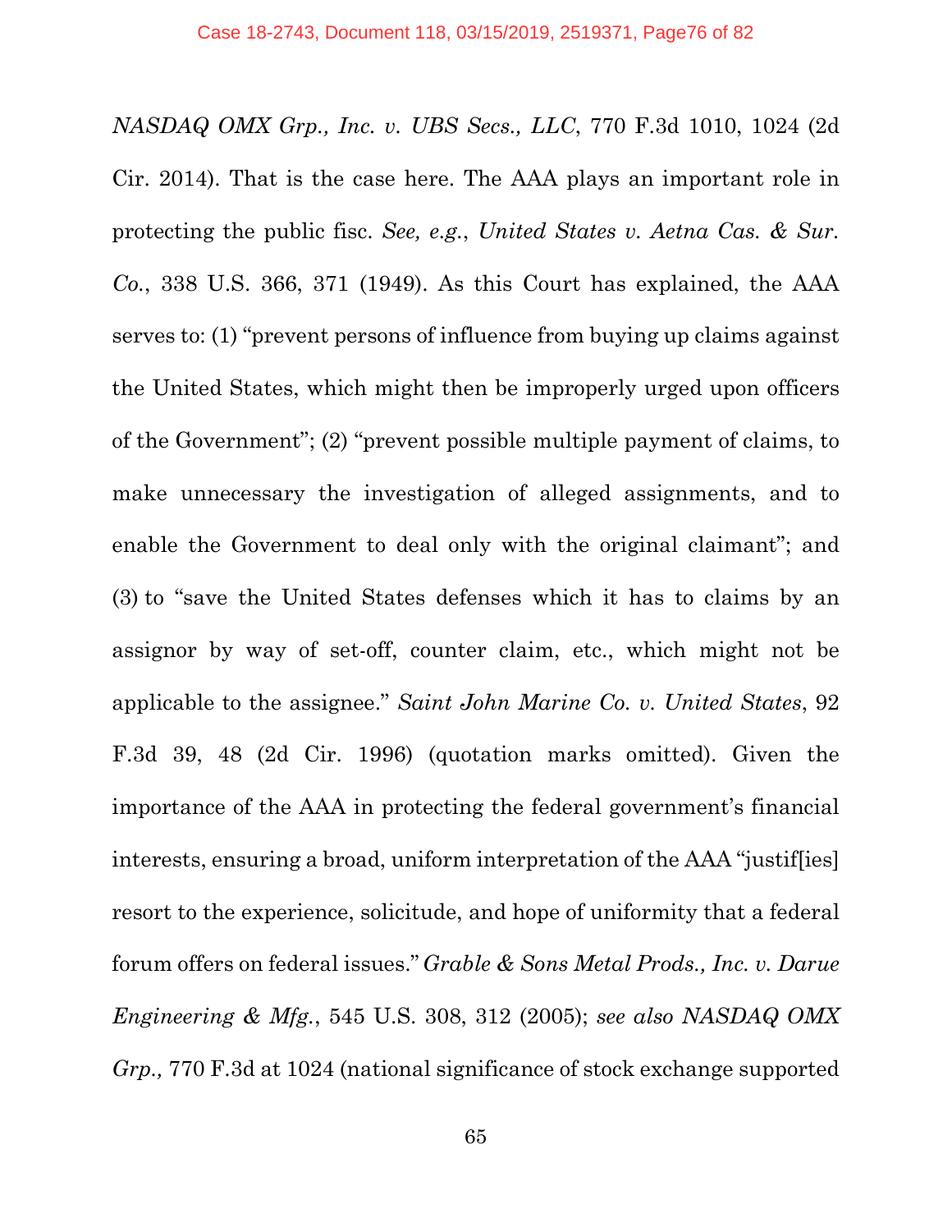*NASDAQ OMX Grp., Inc. v. UBS Secs., LLC*, 770 F.3d 1010, 1024 (2d Cir. 2014). That is the case here. The AAA plays an important role in protecting the public fisc. *See, e.g.*, *United States v. Aetna Cas. & Sur. Co.*, 338 U.S. 366, 371 (1949). As this Court has explained, the AAA serves to: (1) "prevent persons of influence from buying up claims against the United States, which might then be improperly urged upon officers of the Government"; (2) "prevent possible multiple payment of claims, to make unnecessary the investigation of alleged assignments, and to enable the Government to deal only with the original claimant"; and (3) to "save the United States defenses which it has to claims by an assignor by way of set-off, counter claim, etc., which might not be applicable to the assignee." *Saint John Marine Co. v. United States*, 92 F.3d 39, 48 (2d Cir. 1996) (quotation marks omitted). Given the importance of the AAA in protecting the federal government's financial interests, ensuring a broad, uniform interpretation of the AAA "justif[ies] resort to the experience, solicitude, and hope of uniformity that a federal forum offers on federal issues." *Grable & Sons Metal Prods., Inc. v. Darue Engineering & Mfg.*, 545 U.S. 308, 312 (2005); *see also NASDAQ OMX Grp.,* 770 F.3d at 1024 (national significance of stock exchange supported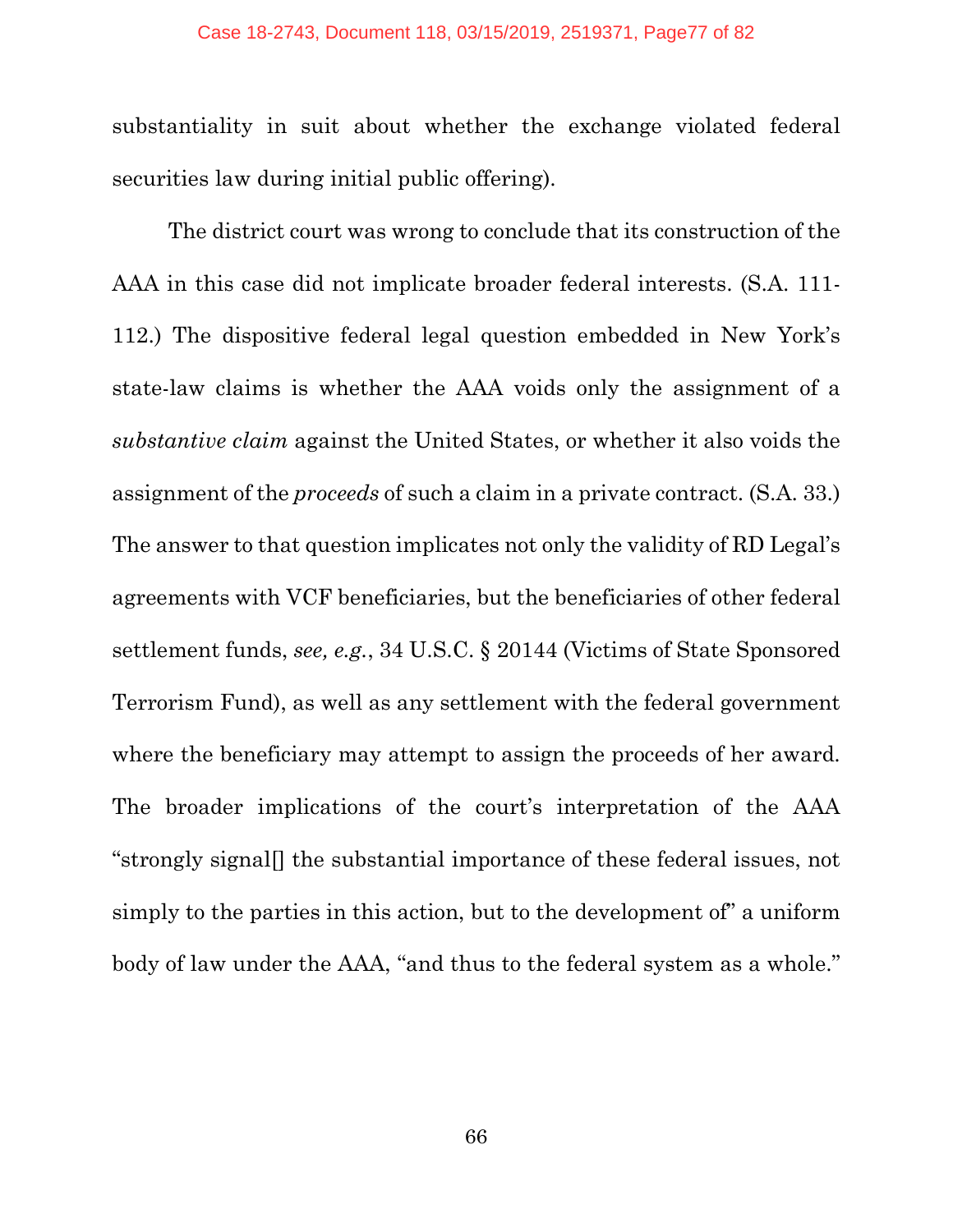substantiality in suit about whether the exchange violated federal securities law during initial public offering).

The district court was wrong to conclude that its construction of the AAA in this case did not implicate broader federal interests. (S.A. 111-112.) The dispositive federal legal question embedded in New York's state-law claims is whether the AAA voids only the assignment of a *substantive claim* against the United States, or whether it also voids the assignment of the *proceeds* of such a claim in a private contract. (S.A. 33.) The answer to that question implicates not only the validity of RD Legal's agreements with VCF beneficiaries, but the beneficiaries of other federal settlement funds, *see, e.g.*, 34 U.S.C. § 20144 (Victims of State Sponsored Terrorism Fund), as well as any settlement with the federal government where the beneficiary may attempt to assign the proceeds of her award. The broader implications of the court's interpretation of the AAA "strongly signal[] the substantial importance of these federal issues, not simply to the parties in this action, but to the development of" a uniform body of law under the AAA, "and thus to the federal system as a whole."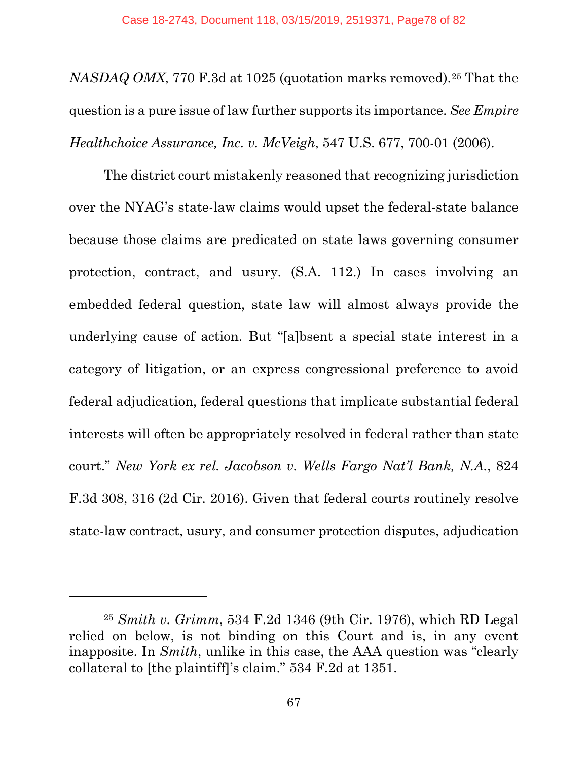*NASDAQ OMX*, 770 F.3d at 1025 (quotation marks removed).[25] That the question is a pure issue of law further supports its importance. *See Empire Healthchoice Assurance, Inc. v. McVeigh*, 547 U.S. 677, 700-01 (2006).

The district court mistakenly reasoned that recognizing jurisdiction over the NYAG's state-law claims would upset the federal-state balance because those claims are predicated on state laws governing consumer protection, contract, and usury. (S.A. 112.) In cases involving an embedded federal question, state law will almost always provide the underlying cause of action. But "[a]bsent a special state interest in a category of litigation, or an express congressional preference to avoid federal adjudication, federal questions that implicate substantial federal interests will often be appropriately resolved in federal rather than state court." *New York ex rel. Jacobson v. Wells Fargo Nat'l Bank, N.A.*, 824 F.3d 308, 316 (2d Cir. 2016). Given that federal courts routinely resolve state-law contract, usury, and consumer protection disputes, adjudication

---

[25] *Smith v. Grimm*, 534 F.2d 1346 (9th Cir. 1976), which RD Legal relied on below, is not binding on this Court and is, in any event inapposite. In *Smith*, unlike in this case, the AAA question was "clearly collateral to [the plaintiff]'s claim." 534 F.2d at 1351.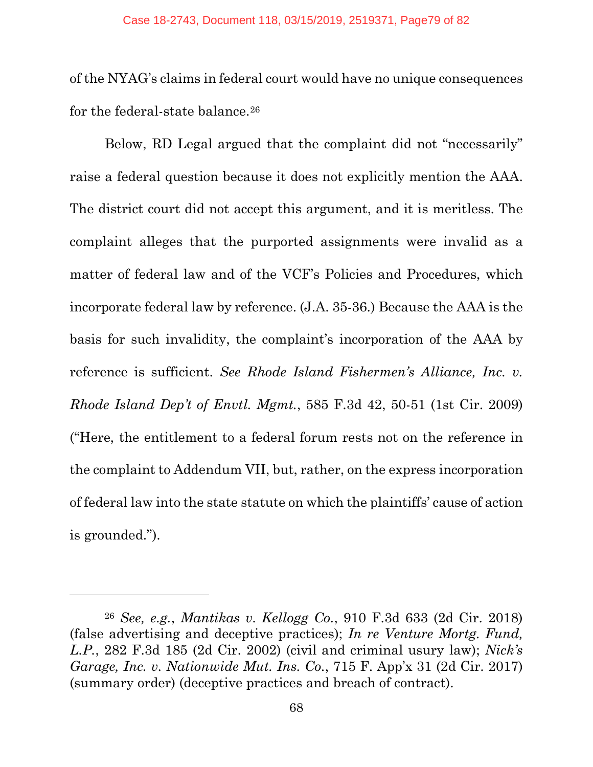of the NYAG's claims in federal court would have no unique consequences for the federal-state balance.[26]

Below, RD Legal argued that the complaint did not "necessarily" raise a federal question because it does not explicitly mention the AAA. The district court did not accept this argument, and it is meritless. The complaint alleges that the purported assignments were invalid as a matter of federal law and of the VCF's Policies and Procedures, which incorporate federal law by reference. (J.A. 35-36.) Because the AAA is the basis for such invalidity, the complaint's incorporation of the AAA by reference is sufficient. *See Rhode Island Fishermen's Alliance, Inc. v. Rhode Island Dep't of Envtl. Mgmt.*, 585 F.3d 42, 50-51 (1st Cir. 2009) ("Here, the entitlement to a federal forum rests not on the reference in the complaint to Addendum VII, but, rather, on the express incorporation of federal law into the state statute on which the plaintiffs' cause of action is grounded.").

---

[26] *See, e.g.*, *Mantikas v. Kellogg Co.*, 910 F.3d 633 (2d Cir. 2018) (false advertising and deceptive practices); *In re Venture Mortg. Fund, L.P.*, 282 F.3d 185 (2d Cir. 2002) (civil and criminal usury law); *Nick's Garage, Inc. v. Nationwide Mut. Ins. Co.*, 715 F. App'x 31 (2d Cir. 2017) (summary order) (deceptive practices and breach of contract).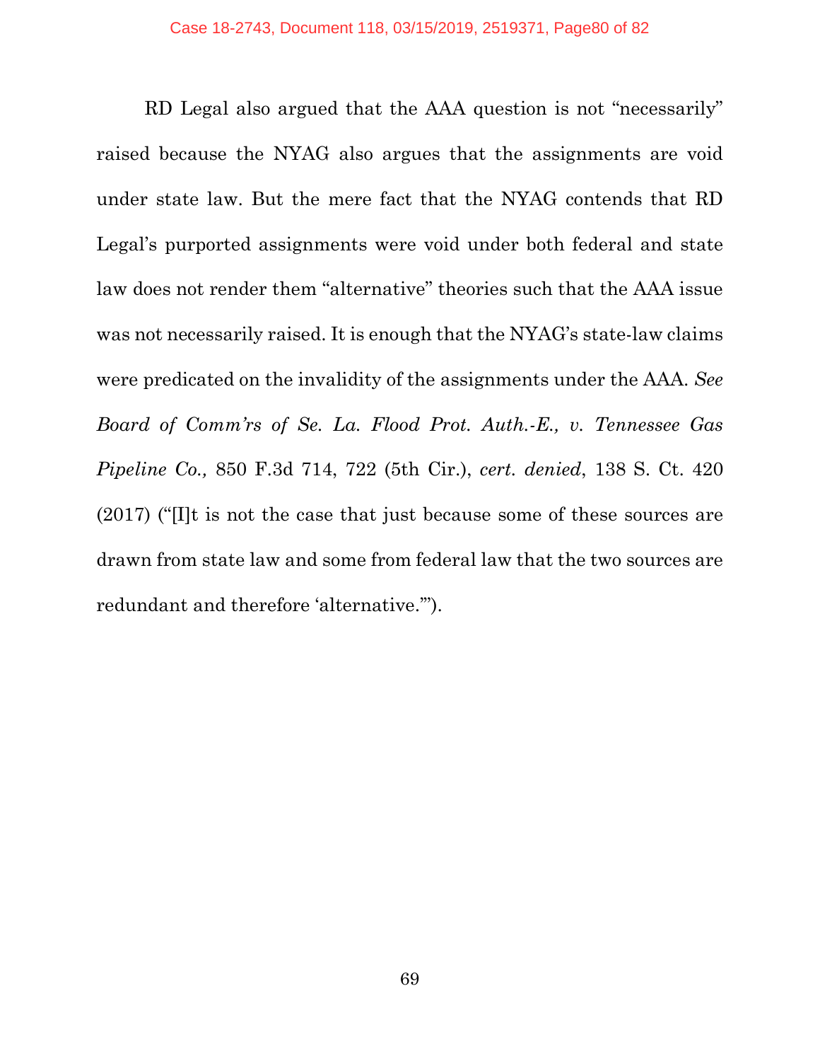RD Legal also argued that the AAA question is not "necessarily" raised because the NYAG also argues that the assignments are void under state law. But the mere fact that the NYAG contends that RD Legal's purported assignments were void under both federal and state law does not render them "alternative" theories such that the AAA issue was not necessarily raised. It is enough that the NYAG's state-law claims were predicated on the invalidity of the assignments under the AAA. *See Board of Comm'rs of Se. La. Flood Prot. Auth.-E., v. Tennessee Gas Pipeline Co.,* 850 F.3d 714, 722 (5th Cir.), *cert. denied*, 138 S. Ct. 420 (2017) ("[I]t is not the case that just because some of these sources are drawn from state law and some from federal law that the two sources are redundant and therefore 'alternative.'").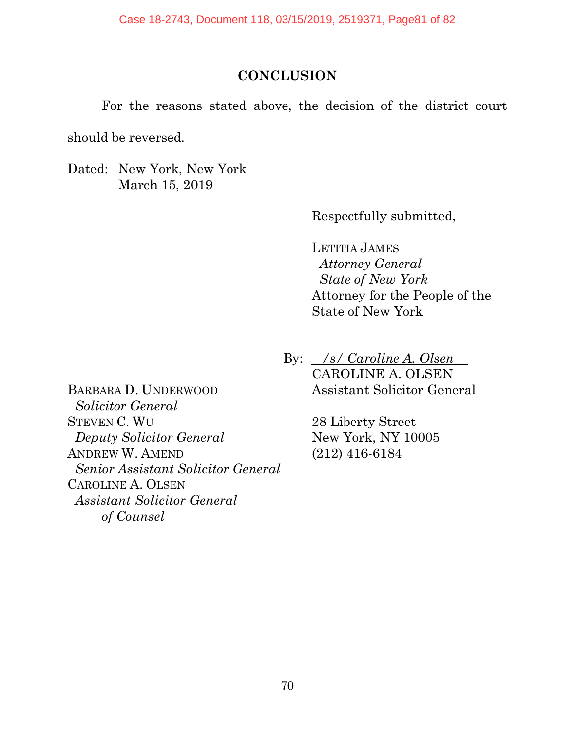## CONCLUSION

For the reasons stated above, the decision of the district court should be reversed.

Dated: New York, New York
March 15, 2019

Respectfully submitted,

LETITIA JAMES
*Attorney General*
*State of New York*
Attorney for the People of the State of New York

By: */s/ Caroline A. Olsen*
CAROLINE A. OLSEN
Assistant Solicitor General

28 Liberty Street
New York, NY 10005
(212) 416-6184

BARBARA D. UNDERWOOD
*Solicitor General*
STEVEN C. WU
*Deputy Solicitor General*
ANDREW W. AMEND
*Senior Assistant Solicitor General*
CAROLINE A. OLSEN
*Assistant Solicitor General*
*of Counsel*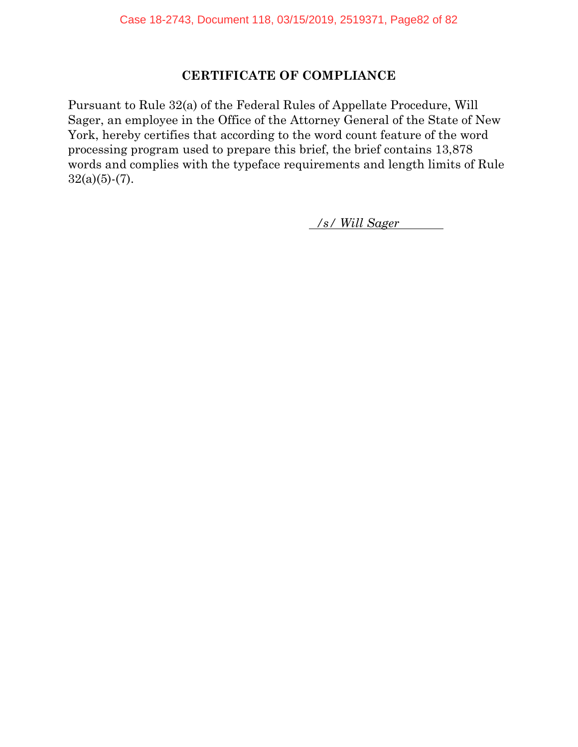## CERTIFICATE OF COMPLIANCE

Pursuant to Rule 32(a) of the Federal Rules of Appellate Procedure, Will Sager, an employee in the Office of the Attorney General of the State of New York, hereby certifies that according to the word count feature of the word processing program used to prepare this brief, the brief contains 13,878 words and complies with the typeface requirements and length limits of Rule 32(a)(5)-(7).

*/s/ Will Sager*